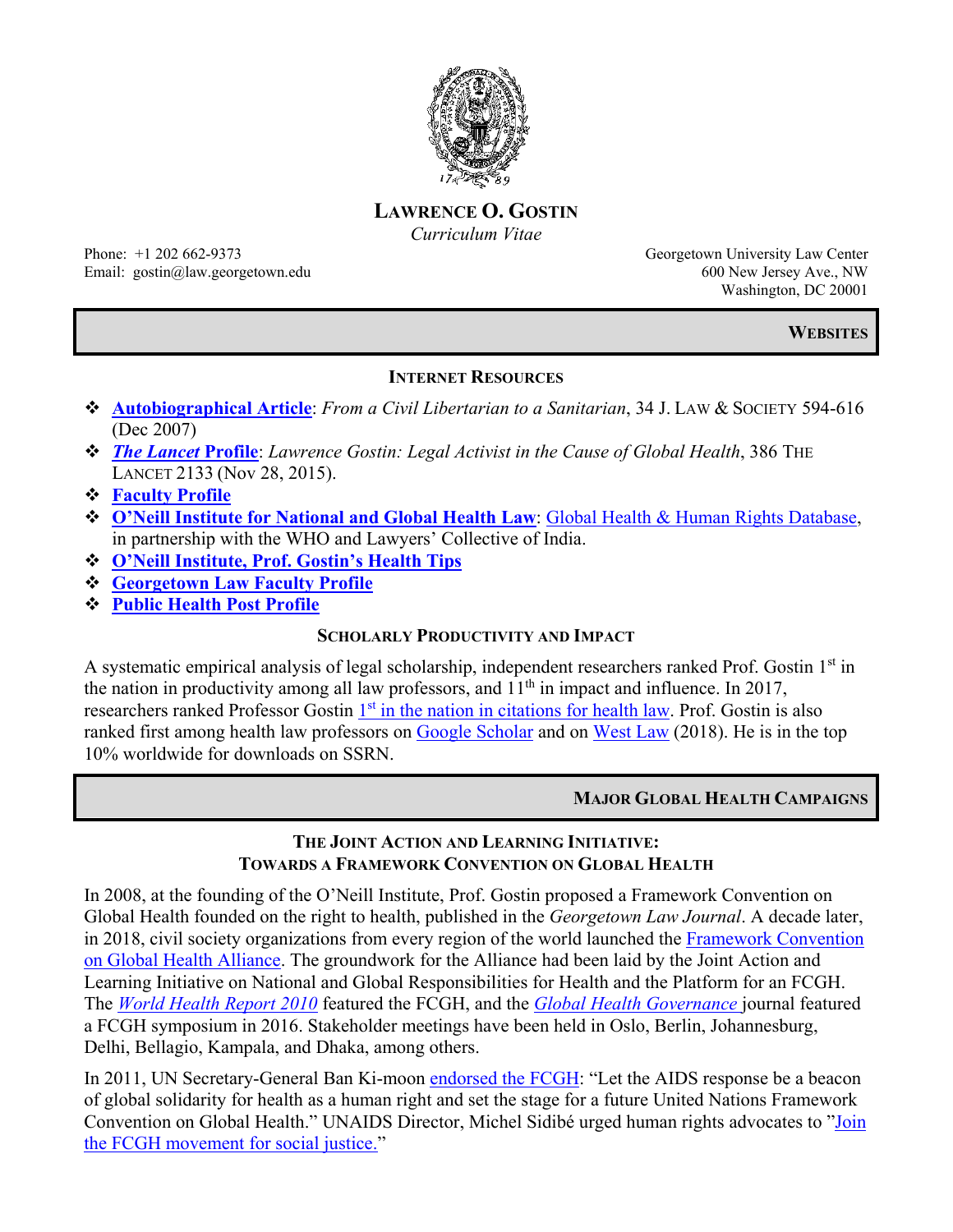# LAWRENCE O. GOSTIN

*Curriculum Vitae*

Phone: +1 202 662-9373
Email: gostin@law.georgetown.edu

Georgetown University Law Center
600 New Jersey Ave., NW
Washington, DC 20001

## WEBSITES

### INTERNET RESOURCES

- **Autobiographical Article**: *From a Civil Libertarian to a Sanitarian*, 34 J. LAW & SOCIETY 594-616 (Dec 2007)
- ***The Lancet* Profile**: *Lawrence Gostin: Legal Activist in the Cause of Global Health*, 386 THE LANCET 2133 (Nov 28, 2015).
- **Faculty Profile**
- **O'Neill Institute for National and Global Health Law**: Global Health & Human Rights Database, in partnership with the WHO and Lawyers' Collective of India.
- **O'Neill Institute, Prof. Gostin's Health Tips**
- **Georgetown Law Faculty Profile**
- **Public Health Post Profile**

### SCHOLARLY PRODUCTIVITY AND IMPACT

A systematic empirical analysis of legal scholarship, independent researchers ranked Prof. Gostin 1st in the nation in productivity among all law professors, and 11th in impact and influence. In 2017, researchers ranked Professor Gostin 1st in the nation in citations for health law. Prof. Gostin is also ranked first among health law professors on Google Scholar and on West Law (2018). He is in the top 10% worldwide for downloads on SSRN.

## MAJOR GLOBAL HEALTH CAMPAIGNS

### THE JOINT ACTION AND LEARNING INITIATIVE: TOWARDS A FRAMEWORK CONVENTION ON GLOBAL HEALTH

In 2008, at the founding of the O'Neill Institute, Prof. Gostin proposed a Framework Convention on Global Health founded on the right to health, published in the *Georgetown Law Journal*. A decade later, in 2018, civil society organizations from every region of the world launched the Framework Convention on Global Health Alliance. The groundwork for the Alliance had been laid by the Joint Action and Learning Initiative on National and Global Responsibilities for Health and the Platform for an FCGH. The *World Health Report 2010* featured the FCGH, and the *Global Health Governance* journal featured a FCGH symposium in 2016. Stakeholder meetings have been held in Oslo, Berlin, Johannesburg, Delhi, Bellagio, Kampala, and Dhaka, among others.

In 2011, UN Secretary-General Ban Ki-moon endorsed the FCGH: "Let the AIDS response be a beacon of global solidarity for health as a human right and set the stage for a future United Nations Framework Convention on Global Health." UNAIDS Director, Michel Sidibé urged human rights advocates to "Join the FCGH movement for social justice."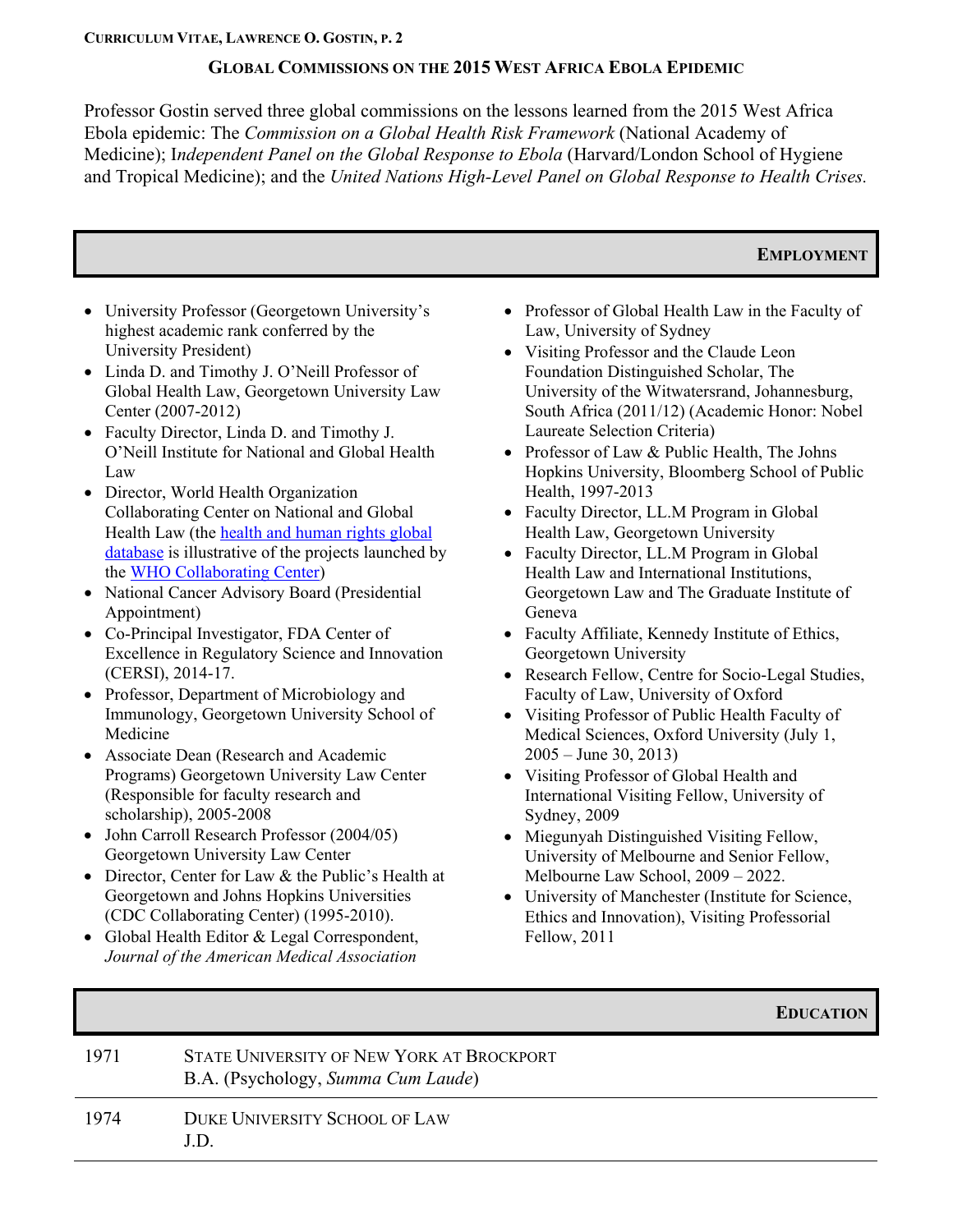## GLOBAL COMMISSIONS ON THE 2015 WEST AFRICA EBOLA EPIDEMIC

Professor Gostin served three global commissions on the lessons learned from the 2015 West Africa Ebola epidemic: The *Commission on a Global Health Risk Framework* (National Academy of Medicine); I*ndependent Panel on the Global Response to Ebola* (Harvard/London School of Hygiene and Tropical Medicine); and the *United Nations High-Level Panel on Global Response to Health Crises.*

## EMPLOYMENT

- University Professor (Georgetown University's highest academic rank conferred by the University President)
- Linda D. and Timothy J. O'Neill Professor of Global Health Law, Georgetown University Law Center (2007-2012)
- Faculty Director, Linda D. and Timothy J. O'Neill Institute for National and Global Health Law
- Director, World Health Organization Collaborating Center on National and Global Health Law (the health and human rights global database is illustrative of the projects launched by the WHO Collaborating Center)
- National Cancer Advisory Board (Presidential Appointment)
- Co-Principal Investigator, FDA Center of Excellence in Regulatory Science and Innovation (CERSI), 2014-17.
- Professor, Department of Microbiology and Immunology, Georgetown University School of Medicine
- Associate Dean (Research and Academic Programs) Georgetown University Law Center (Responsible for faculty research and scholarship), 2005-2008
- John Carroll Research Professor (2004/05) Georgetown University Law Center
- Director, Center for Law & the Public's Health at Georgetown and Johns Hopkins Universities (CDC Collaborating Center) (1995-2010).
- Global Health Editor & Legal Correspondent, *Journal of the American Medical Association*
- Professor of Global Health Law in the Faculty of Law, University of Sydney
- Visiting Professor and the Claude Leon Foundation Distinguished Scholar, The University of the Witwatersrand, Johannesburg, South Africa (2011/12) (Academic Honor: Nobel Laureate Selection Criteria)
- Professor of Law & Public Health, The Johns Hopkins University, Bloomberg School of Public Health, 1997-2013
- Faculty Director, LL.M Program in Global Health Law, Georgetown University
- Faculty Director, LL.M Program in Global Health Law and International Institutions, Georgetown Law and The Graduate Institute of Geneva
- Faculty Affiliate, Kennedy Institute of Ethics, Georgetown University
- Research Fellow, Centre for Socio-Legal Studies, Faculty of Law, University of Oxford
- Visiting Professor of Public Health Faculty of Medical Sciences, Oxford University (July 1, 2005 – June 30, 2013)
- Visiting Professor of Global Health and International Visiting Fellow, University of Sydney, 2009
- Miegunyah Distinguished Visiting Fellow, University of Melbourne and Senior Fellow, Melbourne Law School, 2009 – 2022.
- University of Manchester (Institute for Science, Ethics and Innovation), Visiting Professorial Fellow, 2011

## EDUCATION

| | |
|---|---|
| 1971 | STATE UNIVERSITY OF NEW YORK AT BROCKPORT<br>B.A. (Psychology, *Summa Cum Laude*) |
| 1974 | DUKE UNIVERSITY SCHOOL OF LAW<br>J.D. |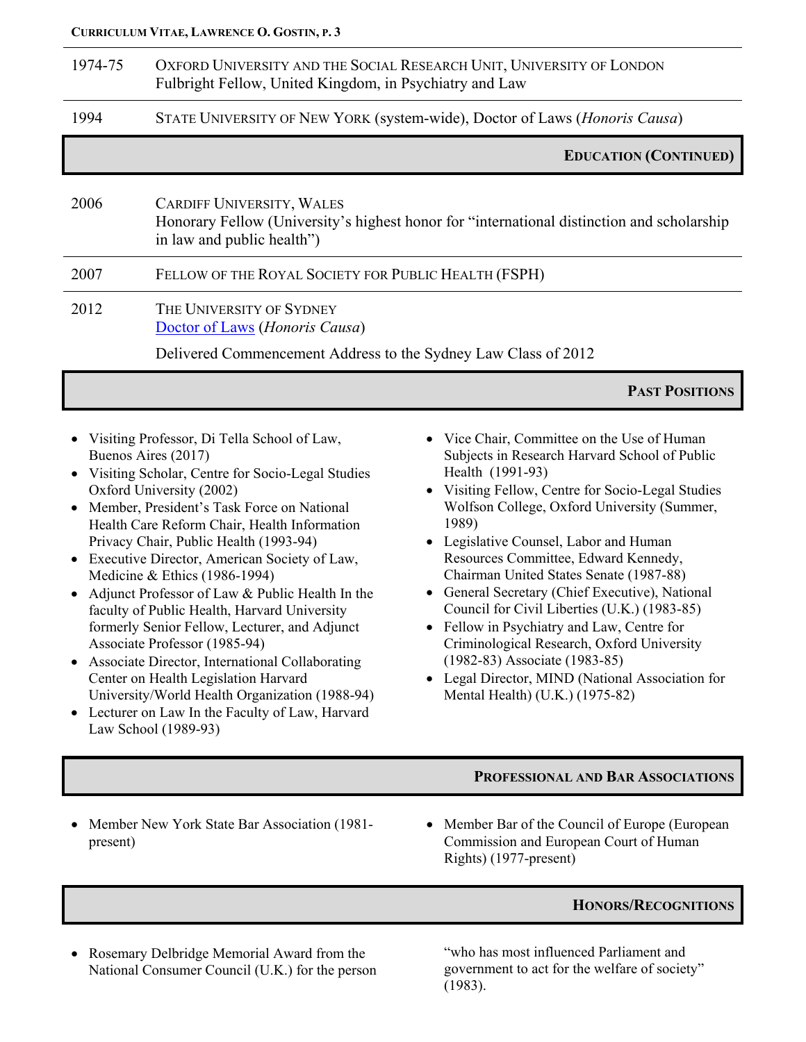| | |
|---|---|
| 1974-75 | Oxford University and the Social Research Unit, University of London<br>Fulbright Fellow, United Kingdom, in Psychiatry and Law |
| 1994 | State University of New York (system-wide), Doctor of Laws (*Honoris Causa*) |

## Education (Continued)

| | |
|---|---|
| 2006 | Cardiff University, Wales<br>Honorary Fellow (University's highest honor for "international distinction and scholarship in law and public health") |
| 2007 | Fellow of the Royal Society for Public Health (FSPH) |
| 2012 | The University of Sydney<br>Doctor of Laws (*Honoris Causa*)<br>Delivered Commencement Address to the Sydney Law Class of 2012 |

## Past Positions

- Visiting Professor, Di Tella School of Law, Buenos Aires (2017)
- Visiting Scholar, Centre for Socio-Legal Studies Oxford University (2002)
- Member, President's Task Force on National Health Care Reform Chair, Health Information Privacy Chair, Public Health (1993-94)
- Executive Director, American Society of Law, Medicine & Ethics (1986-1994)
- Adjunct Professor of Law & Public Health In the faculty of Public Health, Harvard University formerly Senior Fellow, Lecturer, and Adjunct Associate Professor (1985-94)
- Associate Director, International Collaborating Center on Health Legislation Harvard University/World Health Organization (1988-94)
- Lecturer on Law In the Faculty of Law, Harvard Law School (1989-93)
- Vice Chair, Committee on the Use of Human Subjects in Research Harvard School of Public Health (1991-93)
- Visiting Fellow, Centre for Socio-Legal Studies Wolfson College, Oxford University (Summer, 1989)
- Legislative Counsel, Labor and Human Resources Committee, Edward Kennedy, Chairman United States Senate (1987-88)
- General Secretary (Chief Executive), National Council for Civil Liberties (U.K.) (1983-85)
- Fellow in Psychiatry and Law, Centre for Criminological Research, Oxford University (1982-83) Associate (1983-85)
- Legal Director, MIND (National Association for Mental Health) (U.K.) (1975-82)

## Professional and Bar Associations

- Member New York State Bar Association (1981-present)
- Member Bar of the Council of Europe (European Commission and European Court of Human Rights) (1977-present)

## Honors/Recognitions

- Rosemary Delbridge Memorial Award from the National Consumer Council (U.K.) for the person "who has most influenced Parliament and government to act for the welfare of society" (1983).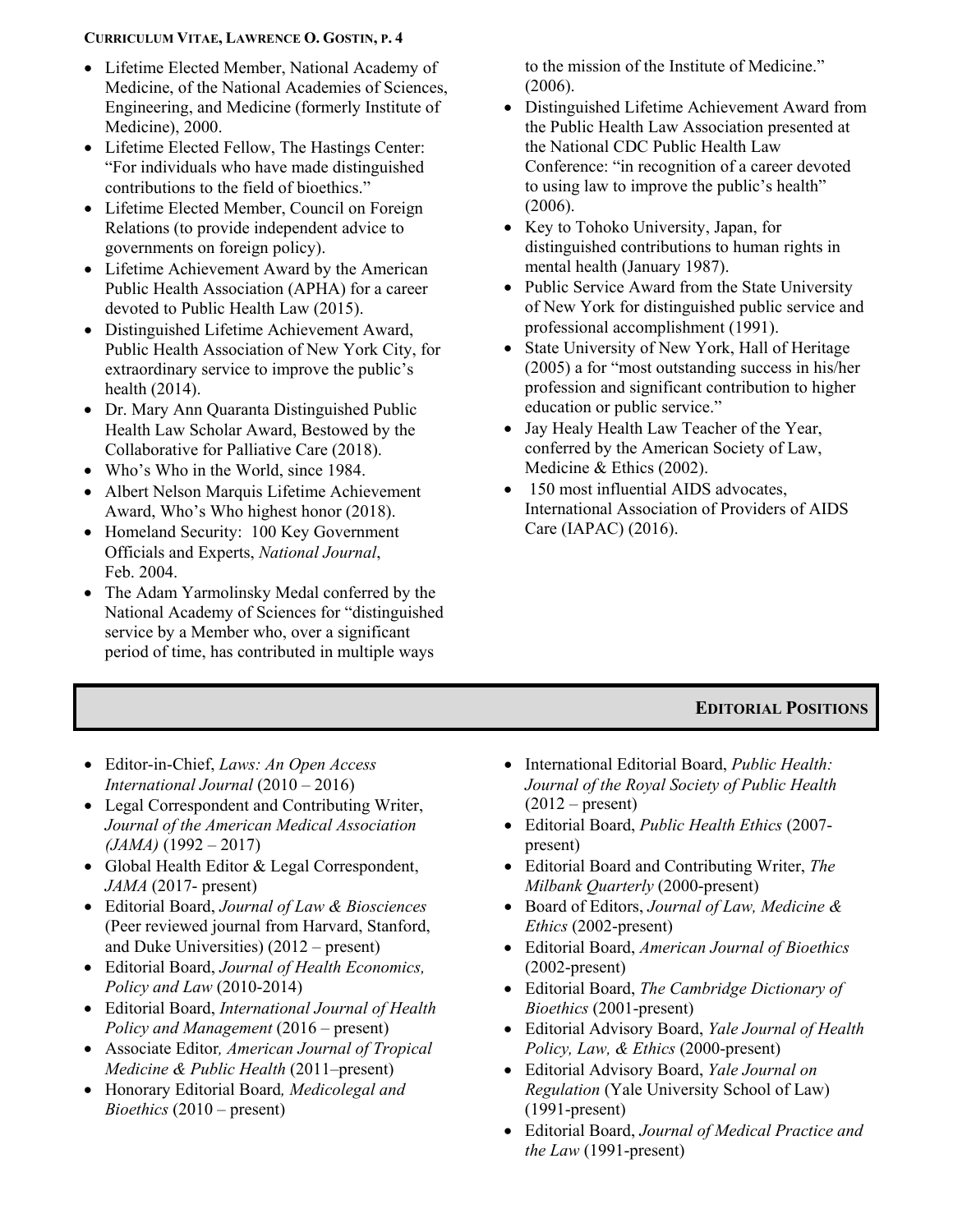- Lifetime Elected Member, National Academy of Medicine, of the National Academies of Sciences, Engineering, and Medicine (formerly Institute of Medicine), 2000.
- Lifetime Elected Fellow, The Hastings Center: "For individuals who have made distinguished contributions to the field of bioethics."
- Lifetime Elected Member, Council on Foreign Relations (to provide independent advice to governments on foreign policy).
- Lifetime Achievement Award by the American Public Health Association (APHA) for a career devoted to Public Health Law (2015).
- Distinguished Lifetime Achievement Award, Public Health Association of New York City, for extraordinary service to improve the public's health (2014).
- Dr. Mary Ann Quaranta Distinguished Public Health Law Scholar Award, Bestowed by the Collaborative for Palliative Care (2018).
- Who's Who in the World, since 1984.
- Albert Nelson Marquis Lifetime Achievement Award, Who's Who highest honor (2018).
- Homeland Security: 100 Key Government Officials and Experts, *National Journal*, Feb. 2004.
- The Adam Yarmolinsky Medal conferred by the National Academy of Sciences for "distinguished service by a Member who, over a significant period of time, has contributed in multiple ways to the mission of the Institute of Medicine." (2006).
- Distinguished Lifetime Achievement Award from the Public Health Law Association presented at the National CDC Public Health Law Conference: "in recognition of a career devoted to using law to improve the public's health" (2006).
- Key to Tohoko University, Japan, for distinguished contributions to human rights in mental health (January 1987).
- Public Service Award from the State University of New York for distinguished public service and professional accomplishment (1991).
- State University of New York, Hall of Heritage (2005) a for "most outstanding success in his/her profession and significant contribution to higher education or public service."
- Jay Healy Health Law Teacher of the Year, conferred by the American Society of Law, Medicine & Ethics (2002).
- 150 most influential AIDS advocates, International Association of Providers of AIDS Care (IAPAC) (2016).

## EDITORIAL POSITIONS

- Editor-in-Chief, *Laws: An Open Access International Journal* (2010 – 2016)
- Legal Correspondent and Contributing Writer, *Journal of the American Medical Association (JAMA)* (1992 – 2017)
- Global Health Editor & Legal Correspondent, *JAMA* (2017- present)
- Editorial Board, *Journal of Law & Biosciences* (Peer reviewed journal from Harvard, Stanford, and Duke Universities) (2012 – present)
- Editorial Board, *Journal of Health Economics, Policy and Law* (2010-2014)
- Editorial Board, *International Journal of Health Policy and Management* (2016 – present)
- Associate Editor, *American Journal of Tropical Medicine & Public Health* (2011–present)
- Honorary Editorial Board, *Medicolegal and Bioethics* (2010 – present)
- International Editorial Board, *Public Health: Journal of the Royal Society of Public Health* (2012 – present)
- Editorial Board, *Public Health Ethics* (2007-present)
- Editorial Board and Contributing Writer, *The Milbank Quarterly* (2000-present)
- Board of Editors, *Journal of Law, Medicine & Ethics* (2002-present)
- Editorial Board, *American Journal of Bioethics* (2002-present)
- Editorial Board, *The Cambridge Dictionary of Bioethics* (2001-present)
- Editorial Advisory Board, *Yale Journal of Health Policy, Law, & Ethics* (2000-present)
- Editorial Advisory Board, *Yale Journal on Regulation* (Yale University School of Law) (1991-present)
- Editorial Board, *Journal of Medical Practice and the Law* (1991-present)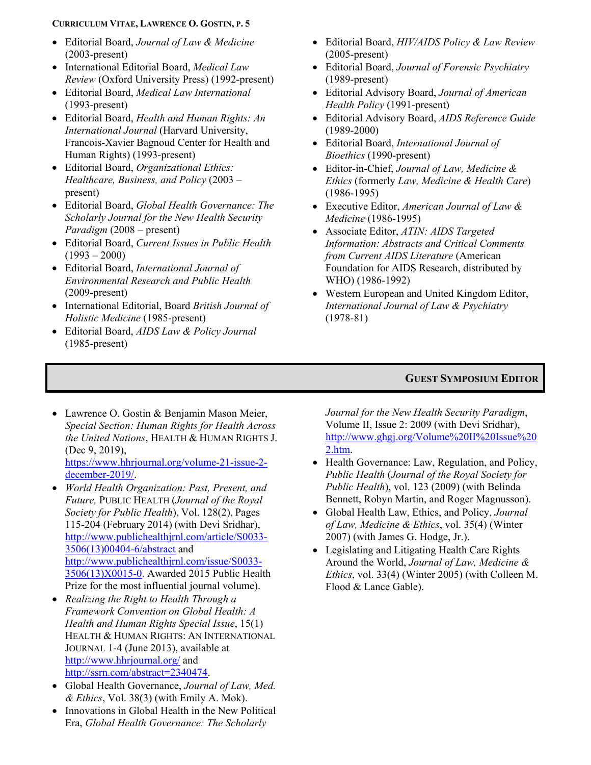- Editorial Board, *Journal of Law & Medicine* (2003-present)
- International Editorial Board, *Medical Law Review* (Oxford University Press) (1992-present)
- Editorial Board, *Medical Law International* (1993-present)
- Editorial Board, *Health and Human Rights: An International Journal* (Harvard University, Francois-Xavier Bagnoud Center for Health and Human Rights) (1993-present)
- Editorial Board, *Organizational Ethics: Healthcare, Business, and Policy* (2003 – present)
- Editorial Board, *Global Health Governance: The Scholarly Journal for the New Health Security Paradigm* (2008 – present)
- Editorial Board, *Current Issues in Public Health* (1993 – 2000)
- Editorial Board, *International Journal of Environmental Research and Public Health* (2009-present)
- International Editorial, Board *British Journal of Holistic Medicine* (1985-present)
- Editorial Board, *AIDS Law & Policy Journal* (1985-present)
- Editorial Board, *HIV/AIDS Policy & Law Review* (2005-present)
- Editorial Board, *Journal of Forensic Psychiatry* (1989-present)
- Editorial Advisory Board, *Journal of American Health Policy* (1991-present)
- Editorial Advisory Board, *AIDS Reference Guide* (1989-2000)
- Editorial Board, *International Journal of Bioethics* (1990-present)
- Editor-in-Chief, *Journal of Law, Medicine & Ethics* (formerly *Law, Medicine & Health Care*) (1986-1995)
- Executive Editor, *American Journal of Law & Medicine* (1986-1995)
- Associate Editor, *ATIN: AIDS Targeted Information: Abstracts and Critical Comments from Current AIDS Literature* (American Foundation for AIDS Research, distributed by WHO) (1986-1992)
- Western European and United Kingdom Editor, *International Journal of Law & Psychiatry* (1978-81)

## Guest Symposium Editor

- Lawrence O. Gostin & Benjamin Mason Meier, *Special Section: Human Rights for Health Across the United Nations*, HEALTH & HUMAN RIGHTS J. (Dec 9, 2019), https://www.hhrjournal.org/volume-21-issue-2-december-2019/.
- *World Health Organization: Past, Present, and Future,* PUBLIC HEALTH (*Journal of the Royal Society for Public Health*), Vol. 128(2), Pages 115-204 (February 2014) (with Devi Sridhar), http://www.publichealthjrnl.com/article/S0033-3506(13)00404-6/abstract and http://www.publichealthjrnl.com/issue/S0033-3506(13)X0015-0. Awarded 2015 Public Health Prize for the most influential journal volume).
- *Realizing the Right to Health Through a Framework Convention on Global Health: A Health and Human Rights Special Issue*, 15(1) HEALTH & HUMAN RIGHTS: AN INTERNATIONAL JOURNAL 1-4 (June 2013), available at http://www.hhrjournal.org/ and http://ssrn.com/abstract=2340474.
- Global Health Governance, *Journal of Law, Med. & Ethics*, Vol. 38(3) (with Emily A. Mok).
- Innovations in Global Health in the New Political Era, *Global Health Governance: The Scholarly Journal for the New Health Security Paradigm*, Volume II, Issue 2: 2009 (with Devi Sridhar), http://www.ghgj.org/Volume%20II%20Issue%202.htm.
- Health Governance: Law, Regulation, and Policy, *Public Health* (*Journal of the Royal Society for Public Health*), vol. 123 (2009) (with Belinda Bennett, Robyn Martin, and Roger Magnusson).
- Global Health Law, Ethics, and Policy, *Journal of Law, Medicine & Ethics*, vol. 35(4) (Winter 2007) (with James G. Hodge, Jr.).
- Legislating and Litigating Health Care Rights Around the World, *Journal of Law, Medicine & Ethics*, vol. 33(4) (Winter 2005) (with Colleen M. Flood & Lance Gable).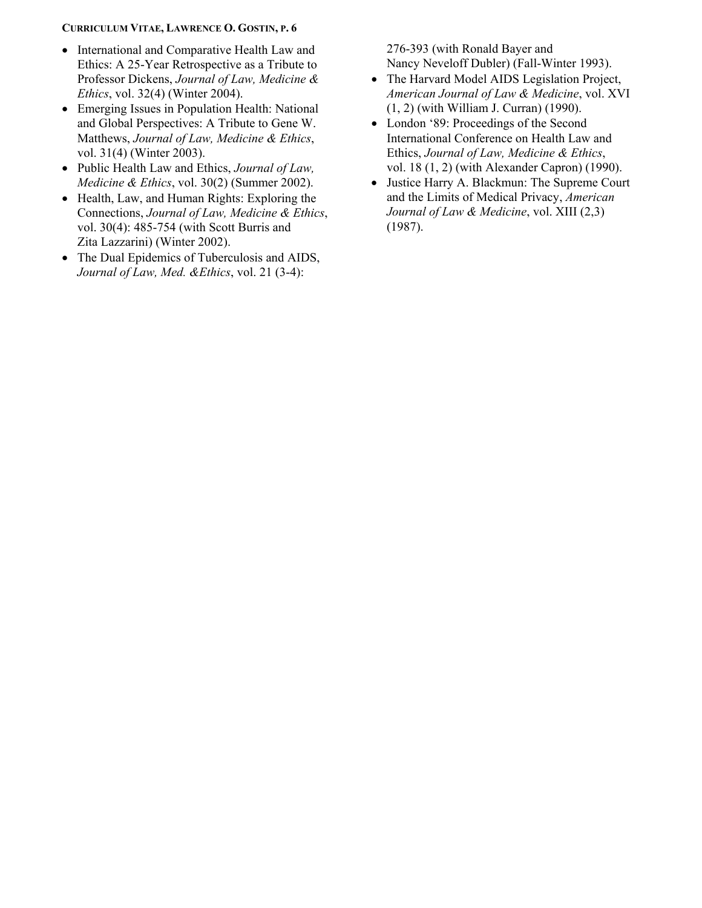- International and Comparative Health Law and Ethics: A 25-Year Retrospective as a Tribute to Professor Dickens, *Journal of Law, Medicine & Ethics*, vol. 32(4) (Winter 2004).
- Emerging Issues in Population Health: National and Global Perspectives: A Tribute to Gene W. Matthews, *Journal of Law, Medicine & Ethics*, vol. 31(4) (Winter 2003).
- Public Health Law and Ethics, *Journal of Law, Medicine & Ethics*, vol. 30(2) (Summer 2002).
- Health, Law, and Human Rights: Exploring the Connections, *Journal of Law, Medicine & Ethics*, vol. 30(4): 485-754 (with Scott Burris and Zita Lazzarini) (Winter 2002).
- The Dual Epidemics of Tuberculosis and AIDS, *Journal of Law, Med. &Ethics*, vol. 21 (3-4): 276-393 (with Ronald Bayer and Nancy Neveloff Dubler) (Fall-Winter 1993).
- The Harvard Model AIDS Legislation Project, *American Journal of Law & Medicine*, vol. XVI (1, 2) (with William J. Curran) (1990).
- London '89: Proceedings of the Second International Conference on Health Law and Ethics, *Journal of Law, Medicine & Ethics*, vol. 18 (1, 2) (with Alexander Capron) (1990).
- Justice Harry A. Blackmun: The Supreme Court and the Limits of Medical Privacy, *American Journal of Law & Medicine*, vol. XIII (2,3) (1987).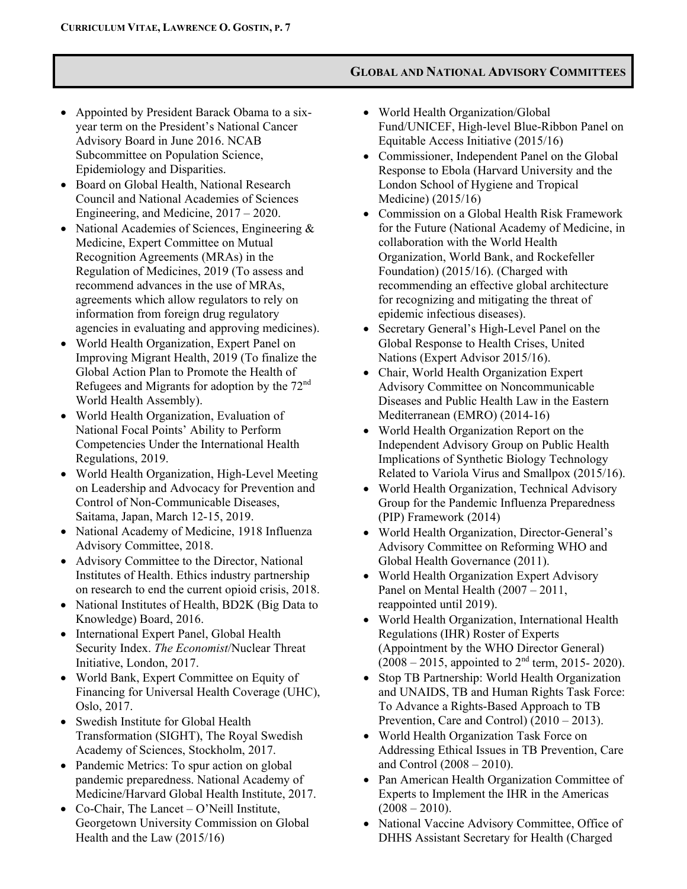## Global and National Advisory Committees

- Appointed by President Barack Obama to a six-year term on the President's National Cancer Advisory Board in June 2016. NCAB Subcommittee on Population Science, Epidemiology and Disparities.
- Board on Global Health, National Research Council and National Academies of Sciences Engineering, and Medicine, 2017 – 2020.
- National Academies of Sciences, Engineering & Medicine, Expert Committee on Mutual Recognition Agreements (MRAs) in the Regulation of Medicines, 2019 (To assess and recommend advances in the use of MRAs, agreements which allow regulators to rely on information from foreign drug regulatory agencies in evaluating and approving medicines).
- World Health Organization, Expert Panel on Improving Migrant Health, 2019 (To finalize the Global Action Plan to Promote the Health of Refugees and Migrants for adoption by the 72nd World Health Assembly).
- World Health Organization, Evaluation of National Focal Points' Ability to Perform Competencies Under the International Health Regulations, 2019.
- World Health Organization, High-Level Meeting on Leadership and Advocacy for Prevention and Control of Non-Communicable Diseases, Saitama, Japan, March 12-15, 2019.
- National Academy of Medicine, 1918 Influenza Advisory Committee, 2018.
- Advisory Committee to the Director, National Institutes of Health. Ethics industry partnership on research to end the current opioid crisis, 2018.
- National Institutes of Health, BD2K (Big Data to Knowledge) Board, 2016.
- International Expert Panel, Global Health Security Index. *The Economist*/Nuclear Threat Initiative, London, 2017.
- World Bank, Expert Committee on Equity of Financing for Universal Health Coverage (UHC), Oslo, 2017.
- Swedish Institute for Global Health Transformation (SIGHT), The Royal Swedish Academy of Sciences, Stockholm, 2017.
- Pandemic Metrics: To spur action on global pandemic preparedness. National Academy of Medicine/Harvard Global Health Institute, 2017.
- Co-Chair, The Lancet – O'Neill Institute, Georgetown University Commission on Global Health and the Law (2015/16)
- World Health Organization/Global Fund/UNICEF, High-level Blue-Ribbon Panel on Equitable Access Initiative (2015/16)
- Commissioner, Independent Panel on the Global Response to Ebola (Harvard University and the London School of Hygiene and Tropical Medicine) (2015/16)
- Commission on a Global Health Risk Framework for the Future (National Academy of Medicine, in collaboration with the World Health Organization, World Bank, and Rockefeller Foundation) (2015/16). (Charged with recommending an effective global architecture for recognizing and mitigating the threat of epidemic infectious diseases).
- Secretary General's High-Level Panel on the Global Response to Health Crises, United Nations (Expert Advisor 2015/16).
- Chair, World Health Organization Expert Advisory Committee on Noncommunicable Diseases and Public Health Law in the Eastern Mediterranean (EMRO) (2014-16)
- World Health Organization Report on the Independent Advisory Group on Public Health Implications of Synthetic Biology Technology Related to Variola Virus and Smallpox (2015/16).
- World Health Organization, Technical Advisory Group for the Pandemic Influenza Preparedness (PIP) Framework (2014)
- World Health Organization, Director-General's Advisory Committee on Reforming WHO and Global Health Governance (2011).
- World Health Organization Expert Advisory Panel on Mental Health (2007 – 2011, reappointed until 2019).
- World Health Organization, International Health Regulations (IHR) Roster of Experts (Appointment by the WHO Director General) (2008 – 2015, appointed to 2nd term, 2015- 2020).
- Stop TB Partnership: World Health Organization and UNAIDS, TB and Human Rights Task Force: To Advance a Rights-Based Approach to TB Prevention, Care and Control) (2010 – 2013).
- World Health Organization Task Force on Addressing Ethical Issues in TB Prevention, Care and Control (2008 – 2010).
- Pan American Health Organization Committee of Experts to Implement the IHR in the Americas (2008 – 2010).
- National Vaccine Advisory Committee, Office of DHHS Assistant Secretary for Health (Charged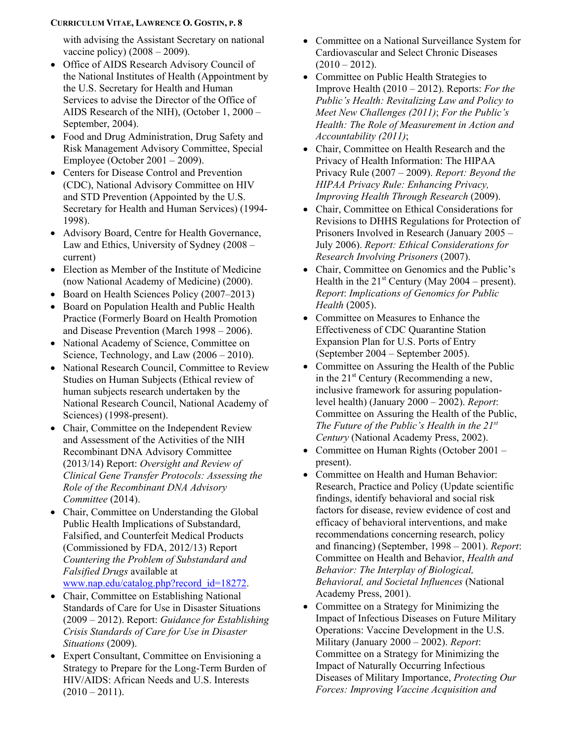with advising the Assistant Secretary on national vaccine policy) (2008 – 2009).

- Office of AIDS Research Advisory Council of the National Institutes of Health (Appointment by the U.S. Secretary for Health and Human Services to advise the Director of the Office of AIDS Research of the NIH), (October 1, 2000 – September, 2004).
- Food and Drug Administration, Drug Safety and Risk Management Advisory Committee, Special Employee (October 2001 – 2009).
- Centers for Disease Control and Prevention (CDC), National Advisory Committee on HIV and STD Prevention (Appointed by the U.S. Secretary for Health and Human Services) (1994-1998).
- Advisory Board, Centre for Health Governance, Law and Ethics, University of Sydney (2008 – current)
- Election as Member of the Institute of Medicine (now National Academy of Medicine) (2000).
- Board on Health Sciences Policy (2007–2013)
- Board on Population Health and Public Health Practice (Formerly Board on Health Promotion and Disease Prevention (March 1998 – 2006).
- National Academy of Science, Committee on Science, Technology, and Law (2006 – 2010).
- National Research Council, Committee to Review Studies on Human Subjects (Ethical review of human subjects research undertaken by the National Research Council, National Academy of Sciences) (1998-present).
- Chair, Committee on the Independent Review and Assessment of the Activities of the NIH Recombinant DNA Advisory Committee (2013/14) Report: *Oversight and Review of Clinical Gene Transfer Protocols: Assessing the Role of the Recombinant DNA Advisory Committee* (2014).
- Chair, Committee on Understanding the Global Public Health Implications of Substandard, Falsified, and Counterfeit Medical Products (Commissioned by FDA, 2012/13) Report *Countering the Problem of Substandard and Falsified Drugs* available at www.nap.edu/catalog.php?record_id=18272.
- Chair, Committee on Establishing National Standards of Care for Use in Disaster Situations (2009 – 2012). Report: *Guidance for Establishing Crisis Standards of Care for Use in Disaster Situations* (2009).
- Expert Consultant, Committee on Envisioning a Strategy to Prepare for the Long-Term Burden of HIV/AIDS: African Needs and U.S. Interests (2010 – 2011).
- Committee on a National Surveillance System for Cardiovascular and Select Chronic Diseases (2010 – 2012).
- Committee on Public Health Strategies to Improve Health (2010 – 2012). Reports: *For the Public's Health: Revitalizing Law and Policy to Meet New Challenges (2011)*; *For the Public's Health: The Role of Measurement in Action and Accountability (2011)*;
- Chair, Committee on Health Research and the Privacy of Health Information: The HIPAA Privacy Rule (2007 – 2009). *Report: Beyond the HIPAA Privacy Rule: Enhancing Privacy, Improving Health Through Research* (2009).
- Chair, Committee on Ethical Considerations for Revisions to DHHS Regulations for Protection of Prisoners Involved in Research (January 2005 – July 2006). *Report: Ethical Considerations for Research Involving Prisoners* (2007).
- Chair, Committee on Genomics and the Public's Health in the 21st Century (May 2004 – present). *Report*: *Implications of Genomics for Public Health* (2005).
- Committee on Measures to Enhance the Effectiveness of CDC Quarantine Station Expansion Plan for U.S. Ports of Entry (September 2004 – September 2005).
- Committee on Assuring the Health of the Public in the 21st Century (Recommending a new, inclusive framework for assuring population-level health) (January 2000 – 2002). *Report*: Committee on Assuring the Health of the Public, *The Future of the Public's Health in the 21st Century* (National Academy Press, 2002).
- Committee on Human Rights (October 2001 – present).
- Committee on Health and Human Behavior: Research, Practice and Policy (Update scientific findings, identify behavioral and social risk factors for disease, review evidence of cost and efficacy of behavioral interventions, and make recommendations concerning research, policy and financing) (September, 1998 – 2001). *Report*: Committee on Health and Behavior, *Health and Behavior: The Interplay of Biological, Behavioral, and Societal Influences* (National Academy Press, 2001).
- Committee on a Strategy for Minimizing the Impact of Infectious Diseases on Future Military Operations: Vaccine Development in the U.S. Military (January 2000 – 2002). *Report*: Committee on a Strategy for Minimizing the Impact of Naturally Occurring Infectious Diseases of Military Importance, *Protecting Our Forces: Improving Vaccine Acquisition and*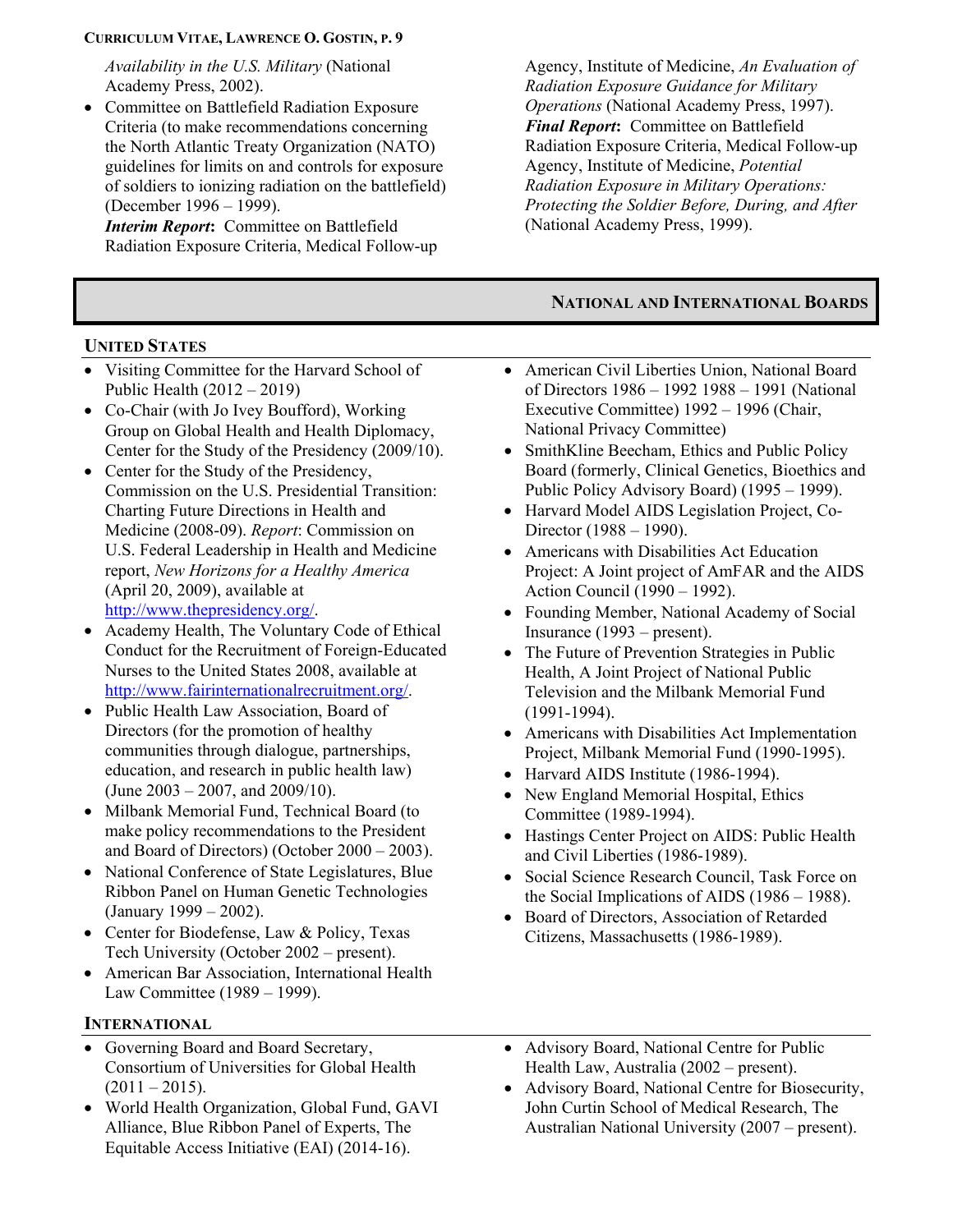*Availability in the U.S. Military* (National Academy Press, 2002).

- Committee on Battlefield Radiation Exposure Criteria (to make recommendations concerning the North Atlantic Treaty Organization (NATO) guidelines for limits on and controls for exposure of soldiers to ionizing radiation on the battlefield) (December 1996 – 1999).
  ***Interim Report*:** Committee on Battlefield Radiation Exposure Criteria, Medical Follow-up Agency, Institute of Medicine, *An Evaluation of Radiation Exposure Guidance for Military Operations* (National Academy Press, 1997).
  ***Final Report*:** Committee on Battlefield Radiation Exposure Criteria, Medical Follow-up Agency, Institute of Medicine, *Potential Radiation Exposure in Military Operations: Protecting the Soldier Before, During, and After* (National Academy Press, 1999).

## National and International Boards

### United States

- Visiting Committee for the Harvard School of Public Health (2012 – 2019)
- Co-Chair (with Jo Ivey Boufford), Working Group on Global Health and Health Diplomacy, Center for the Study of the Presidency (2009/10).
- Center for the Study of the Presidency, Commission on the U.S. Presidential Transition: Charting Future Directions in Health and Medicine (2008-09). *Report*: Commission on U.S. Federal Leadership in Health and Medicine report, *New Horizons for a Healthy America* (April 20, 2009), available at [http://www.thepresidency.org/](http://www.thepresidency.org/).
- Academy Health, The Voluntary Code of Ethical Conduct for the Recruitment of Foreign-Educated Nurses to the United States 2008, available at [http://www.fairinternationalrecruitment.org/](http://www.fairinternationalrecruitment.org/).
- Public Health Law Association, Board of Directors (for the promotion of healthy communities through dialogue, partnerships, education, and research in public health law) (June 2003 – 2007, and 2009/10).
- Milbank Memorial Fund, Technical Board (to make policy recommendations to the President and Board of Directors) (October 2000 – 2003).
- National Conference of State Legislatures, Blue Ribbon Panel on Human Genetic Technologies (January 1999 – 2002).
- Center for Biodefense, Law & Policy, Texas Tech University (October 2002 – present).
- American Bar Association, International Health Law Committee (1989 – 1999).
- American Civil Liberties Union, National Board of Directors 1986 – 1992 1988 – 1991 (National Executive Committee) 1992 – 1996 (Chair, National Privacy Committee)
- SmithKline Beecham, Ethics and Public Policy Board (formerly, Clinical Genetics, Bioethics and Public Policy Advisory Board) (1995 – 1999).
- Harvard Model AIDS Legislation Project, Co-Director (1988 – 1990).
- Americans with Disabilities Act Education Project: A Joint project of AmFAR and the AIDS Action Council (1990 – 1992).
- Founding Member, National Academy of Social Insurance (1993 – present).
- The Future of Prevention Strategies in Public Health, A Joint Project of National Public Television and the Milbank Memorial Fund (1991-1994).
- Americans with Disabilities Act Implementation Project, Milbank Memorial Fund (1990-1995).
- Harvard AIDS Institute (1986-1994).
- New England Memorial Hospital, Ethics Committee (1989-1994).
- Hastings Center Project on AIDS: Public Health and Civil Liberties (1986-1989).
- Social Science Research Council, Task Force on the Social Implications of AIDS (1986 – 1988).
- Board of Directors, Association of Retarded Citizens, Massachusetts (1986-1989).

### International

- Governing Board and Board Secretary, Consortium of Universities for Global Health (2011 – 2015).
- World Health Organization, Global Fund, GAVI Alliance, Blue Ribbon Panel of Experts, The Equitable Access Initiative (EAI) (2014-16).
- Advisory Board, National Centre for Public Health Law, Australia (2002 – present).
- Advisory Board, National Centre for Biosecurity, John Curtin School of Medical Research, The Australian National University (2007 – present).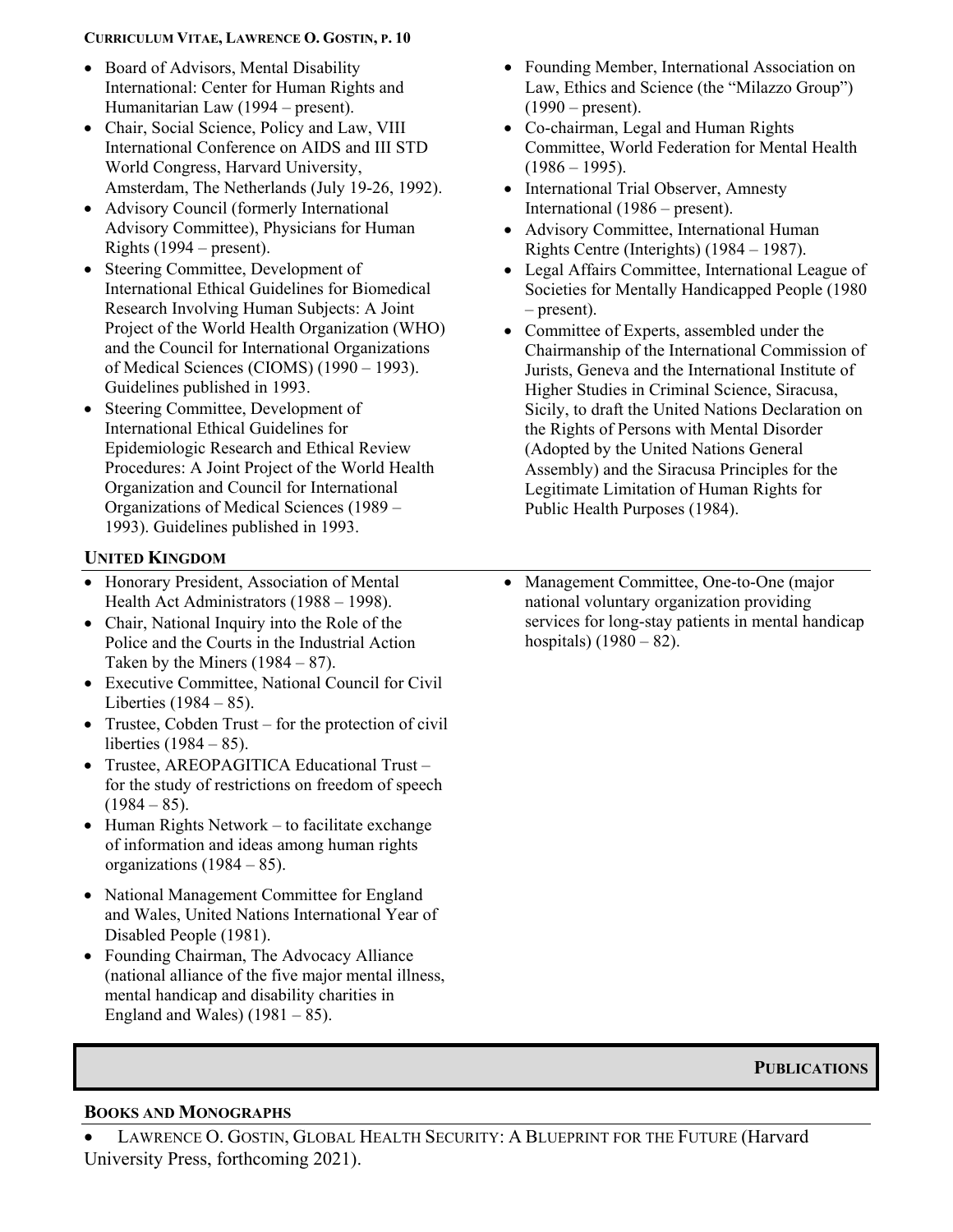- Board of Advisors, Mental Disability International: Center for Human Rights and Humanitarian Law (1994 – present).
- Chair, Social Science, Policy and Law, VIII International Conference on AIDS and III STD World Congress, Harvard University, Amsterdam, The Netherlands (July 19-26, 1992).
- Advisory Council (formerly International Advisory Committee), Physicians for Human Rights (1994 – present).
- Steering Committee, Development of International Ethical Guidelines for Biomedical Research Involving Human Subjects: A Joint Project of the World Health Organization (WHO) and the Council for International Organizations of Medical Sciences (CIOMS) (1990 – 1993). Guidelines published in 1993.
- Steering Committee, Development of International Ethical Guidelines for Epidemiologic Research and Ethical Review Procedures: A Joint Project of the World Health Organization and Council for International Organizations of Medical Sciences (1989 – 1993). Guidelines published in 1993.
- Founding Member, International Association on Law, Ethics and Science (the "Milazzo Group") (1990 – present).
- Co-chairman, Legal and Human Rights Committee, World Federation for Mental Health (1986 – 1995).
- International Trial Observer, Amnesty International (1986 – present).
- Advisory Committee, International Human Rights Centre (Interights) (1984 – 1987).
- Legal Affairs Committee, International League of Societies for Mentally Handicapped People (1980 – present).
- Committee of Experts, assembled under the Chairmanship of the International Commission of Jurists, Geneva and the International Institute of Higher Studies in Criminal Science, Siracusa, Sicily, to draft the United Nations Declaration on the Rights of Persons with Mental Disorder (Adopted by the United Nations General Assembly) and the Siracusa Principles for the Legitimate Limitation of Human Rights for Public Health Purposes (1984).

### United Kingdom

- Honorary President, Association of Mental Health Act Administrators (1988 – 1998).
- Chair, National Inquiry into the Role of the Police and the Courts in the Industrial Action Taken by the Miners (1984 – 87).
- Executive Committee, National Council for Civil Liberties (1984 – 85).
- Trustee, Cobden Trust – for the protection of civil liberties (1984 – 85).
- Trustee, AREOPAGITICA Educational Trust – for the study of restrictions on freedom of speech (1984 – 85).
- Human Rights Network – to facilitate exchange of information and ideas among human rights organizations (1984 – 85).
- National Management Committee for England and Wales, United Nations International Year of Disabled People (1981).
- Founding Chairman, The Advocacy Alliance (national alliance of the five major mental illness, mental handicap and disability charities in England and Wales) (1981 – 85).
- Management Committee, One-to-One (major national voluntary organization providing services for long-stay patients in mental handicap hospitals) (1980 – 82).

## Publications

### Books and Monographs

- Lawrence O. Gostin, Global Health Security: A Blueprint for the Future (Harvard University Press, forthcoming 2021).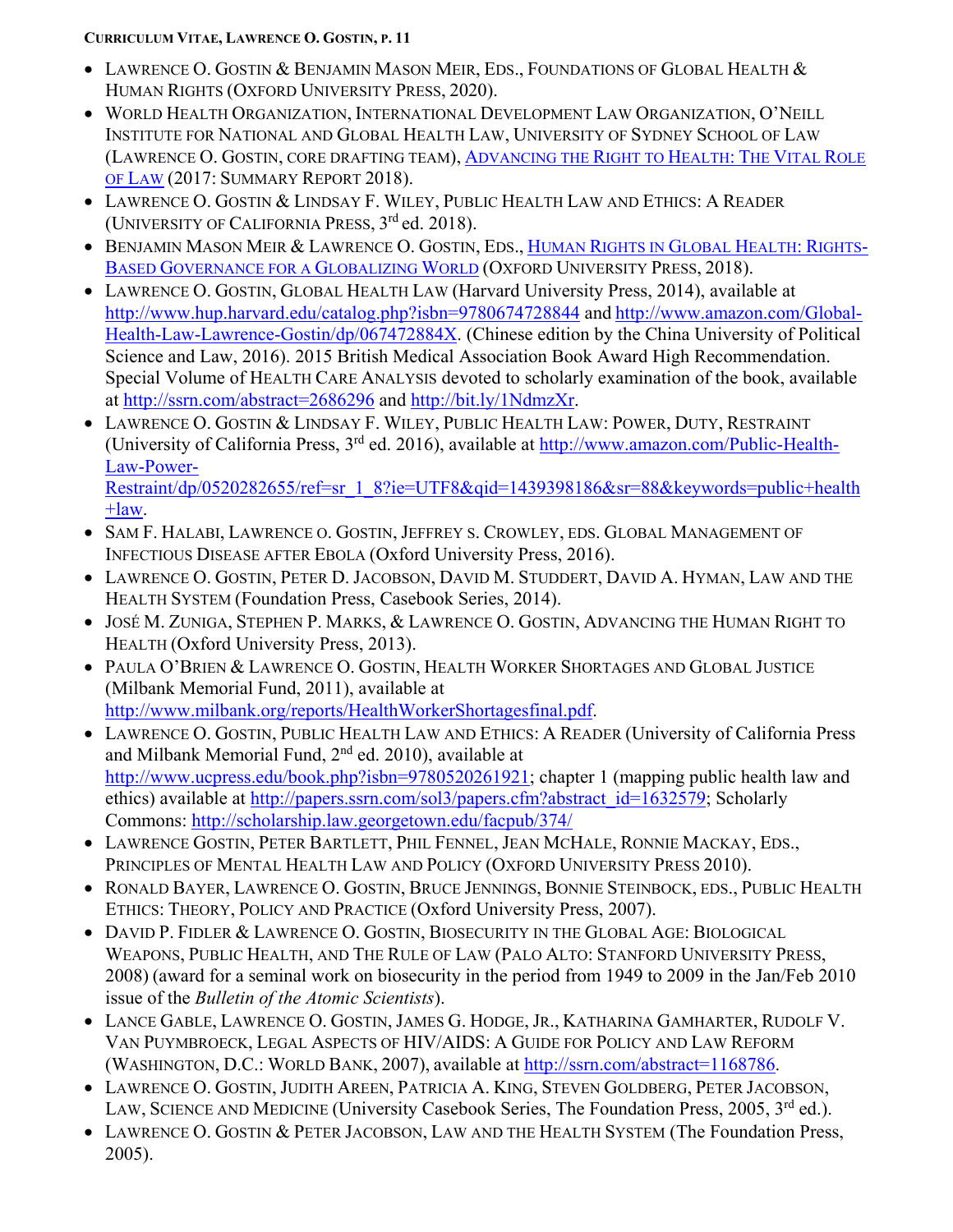- Lawrence O. Gostin & Benjamin Mason Meir, Eds., Foundations of Global Health & Human Rights (Oxford University Press, 2020).
- World Health Organization, International Development Law Organization, O'Neill Institute for National and Global Health Law, University of Sydney School of Law (Lawrence O. Gostin, core drafting team), Advancing the Right to Health: The Vital Role of Law (2017: Summary Report 2018).
- Lawrence O. Gostin & Lindsay F. Wiley, Public Health Law and Ethics: A Reader (University of California Press, 3rd ed. 2018).
- Benjamin Mason Meir & Lawrence O. Gostin, Eds., Human Rights in Global Health: Rights-Based Governance for a Globalizing World (Oxford University Press, 2018).
- Lawrence O. Gostin, Global Health Law (Harvard University Press, 2014), available at http://www.hup.harvard.edu/catalog.php?isbn=9780674728844 and http://www.amazon.com/Global-Health-Law-Lawrence-Gostin/dp/067472884X. (Chinese edition by the China University of Political Science and Law, 2016). 2015 British Medical Association Book Award High Recommendation. Special Volume of Health Care Analysis devoted to scholarly examination of the book, available at http://ssrn.com/abstract=2686296 and http://bit.ly/1NdmzXr.
- Lawrence O. Gostin & Lindsay F. Wiley, Public Health Law: Power, Duty, Restraint (University of California Press, 3rd ed. 2016), available at http://www.amazon.com/Public-Health-Law-Power-Restraint/dp/0520282655/ref=sr_1_8?ie=UTF8&qid=1439398186&sr=88&keywords=public+health+law.
- Sam F. Halabi, Lawrence o. Gostin, Jeffrey s. Crowley, eds. Global Management of Infectious Disease after Ebola (Oxford University Press, 2016).
- Lawrence O. Gostin, Peter D. Jacobson, David M. Studdert, David A. Hyman, Law and the Health System (Foundation Press, Casebook Series, 2014).
- José M. Zuniga, Stephen P. Marks, & Lawrence O. Gostin, Advancing the Human Right to Health (Oxford University Press, 2013).
- Paula O'Brien & Lawrence O. Gostin, Health Worker Shortages and Global Justice (Milbank Memorial Fund, 2011), available at http://www.milbank.org/reports/HealthWorkerShortagesfinal.pdf.
- Lawrence O. Gostin, Public Health Law and Ethics: A Reader (University of California Press and Milbank Memorial Fund, 2nd ed. 2010), available at http://www.ucpress.edu/book.php?isbn=9780520261921; chapter 1 (mapping public health law and ethics) available at http://papers.ssrn.com/sol3/papers.cfm?abstract_id=1632579; Scholarly Commons: http://scholarship.law.georgetown.edu/facpub/374/
- Lawrence Gostin, Peter Bartlett, Phil Fennel, Jean McHale, Ronnie Mackay, Eds., Principles of Mental Health Law and Policy (Oxford University Press 2010).
- Ronald Bayer, Lawrence O. Gostin, Bruce Jennings, Bonnie Steinbock, eds., Public Health Ethics: Theory, Policy and Practice (Oxford University Press, 2007).
- David P. Fidler & Lawrence O. Gostin, Biosecurity in the Global Age: Biological Weapons, Public Health, and The Rule of Law (Palo Alto: Stanford University Press, 2008) (award for a seminal work on biosecurity in the period from 1949 to 2009 in the Jan/Feb 2010 issue of the *Bulletin of the Atomic Scientists*).
- Lance Gable, Lawrence O. Gostin, James G. Hodge, Jr., Katharina Gamharter, Rudolf V. Van Puymbroeck, Legal Aspects of HIV/AIDS: A Guide for Policy and Law Reform (Washington, D.C.: World Bank, 2007), available at http://ssrn.com/abstract=1168786.
- Lawrence O. Gostin, Judith Areen, Patricia A. King, Steven Goldberg, Peter Jacobson, Law, Science and Medicine (University Casebook Series, The Foundation Press, 2005, 3rd ed.).
- Lawrence O. Gostin & Peter Jacobson, Law and the Health System (The Foundation Press, 2005).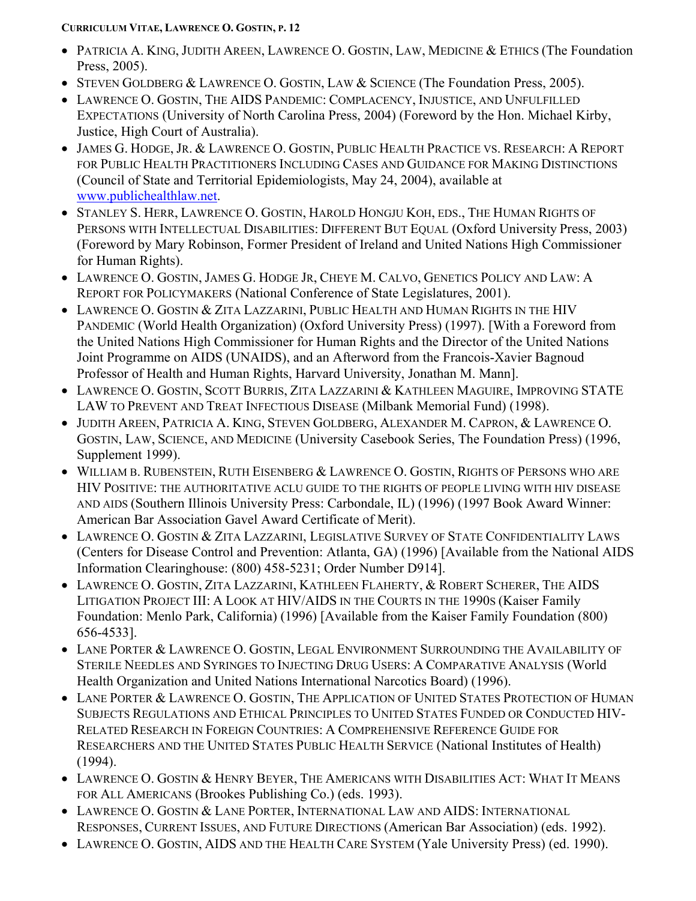- PATRICIA A. KING, JUDITH AREEN, LAWRENCE O. GOSTIN, LAW, MEDICINE & ETHICS (The Foundation Press, 2005).
- STEVEN GOLDBERG & LAWRENCE O. GOSTIN, LAW & SCIENCE (The Foundation Press, 2005).
- LAWRENCE O. GOSTIN, THE AIDS PANDEMIC: COMPLACENCY, INJUSTICE, AND UNFULFILLED EXPECTATIONS (University of North Carolina Press, 2004) (Foreword by the Hon. Michael Kirby, Justice, High Court of Australia).
- JAMES G. HODGE, JR. & LAWRENCE O. GOSTIN, PUBLIC HEALTH PRACTICE VS. RESEARCH: A REPORT FOR PUBLIC HEALTH PRACTITIONERS INCLUDING CASES AND GUIDANCE FOR MAKING DISTINCTIONS (Council of State and Territorial Epidemiologists, May 24, 2004), available at www.publichealthlaw.net.
- STANLEY S. HERR, LAWRENCE O. GOSTIN, HAROLD HONGJU KOH, EDS., THE HUMAN RIGHTS OF PERSONS WITH INTELLECTUAL DISABILITIES: DIFFERENT BUT EQUAL (Oxford University Press, 2003) (Foreword by Mary Robinson, Former President of Ireland and United Nations High Commissioner for Human Rights).
- LAWRENCE O. GOSTIN, JAMES G. HODGE JR, CHEYE M. CALVO, GENETICS POLICY AND LAW: A REPORT FOR POLICYMAKERS (National Conference of State Legislatures, 2001).
- LAWRENCE O. GOSTIN & ZITA LAZZARINI, PUBLIC HEALTH AND HUMAN RIGHTS IN THE HIV PANDEMIC (World Health Organization) (Oxford University Press) (1997). [With a Foreword from the United Nations High Commissioner for Human Rights and the Director of the United Nations Joint Programme on AIDS (UNAIDS), and an Afterword from the Francois-Xavier Bagnoud Professor of Health and Human Rights, Harvard University, Jonathan M. Mann].
- LAWRENCE O. GOSTIN, SCOTT BURRIS, ZITA LAZZARINI & KATHLEEN MAGUIRE, IMPROVING STATE LAW TO PREVENT AND TREAT INFECTIOUS DISEASE (Milbank Memorial Fund) (1998).
- JUDITH AREEN, PATRICIA A. KING, STEVEN GOLDBERG, ALEXANDER M. CAPRON, & LAWRENCE O. GOSTIN, LAW, SCIENCE, AND MEDICINE (University Casebook Series, The Foundation Press) (1996, Supplement 1999).
- WILLIAM B. RUBENSTEIN, RUTH EISENBERG & LAWRENCE O. GOSTIN, RIGHTS OF PERSONS WHO ARE HIV POSITIVE: THE AUTHORITATIVE ACLU GUIDE TO THE RIGHTS OF PEOPLE LIVING WITH HIV DISEASE AND AIDS (Southern Illinois University Press: Carbondale, IL) (1996) (1997 Book Award Winner: American Bar Association Gavel Award Certificate of Merit).
- LAWRENCE O. GOSTIN & ZITA LAZZARINI, LEGISLATIVE SURVEY OF STATE CONFIDENTIALITY LAWS (Centers for Disease Control and Prevention: Atlanta, GA) (1996) [Available from the National AIDS Information Clearinghouse: (800) 458-5231; Order Number D914].
- LAWRENCE O. GOSTIN, ZITA LAZZARINI, KATHLEEN FLAHERTY, & ROBERT SCHERER, THE AIDS LITIGATION PROJECT III: A LOOK AT HIV/AIDS IN THE COURTS IN THE 1990S (Kaiser Family Foundation: Menlo Park, California) (1996) [Available from the Kaiser Family Foundation (800) 656-4533].
- LANE PORTER & LAWRENCE O. GOSTIN, LEGAL ENVIRONMENT SURROUNDING THE AVAILABILITY OF STERILE NEEDLES AND SYRINGES TO INJECTING DRUG USERS: A COMPARATIVE ANALYSIS (World Health Organization and United Nations International Narcotics Board) (1996).
- LANE PORTER & LAWRENCE O. GOSTIN, THE APPLICATION OF UNITED STATES PROTECTION OF HUMAN SUBJECTS REGULATIONS AND ETHICAL PRINCIPLES TO UNITED STATES FUNDED OR CONDUCTED HIV-RELATED RESEARCH IN FOREIGN COUNTRIES: A COMPREHENSIVE REFERENCE GUIDE FOR RESEARCHERS AND THE UNITED STATES PUBLIC HEALTH SERVICE (National Institutes of Health) (1994).
- LAWRENCE O. GOSTIN & HENRY BEYER, THE AMERICANS WITH DISABILITIES ACT: WHAT IT MEANS FOR ALL AMERICANS (Brookes Publishing Co.) (eds. 1993).
- LAWRENCE O. GOSTIN & LANE PORTER, INTERNATIONAL LAW AND AIDS: INTERNATIONAL RESPONSES, CURRENT ISSUES, AND FUTURE DIRECTIONS (American Bar Association) (eds. 1992).
- LAWRENCE O. GOSTIN, AIDS AND THE HEALTH CARE SYSTEM (Yale University Press) (ed. 1990).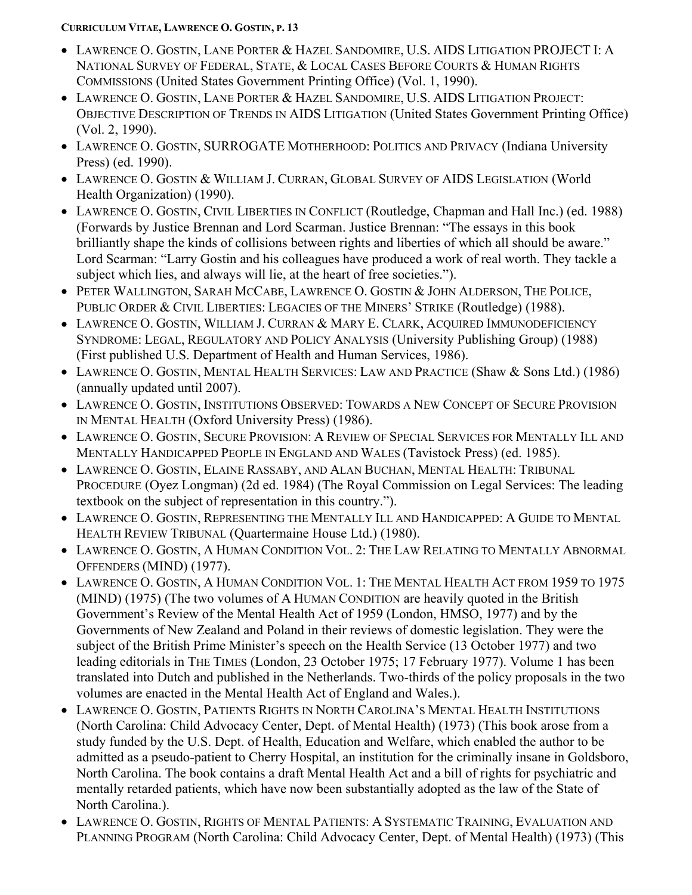- LAWRENCE O. GOSTIN, LANE PORTER & HAZEL SANDOMIRE, U.S. AIDS LITIGATION PROJECT I: A NATIONAL SURVEY OF FEDERAL, STATE, & LOCAL CASES BEFORE COURTS & HUMAN RIGHTS COMMISSIONS (United States Government Printing Office) (Vol. 1, 1990).
- LAWRENCE O. GOSTIN, LANE PORTER & HAZEL SANDOMIRE, U.S. AIDS LITIGATION PROJECT: OBJECTIVE DESCRIPTION OF TRENDS IN AIDS LITIGATION (United States Government Printing Office) (Vol. 2, 1990).
- LAWRENCE O. GOSTIN, SURROGATE MOTHERHOOD: POLITICS AND PRIVACY (Indiana University Press) (ed. 1990).
- LAWRENCE O. GOSTIN & WILLIAM J. CURRAN, GLOBAL SURVEY OF AIDS LEGISLATION (World Health Organization) (1990).
- LAWRENCE O. GOSTIN, CIVIL LIBERTIES IN CONFLICT (Routledge, Chapman and Hall Inc.) (ed. 1988) (Forwards by Justice Brennan and Lord Scarman. Justice Brennan: "The essays in this book brilliantly shape the kinds of collisions between rights and liberties of which all should be aware." Lord Scarman: "Larry Gostin and his colleagues have produced a work of real worth. They tackle a subject which lies, and always will lie, at the heart of free societies.").
- PETER WALLINGTON, SARAH MCCABE, LAWRENCE O. GOSTIN & JOHN ALDERSON, THE POLICE, PUBLIC ORDER & CIVIL LIBERTIES: LEGACIES OF THE MINERS' STRIKE (Routledge) (1988).
- LAWRENCE O. GOSTIN, WILLIAM J. CURRAN & MARY E. CLARK, ACQUIRED IMMUNODEFICIENCY SYNDROME: LEGAL, REGULATORY AND POLICY ANALYSIS (University Publishing Group) (1988) (First published U.S. Department of Health and Human Services, 1986).
- LAWRENCE O. GOSTIN, MENTAL HEALTH SERVICES: LAW AND PRACTICE (Shaw & Sons Ltd.) (1986) (annually updated until 2007).
- LAWRENCE O. GOSTIN, INSTITUTIONS OBSERVED: TOWARDS A NEW CONCEPT OF SECURE PROVISION IN MENTAL HEALTH (Oxford University Press) (1986).
- LAWRENCE O. GOSTIN, SECURE PROVISION: A REVIEW OF SPECIAL SERVICES FOR MENTALLY ILL AND MENTALLY HANDICAPPED PEOPLE IN ENGLAND AND WALES (Tavistock Press) (ed. 1985).
- LAWRENCE O. GOSTIN, ELAINE RASSABY, AND ALAN BUCHAN, MENTAL HEALTH: TRIBUNAL PROCEDURE (Oyez Longman) (2d ed. 1984) (The Royal Commission on Legal Services: The leading textbook on the subject of representation in this country.").
- LAWRENCE O. GOSTIN, REPRESENTING THE MENTALLY ILL AND HANDICAPPED: A GUIDE TO MENTAL HEALTH REVIEW TRIBUNAL (Quartermaine House Ltd.) (1980).
- LAWRENCE O. GOSTIN, A HUMAN CONDITION VOL. 2: THE LAW RELATING TO MENTALLY ABNORMAL OFFENDERS (MIND) (1977).
- LAWRENCE O. GOSTIN, A HUMAN CONDITION VOL. 1: THE MENTAL HEALTH ACT FROM 1959 TO 1975 (MIND) (1975) (The two volumes of A HUMAN CONDITION are heavily quoted in the British Government's Review of the Mental Health Act of 1959 (London, HMSO, 1977) and by the Governments of New Zealand and Poland in their reviews of domestic legislation. They were the subject of the British Prime Minister's speech on the Health Service (13 October 1977) and two leading editorials in THE TIMES (London, 23 October 1975; 17 February 1977). Volume 1 has been translated into Dutch and published in the Netherlands. Two-thirds of the policy proposals in the two volumes are enacted in the Mental Health Act of England and Wales.).
- LAWRENCE O. GOSTIN, PATIENTS RIGHTS IN NORTH CAROLINA'S MENTAL HEALTH INSTITUTIONS (North Carolina: Child Advocacy Center, Dept. of Mental Health) (1973) (This book arose from a study funded by the U.S. Dept. of Health, Education and Welfare, which enabled the author to be admitted as a pseudo-patient to Cherry Hospital, an institution for the criminally insane in Goldsboro, North Carolina. The book contains a draft Mental Health Act and a bill of rights for psychiatric and mentally retarded patients, which have now been substantially adopted as the law of the State of North Carolina.).
- LAWRENCE O. GOSTIN, RIGHTS OF MENTAL PATIENTS: A SYSTEMATIC TRAINING, EVALUATION AND PLANNING PROGRAM (North Carolina: Child Advocacy Center, Dept. of Mental Health) (1973) (This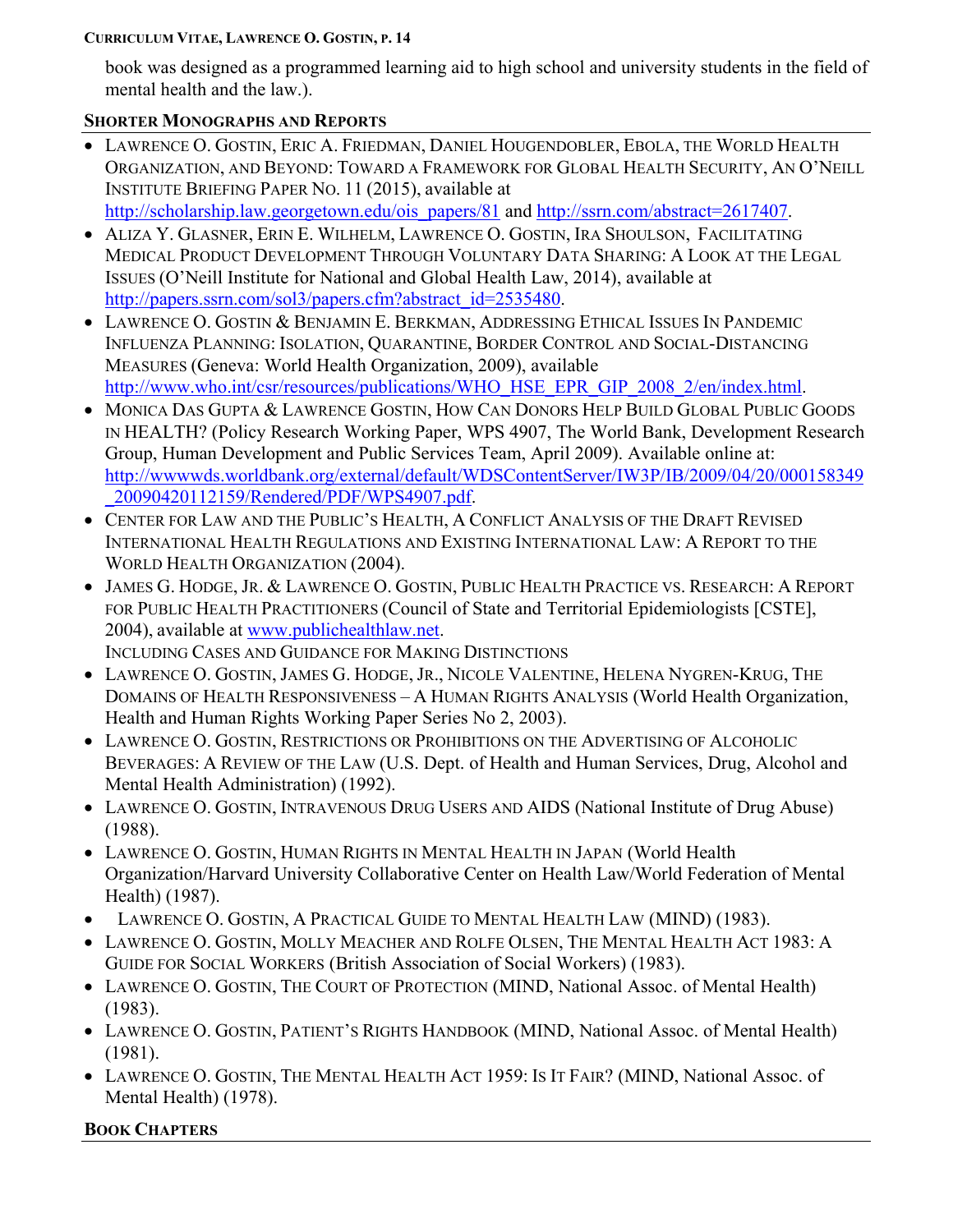book was designed as a programmed learning aid to high school and university students in the field of mental health and the law.).

## SHORTER MONOGRAPHS AND REPORTS

- LAWRENCE O. GOSTIN, ERIC A. FRIEDMAN, DANIEL HOUGENDOBLER, EBOLA, THE WORLD HEALTH ORGANIZATION, AND BEYOND: TOWARD A FRAMEWORK FOR GLOBAL HEALTH SECURITY, AN O'NEILL INSTITUTE BRIEFING PAPER NO. 11 (2015), available at http://scholarship.law.georgetown.edu/ois_papers/81 and http://ssrn.com/abstract=2617407.
- ALIZA Y. GLASNER, ERIN E. WILHELM, LAWRENCE O. GOSTIN, IRA SHOULSON, FACILITATING MEDICAL PRODUCT DEVELOPMENT THROUGH VOLUNTARY DATA SHARING: A LOOK AT THE LEGAL ISSUES (O'Neill Institute for National and Global Health Law, 2014), available at http://papers.ssrn.com/sol3/papers.cfm?abstract_id=2535480.
- LAWRENCE O. GOSTIN & BENJAMIN E. BERKMAN, ADDRESSING ETHICAL ISSUES IN PANDEMIC INFLUENZA PLANNING: ISOLATION, QUARANTINE, BORDER CONTROL AND SOCIAL-DISTANCING MEASURES (Geneva: World Health Organization, 2009), available http://www.who.int/csr/resources/publications/WHO_HSE_EPR_GIP_2008_2/en/index.html.
- MONICA DAS GUPTA & LAWRENCE GOSTIN, HOW CAN DONORS HELP BUILD GLOBAL PUBLIC GOODS IN HEALTH? (Policy Research Working Paper, WPS 4907, The World Bank, Development Research Group, Human Development and Public Services Team, April 2009). Available online at: http://wwwwds.worldbank.org/external/default/WDSContentServer/IW3P/IB/2009/04/20/000158349_20090420112159/Rendered/PDF/WPS4907.pdf.
- CENTER FOR LAW AND THE PUBLIC'S HEALTH, A CONFLICT ANALYSIS OF THE DRAFT REVISED INTERNATIONAL HEALTH REGULATIONS AND EXISTING INTERNATIONAL LAW: A REPORT TO THE WORLD HEALTH ORGANIZATION (2004).
- JAMES G. HODGE, JR. & LAWRENCE O. GOSTIN, PUBLIC HEALTH PRACTICE VS. RESEARCH: A REPORT FOR PUBLIC HEALTH PRACTITIONERS (Council of State and Territorial Epidemiologists [CSTE], 2004), available at www.publichealthlaw.net.
  INCLUDING CASES AND GUIDANCE FOR MAKING DISTINCTIONS
- LAWRENCE O. GOSTIN, JAMES G. HODGE, JR., NICOLE VALENTINE, HELENA NYGREN-KRUG, THE DOMAINS OF HEALTH RESPONSIVENESS – A HUMAN RIGHTS ANALYSIS (World Health Organization, Health and Human Rights Working Paper Series No 2, 2003).
- LAWRENCE O. GOSTIN, RESTRICTIONS OR PROHIBITIONS ON THE ADVERTISING OF ALCOHOLIC BEVERAGES: A REVIEW OF THE LAW (U.S. Dept. of Health and Human Services, Drug, Alcohol and Mental Health Administration) (1992).
- LAWRENCE O. GOSTIN, INTRAVENOUS DRUG USERS AND AIDS (National Institute of Drug Abuse) (1988).
- LAWRENCE O. GOSTIN, HUMAN RIGHTS IN MENTAL HEALTH IN JAPAN (World Health Organization/Harvard University Collaborative Center on Health Law/World Federation of Mental Health) (1987).
- LAWRENCE O. GOSTIN, A PRACTICAL GUIDE TO MENTAL HEALTH LAW (MIND) (1983).
- LAWRENCE O. GOSTIN, MOLLY MEACHER AND ROLFE OLSEN, THE MENTAL HEALTH ACT 1983: A GUIDE FOR SOCIAL WORKERS (British Association of Social Workers) (1983).
- LAWRENCE O. GOSTIN, THE COURT OF PROTECTION (MIND, National Assoc. of Mental Health) (1983).
- LAWRENCE O. GOSTIN, PATIENT'S RIGHTS HANDBOOK (MIND, National Assoc. of Mental Health) (1981).
- LAWRENCE O. GOSTIN, THE MENTAL HEALTH ACT 1959: IS IT FAIR? (MIND, National Assoc. of Mental Health) (1978).

## BOOK CHAPTERS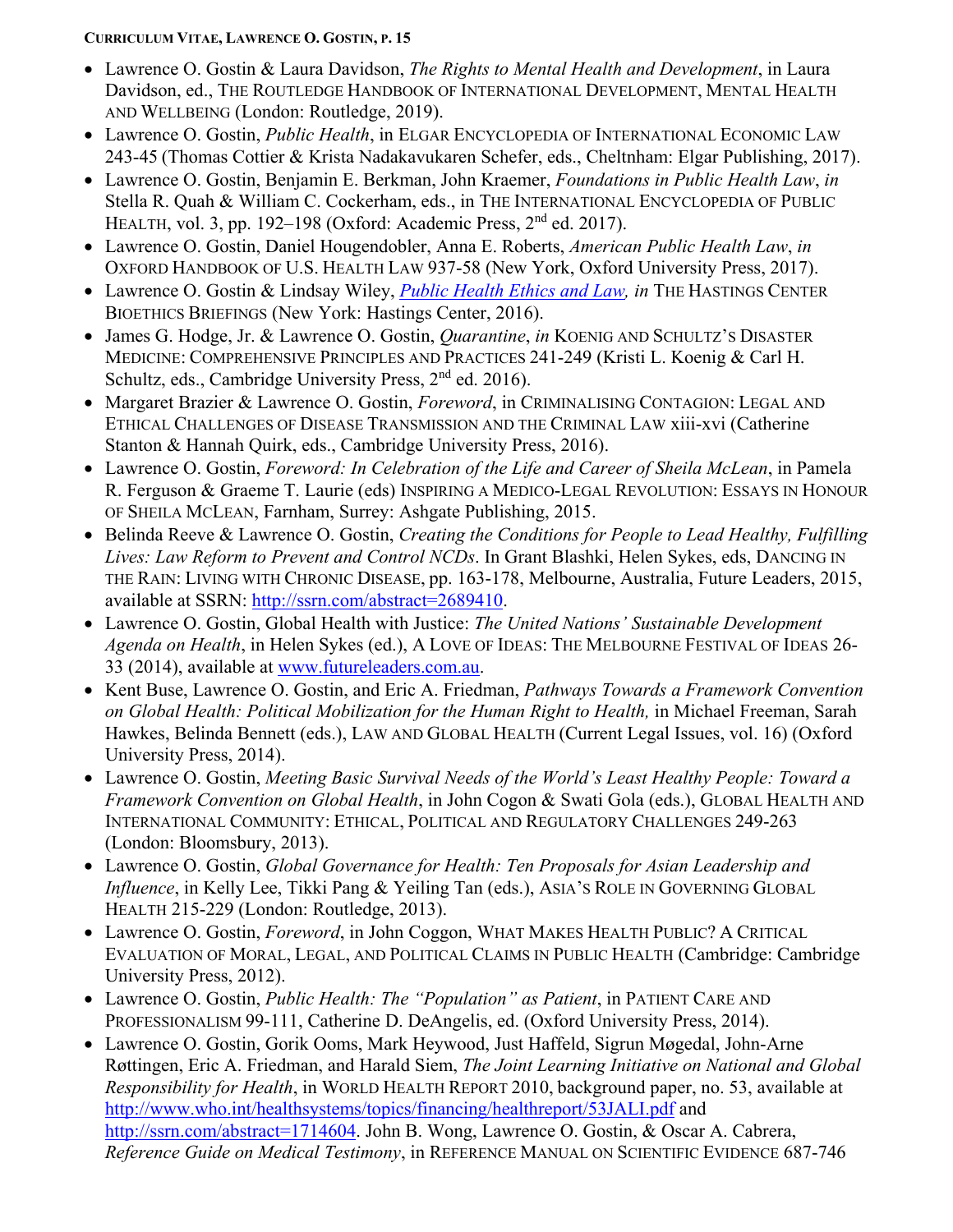- Lawrence O. Gostin & Laura Davidson, *The Rights to Mental Health and Development*, in Laura Davidson, ed., THE ROUTLEDGE HANDBOOK OF INTERNATIONAL DEVELOPMENT, MENTAL HEALTH AND WELLBEING (London: Routledge, 2019).
- Lawrence O. Gostin, *Public Health*, in ELGAR ENCYCLOPEDIA OF INTERNATIONAL ECONOMIC LAW 243-45 (Thomas Cottier & Krista Nadakavukaren Schefer, eds., Cheltnham: Elgar Publishing, 2017).
- Lawrence O. Gostin, Benjamin E. Berkman, John Kraemer, *Foundations in Public Health Law*, *in* Stella R. Quah & William C. Cockerham, eds., in THE INTERNATIONAL ENCYCLOPEDIA OF PUBLIC HEALTH, vol. 3, pp. 192–198 (Oxford: Academic Press, 2nd ed. 2017).
- Lawrence O. Gostin, Daniel Hougendobler, Anna E. Roberts, *American Public Health Law*, *in* OXFORD HANDBOOK OF U.S. HEALTH LAW 937-58 (New York, Oxford University Press, 2017).
- Lawrence O. Gostin & Lindsay Wiley, *Public Health Ethics and Law, in* THE HASTINGS CENTER BIOETHICS BRIEFINGS (New York: Hastings Center, 2016).
- James G. Hodge, Jr. & Lawrence O. Gostin, *Quarantine*, *in* KOENIG AND SCHULTZ'S DISASTER MEDICINE: COMPREHENSIVE PRINCIPLES AND PRACTICES 241-249 (Kristi L. Koenig & Carl H. Schultz, eds., Cambridge University Press, 2nd ed. 2016).
- Margaret Brazier & Lawrence O. Gostin, *Foreword*, in CRIMINALISING CONTAGION: LEGAL AND ETHICAL CHALLENGES OF DISEASE TRANSMISSION AND THE CRIMINAL LAW xiii-xvi (Catherine Stanton & Hannah Quirk, eds., Cambridge University Press, 2016).
- Lawrence O. Gostin, *Foreword: In Celebration of the Life and Career of Sheila McLean*, in Pamela R. Ferguson & Graeme T. Laurie (eds) INSPIRING A MEDICO-LEGAL REVOLUTION: ESSAYS IN HONOUR OF SHEILA MCLEAN, Farnham, Surrey: Ashgate Publishing, 2015.
- Belinda Reeve & Lawrence O. Gostin, *Creating the Conditions for People to Lead Healthy, Fulfilling Lives: Law Reform to Prevent and Control NCDs*. In Grant Blashki, Helen Sykes, eds, DANCING IN THE RAIN: LIVING WITH CHRONIC DISEASE, pp. 163-178, Melbourne, Australia, Future Leaders, 2015, available at SSRN: http://ssrn.com/abstract=2689410.
- Lawrence O. Gostin, Global Health with Justice: *The United Nations' Sustainable Development Agenda on Health*, in Helen Sykes (ed.), A LOVE OF IDEAS: THE MELBOURNE FESTIVAL OF IDEAS 26-33 (2014), available at www.futureleaders.com.au.
- Kent Buse, Lawrence O. Gostin, and Eric A. Friedman, *Pathways Towards a Framework Convention on Global Health: Political Mobilization for the Human Right to Health,* in Michael Freeman, Sarah Hawkes, Belinda Bennett (eds.), LAW AND GLOBAL HEALTH (Current Legal Issues, vol. 16) (Oxford University Press, 2014).
- Lawrence O. Gostin, *Meeting Basic Survival Needs of the World's Least Healthy People: Toward a Framework Convention on Global Health*, in John Cogon & Swati Gola (eds.), GLOBAL HEALTH AND INTERNATIONAL COMMUNITY: ETHICAL, POLITICAL AND REGULATORY CHALLENGES 249-263 (London: Bloomsbury, 2013).
- Lawrence O. Gostin, *Global Governance for Health: Ten Proposals for Asian Leadership and Influence*, in Kelly Lee, Tikki Pang & Yeiling Tan (eds.), ASIA'S ROLE IN GOVERNING GLOBAL HEALTH 215-229 (London: Routledge, 2013).
- Lawrence O. Gostin, *Foreword*, in John Coggon, WHAT MAKES HEALTH PUBLIC? A CRITICAL EVALUATION OF MORAL, LEGAL, AND POLITICAL CLAIMS IN PUBLIC HEALTH (Cambridge: Cambridge University Press, 2012).
- Lawrence O. Gostin, *Public Health: The "Population" as Patient*, in PATIENT CARE AND PROFESSIONALISM 99-111, Catherine D. DeAngelis, ed. (Oxford University Press, 2014).
- Lawrence O. Gostin, Gorik Ooms, Mark Heywood, Just Haffeld, Sigrun Møgedal, John-Arne Røttingen, Eric A. Friedman, and Harald Siem, *The Joint Learning Initiative on National and Global Responsibility for Health*, in WORLD HEALTH REPORT 2010, background paper, no. 53, available at http://www.who.int/healthsystems/topics/financing/healthreport/53JALI.pdf and http://ssrn.com/abstract=1714604. John B. Wong, Lawrence O. Gostin, & Oscar A. Cabrera, *Reference Guide on Medical Testimony*, in REFERENCE MANUAL ON SCIENTIFIC EVIDENCE 687-746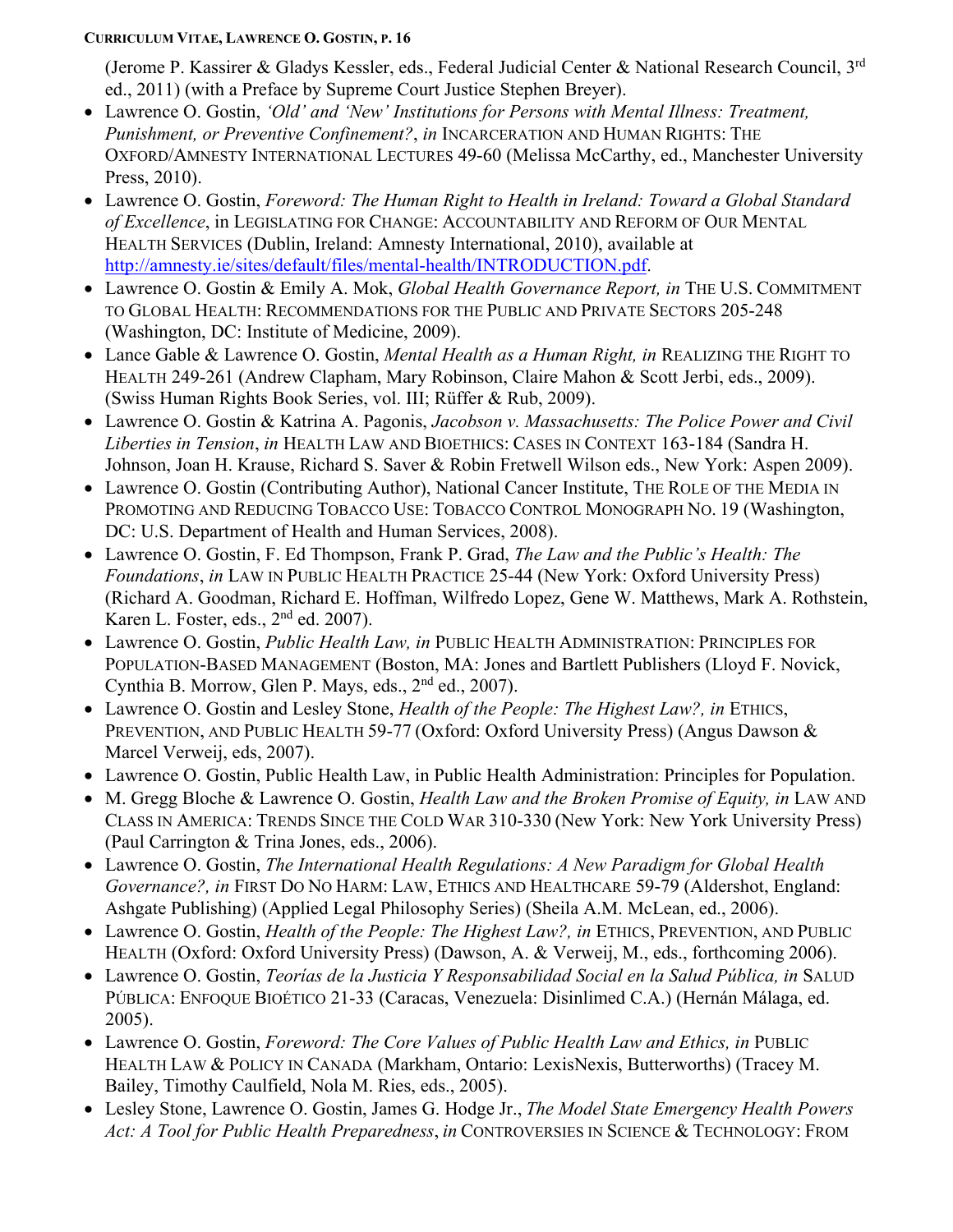(Jerome P. Kassirer & Gladys Kessler, eds., Federal Judicial Center & National Research Council, 3rd ed., 2011) (with a Preface by Supreme Court Justice Stephen Breyer).

- Lawrence O. Gostin, *'Old' and 'New' Institutions for Persons with Mental Illness: Treatment, Punishment, or Preventive Confinement?*, *in* INCARCERATION AND HUMAN RIGHTS: THE OXFORD/AMNESTY INTERNATIONAL LECTURES 49-60 (Melissa McCarthy, ed., Manchester University Press, 2010).
- Lawrence O. Gostin, *Foreword: The Human Right to Health in Ireland: Toward a Global Standard of Excellence*, in LEGISLATING FOR CHANGE: ACCOUNTABILITY AND REFORM OF OUR MENTAL HEALTH SERVICES (Dublin, Ireland: Amnesty International, 2010), available at http://amnesty.ie/sites/default/files/mental-health/INTRODUCTION.pdf.
- Lawrence O. Gostin & Emily A. Mok, *Global Health Governance Report, in* THE U.S. COMMITMENT TO GLOBAL HEALTH: RECOMMENDATIONS FOR THE PUBLIC AND PRIVATE SECTORS 205-248 (Washington, DC: Institute of Medicine, 2009).
- Lance Gable & Lawrence O. Gostin, *Mental Health as a Human Right, in* REALIZING THE RIGHT TO HEALTH 249-261 (Andrew Clapham, Mary Robinson, Claire Mahon & Scott Jerbi, eds., 2009). (Swiss Human Rights Book Series, vol. III; Rüffer & Rub, 2009).
- Lawrence O. Gostin & Katrina A. Pagonis, *Jacobson v. Massachusetts: The Police Power and Civil Liberties in Tension*, *in* HEALTH LAW AND BIOETHICS: CASES IN CONTEXT 163-184 (Sandra H. Johnson, Joan H. Krause, Richard S. Saver & Robin Fretwell Wilson eds., New York: Aspen 2009).
- Lawrence O. Gostin (Contributing Author), National Cancer Institute, THE ROLE OF THE MEDIA IN PROMOTING AND REDUCING TOBACCO USE: TOBACCO CONTROL MONOGRAPH NO. 19 (Washington, DC: U.S. Department of Health and Human Services, 2008).
- Lawrence O. Gostin, F. Ed Thompson, Frank P. Grad, *The Law and the Public's Health: The Foundations*, *in* LAW IN PUBLIC HEALTH PRACTICE 25-44 (New York: Oxford University Press) (Richard A. Goodman, Richard E. Hoffman, Wilfredo Lopez, Gene W. Matthews, Mark A. Rothstein, Karen L. Foster, eds., 2nd ed. 2007).
- Lawrence O. Gostin, *Public Health Law, in* PUBLIC HEALTH ADMINISTRATION: PRINCIPLES FOR POPULATION-BASED MANAGEMENT (Boston, MA: Jones and Bartlett Publishers (Lloyd F. Novick, Cynthia B. Morrow, Glen P. Mays, eds., 2nd ed., 2007).
- Lawrence O. Gostin and Lesley Stone, *Health of the People: The Highest Law?, in* ETHICS, PREVENTION, AND PUBLIC HEALTH 59-77 (Oxford: Oxford University Press) (Angus Dawson & Marcel Verweij, eds, 2007).
- Lawrence O. Gostin, Public Health Law, in Public Health Administration: Principles for Population.
- M. Gregg Bloche & Lawrence O. Gostin, *Health Law and the Broken Promise of Equity, in* LAW AND CLASS IN AMERICA: TRENDS SINCE THE COLD WAR 310-330 (New York: New York University Press) (Paul Carrington & Trina Jones, eds., 2006).
- Lawrence O. Gostin, *The International Health Regulations: A New Paradigm for Global Health Governance?, in* FIRST DO NO HARM: LAW, ETHICS AND HEALTHCARE 59-79 (Aldershot, England: Ashgate Publishing) (Applied Legal Philosophy Series) (Sheila A.M. McLean, ed., 2006).
- Lawrence O. Gostin, *Health of the People: The Highest Law?, in* ETHICS, PREVENTION, AND PUBLIC HEALTH (Oxford: Oxford University Press) (Dawson, A. & Verweij, M., eds., forthcoming 2006).
- Lawrence O. Gostin, *Teorías de la Justicia Y Responsabilidad Social en la Salud Pública, in* SALUD PÚBLICA: ENFOQUE BIOÉTICO 21-33 (Caracas, Venezuela: Disinlimed C.A.) (Hernán Málaga, ed. 2005).
- Lawrence O. Gostin, *Foreword: The Core Values of Public Health Law and Ethics, in* PUBLIC HEALTH LAW & POLICY IN CANADA (Markham, Ontario: LexisNexis, Butterworths) (Tracey M. Bailey, Timothy Caulfield, Nola M. Ries, eds., 2005).
- Lesley Stone, Lawrence O. Gostin, James G. Hodge Jr., *The Model State Emergency Health Powers Act: A Tool for Public Health Preparedness*, *in* CONTROVERSIES IN SCIENCE & TECHNOLOGY: FROM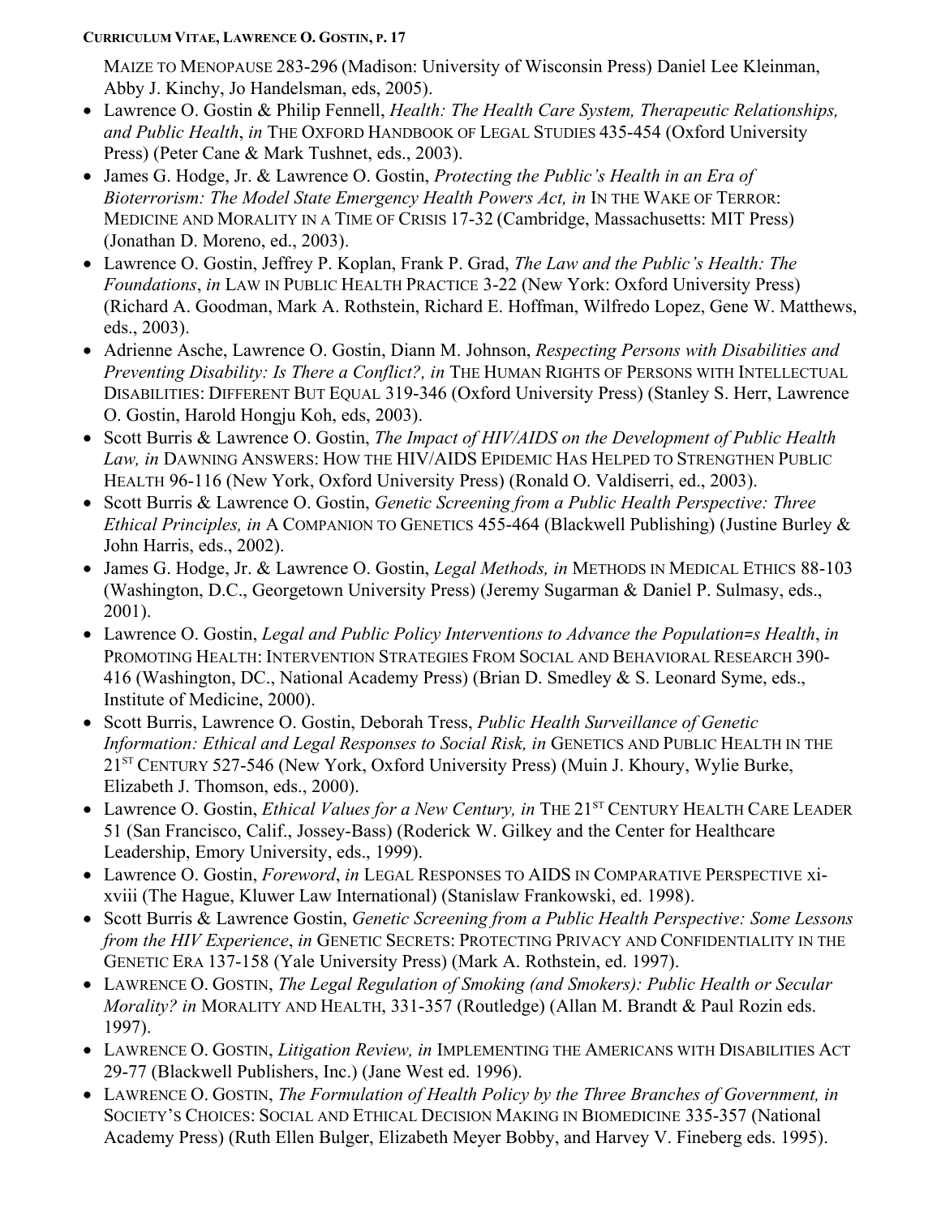MAIZE TO MENOPAUSE 283-296 (Madison: University of Wisconsin Press) Daniel Lee Kleinman, Abby J. Kinchy, Jo Handelsman, eds, 2005).

- Lawrence O. Gostin & Philip Fennell, *Health: The Health Care System, Therapeutic Relationships, and Public Health*, *in* THE OXFORD HANDBOOK OF LEGAL STUDIES 435-454 (Oxford University Press) (Peter Cane & Mark Tushnet, eds., 2003).
- James G. Hodge, Jr. & Lawrence O. Gostin, *Protecting the Public's Health in an Era of Bioterrorism: The Model State Emergency Health Powers Act, in* IN THE WAKE OF TERROR: MEDICINE AND MORALITY IN A TIME OF CRISIS 17-32 (Cambridge, Massachusetts: MIT Press) (Jonathan D. Moreno, ed., 2003).
- Lawrence O. Gostin, Jeffrey P. Koplan, Frank P. Grad, *The Law and the Public's Health: The Foundations*, *in* LAW IN PUBLIC HEALTH PRACTICE 3-22 (New York: Oxford University Press) (Richard A. Goodman, Mark A. Rothstein, Richard E. Hoffman, Wilfredo Lopez, Gene W. Matthews, eds., 2003).
- Adrienne Asche, Lawrence O. Gostin, Diann M. Johnson, *Respecting Persons with Disabilities and Preventing Disability: Is There a Conflict?, in* THE HUMAN RIGHTS OF PERSONS WITH INTELLECTUAL DISABILITIES: DIFFERENT BUT EQUAL 319-346 (Oxford University Press) (Stanley S. Herr, Lawrence O. Gostin, Harold Hongju Koh, eds, 2003).
- Scott Burris & Lawrence O. Gostin, *The Impact of HIV/AIDS on the Development of Public Health Law, in* DAWNING ANSWERS: HOW THE HIV/AIDS EPIDEMIC HAS HELPED TO STRENGTHEN PUBLIC HEALTH 96-116 (New York, Oxford University Press) (Ronald O. Valdiserri, ed., 2003).
- Scott Burris & Lawrence O. Gostin, *Genetic Screening from a Public Health Perspective: Three Ethical Principles, in* A COMPANION TO GENETICS 455-464 (Blackwell Publishing) (Justine Burley & John Harris, eds., 2002).
- James G. Hodge, Jr. & Lawrence O. Gostin, *Legal Methods, in* METHODS IN MEDICAL ETHICS 88-103 (Washington, D.C., Georgetown University Press) (Jeremy Sugarman & Daniel P. Sulmasy, eds., 2001).
- Lawrence O. Gostin, *Legal and Public Policy Interventions to Advance the Population=s Health*, *in* PROMOTING HEALTH: INTERVENTION STRATEGIES FROM SOCIAL AND BEHAVIORAL RESEARCH 390-416 (Washington, DC., National Academy Press) (Brian D. Smedley & S. Leonard Syme, eds., Institute of Medicine, 2000).
- Scott Burris, Lawrence O. Gostin, Deborah Tress, *Public Health Surveillance of Genetic Information: Ethical and Legal Responses to Social Risk, in* GENETICS AND PUBLIC HEALTH IN THE 21ST CENTURY 527-546 (New York, Oxford University Press) (Muin J. Khoury, Wylie Burke, Elizabeth J. Thomson, eds., 2000).
- Lawrence O. Gostin, *Ethical Values for a New Century, in* THE 21ST CENTURY HEALTH CARE LEADER 51 (San Francisco, Calif., Jossey-Bass) (Roderick W. Gilkey and the Center for Healthcare Leadership, Emory University, eds., 1999).
- Lawrence O. Gostin, *Foreword*, *in* LEGAL RESPONSES TO AIDS IN COMPARATIVE PERSPECTIVE xi-xviii (The Hague, Kluwer Law International) (Stanislaw Frankowski, ed. 1998).
- Scott Burris & Lawrence Gostin, *Genetic Screening from a Public Health Perspective: Some Lessons from the HIV Experience*, *in* GENETIC SECRETS: PROTECTING PRIVACY AND CONFIDENTIALITY IN THE GENETIC ERA 137-158 (Yale University Press) (Mark A. Rothstein, ed. 1997).
- LAWRENCE O. GOSTIN, *The Legal Regulation of Smoking (and Smokers): Public Health or Secular Morality? in* MORALITY AND HEALTH, 331-357 (Routledge) (Allan M. Brandt & Paul Rozin eds. 1997).
- LAWRENCE O. GOSTIN, *Litigation Review, in* IMPLEMENTING THE AMERICANS WITH DISABILITIES ACT 29-77 (Blackwell Publishers, Inc.) (Jane West ed. 1996).
- LAWRENCE O. GOSTIN, *The Formulation of Health Policy by the Three Branches of Government, in* SOCIETY'S CHOICES: SOCIAL AND ETHICAL DECISION MAKING IN BIOMEDICINE 335-357 (National Academy Press) (Ruth Ellen Bulger, Elizabeth Meyer Bobby, and Harvey V. Fineberg eds. 1995).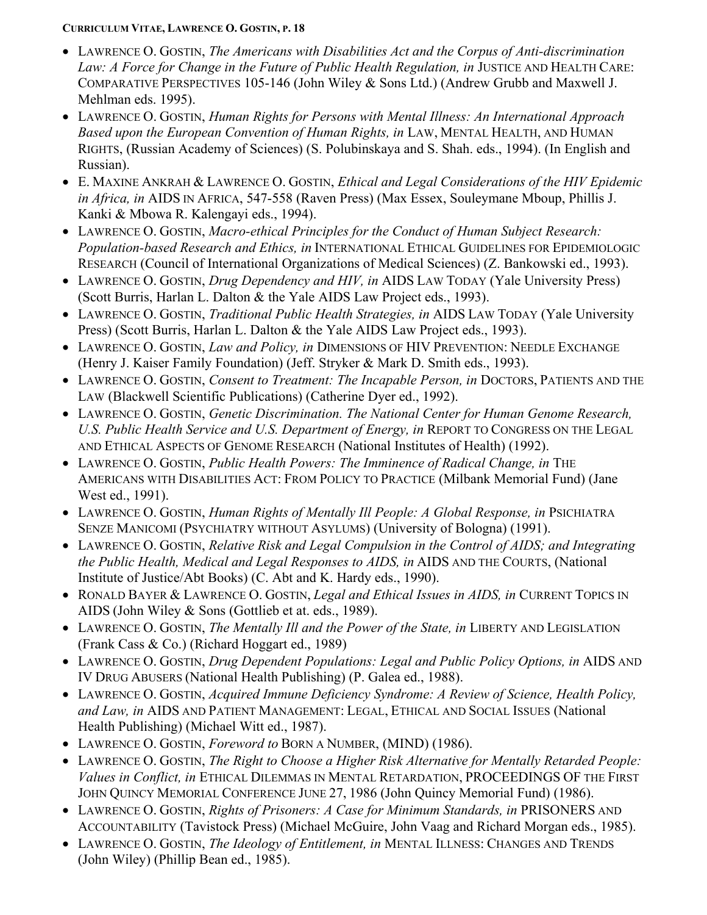- LAWRENCE O. GOSTIN, *The Americans with Disabilities Act and the Corpus of Anti-discrimination Law: A Force for Change in the Future of Public Health Regulation, in* JUSTICE AND HEALTH CARE: COMPARATIVE PERSPECTIVES 105-146 (John Wiley & Sons Ltd.) (Andrew Grubb and Maxwell J. Mehlman eds. 1995).
- LAWRENCE O. GOSTIN, *Human Rights for Persons with Mental Illness: An International Approach Based upon the European Convention of Human Rights, in* LAW, MENTAL HEALTH, AND HUMAN RIGHTS, (Russian Academy of Sciences) (S. Polubinskaya and S. Shah. eds., 1994). (In English and Russian).
- E. MAXINE ANKRAH & LAWRENCE O. GOSTIN, *Ethical and Legal Considerations of the HIV Epidemic in Africa, in* AIDS IN AFRICA, 547-558 (Raven Press) (Max Essex, Souleymane Mboup, Phillis J. Kanki & Mbowa R. Kalengayi eds., 1994).
- LAWRENCE O. GOSTIN, *Macro-ethical Principles for the Conduct of Human Subject Research: Population-based Research and Ethics, in* INTERNATIONAL ETHICAL GUIDELINES FOR EPIDEMIOLOGIC RESEARCH (Council of International Organizations of Medical Sciences) (Z. Bankowski ed., 1993).
- LAWRENCE O. GOSTIN, *Drug Dependency and HIV, in* AIDS LAW TODAY (Yale University Press) (Scott Burris, Harlan L. Dalton & the Yale AIDS Law Project eds., 1993).
- LAWRENCE O. GOSTIN, *Traditional Public Health Strategies, in* AIDS LAW TODAY (Yale University Press) (Scott Burris, Harlan L. Dalton & the Yale AIDS Law Project eds., 1993).
- LAWRENCE O. GOSTIN, *Law and Policy, in* DIMENSIONS OF HIV PREVENTION: NEEDLE EXCHANGE (Henry J. Kaiser Family Foundation) (Jeff. Stryker & Mark D. Smith eds., 1993).
- LAWRENCE O. GOSTIN, *Consent to Treatment: The Incapable Person, in* DOCTORS, PATIENTS AND THE LAW (Blackwell Scientific Publications) (Catherine Dyer ed., 1992).
- LAWRENCE O. GOSTIN, *Genetic Discrimination. The National Center for Human Genome Research, U.S. Public Health Service and U.S. Department of Energy, in* REPORT TO CONGRESS ON THE LEGAL AND ETHICAL ASPECTS OF GENOME RESEARCH (National Institutes of Health) (1992).
- LAWRENCE O. GOSTIN, *Public Health Powers: The Imminence of Radical Change, in* THE AMERICANS WITH DISABILITIES ACT: FROM POLICY TO PRACTICE (Milbank Memorial Fund) (Jane West ed., 1991).
- LAWRENCE O. GOSTIN, *Human Rights of Mentally Ill People: A Global Response, in* PSICHIATRA SENZE MANICOMI (PSYCHIATRY WITHOUT ASYLUMS) (University of Bologna) (1991).
- LAWRENCE O. GOSTIN, *Relative Risk and Legal Compulsion in the Control of AIDS; and Integrating the Public Health, Medical and Legal Responses to AIDS, in* AIDS AND THE COURTS, (National Institute of Justice/Abt Books) (C. Abt and K. Hardy eds., 1990).
- RONALD BAYER & LAWRENCE O. GOSTIN, *Legal and Ethical Issues in AIDS, in* CURRENT TOPICS IN AIDS (John Wiley & Sons (Gottlieb et at. eds., 1989).
- LAWRENCE O. GOSTIN, *The Mentally Ill and the Power of the State, in* LIBERTY AND LEGISLATION (Frank Cass & Co.) (Richard Hoggart ed., 1989)
- LAWRENCE O. GOSTIN, *Drug Dependent Populations: Legal and Public Policy Options, in* AIDS AND IV DRUG ABUSERS (National Health Publishing) (P. Galea ed., 1988).
- LAWRENCE O. GOSTIN, *Acquired Immune Deficiency Syndrome: A Review of Science, Health Policy, and Law, in* AIDS AND PATIENT MANAGEMENT: LEGAL, ETHICAL AND SOCIAL ISSUES (National Health Publishing) (Michael Witt ed., 1987).
- LAWRENCE O. GOSTIN, *Foreword to* BORN A NUMBER, (MIND) (1986).
- LAWRENCE O. GOSTIN, *The Right to Choose a Higher Risk Alternative for Mentally Retarded People: Values in Conflict, in* ETHICAL DILEMMAS IN MENTAL RETARDATION, PROCEEDINGS OF THE FIRST JOHN QUINCY MEMORIAL CONFERENCE JUNE 27, 1986 (John Quincy Memorial Fund) (1986).
- LAWRENCE O. GOSTIN, *Rights of Prisoners: A Case for Minimum Standards, in* PRISONERS AND ACCOUNTABILITY (Tavistock Press) (Michael McGuire, John Vaag and Richard Morgan eds., 1985).
- LAWRENCE O. GOSTIN, *The Ideology of Entitlement, in* MENTAL ILLNESS: CHANGES AND TRENDS (John Wiley) (Phillip Bean ed., 1985).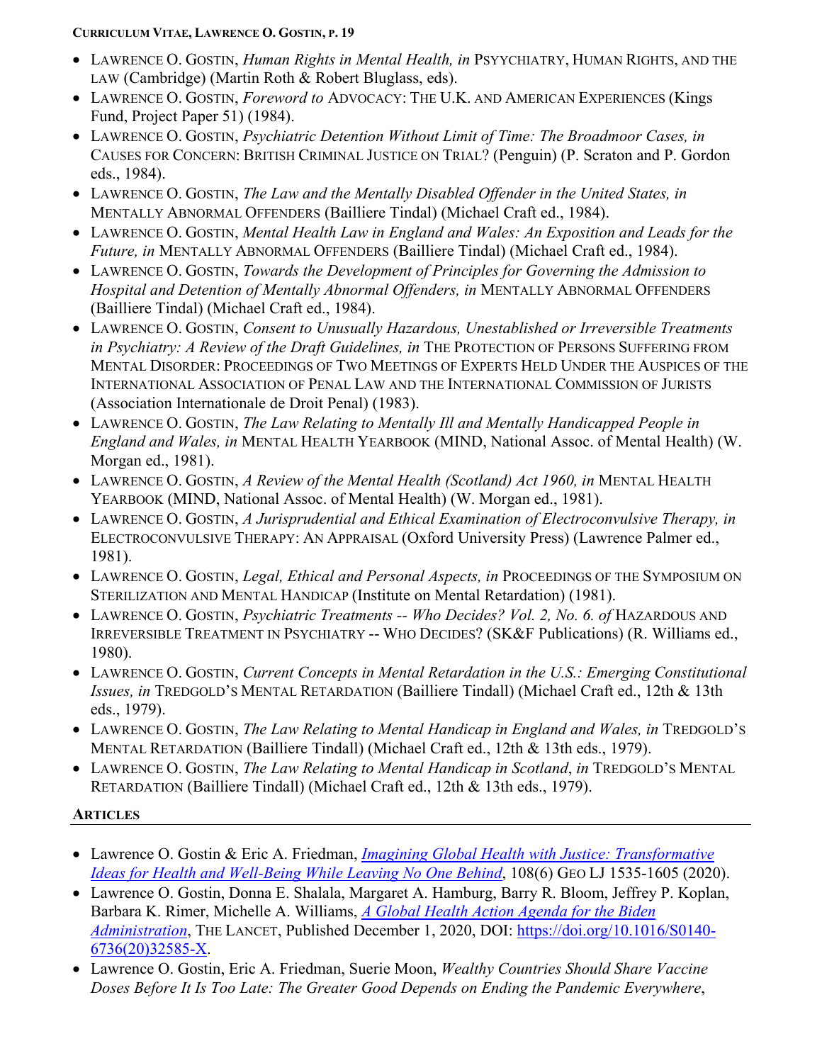- LAWRENCE O. GOSTIN, *Human Rights in Mental Health, in* PSYYCHIATRY, HUMAN RIGHTS, AND THE LAW (Cambridge) (Martin Roth & Robert Bluglass, eds).
- LAWRENCE O. GOSTIN, *Foreword to* ADVOCACY: THE U.K. AND AMERICAN EXPERIENCES (Kings Fund, Project Paper 51) (1984).
- LAWRENCE O. GOSTIN, *Psychiatric Detention Without Limit of Time: The Broadmoor Cases, in* CAUSES FOR CONCERN: BRITISH CRIMINAL JUSTICE ON TRIAL? (Penguin) (P. Scraton and P. Gordon eds., 1984).
- LAWRENCE O. GOSTIN, *The Law and the Mentally Disabled Offender in the United States, in* MENTALLY ABNORMAL OFFENDERS (Bailliere Tindal) (Michael Craft ed., 1984).
- LAWRENCE O. GOSTIN, *Mental Health Law in England and Wales: An Exposition and Leads for the Future, in* MENTALLY ABNORMAL OFFENDERS (Bailliere Tindal) (Michael Craft ed., 1984).
- LAWRENCE O. GOSTIN, *Towards the Development of Principles for Governing the Admission to Hospital and Detention of Mentally Abnormal Offenders, in* MENTALLY ABNORMAL OFFENDERS (Bailliere Tindal) (Michael Craft ed., 1984).
- LAWRENCE O. GOSTIN, *Consent to Unusually Hazardous, Unestablished or Irreversible Treatments in Psychiatry: A Review of the Draft Guidelines, in* THE PROTECTION OF PERSONS SUFFERING FROM MENTAL DISORDER: PROCEEDINGS OF TWO MEETINGS OF EXPERTS HELD UNDER THE AUSPICES OF THE INTERNATIONAL ASSOCIATION OF PENAL LAW AND THE INTERNATIONAL COMMISSION OF JURISTS (Association Internationale de Droit Penal) (1983).
- LAWRENCE O. GOSTIN, *The Law Relating to Mentally Ill and Mentally Handicapped People in England and Wales, in* MENTAL HEALTH YEARBOOK (MIND, National Assoc. of Mental Health) (W. Morgan ed., 1981).
- LAWRENCE O. GOSTIN, *A Review of the Mental Health (Scotland) Act 1960, in* MENTAL HEALTH YEARBOOK (MIND, National Assoc. of Mental Health) (W. Morgan ed., 1981).
- LAWRENCE O. GOSTIN, *A Jurisprudential and Ethical Examination of Electroconvulsive Therapy, in* ELECTROCONVULSIVE THERAPY: AN APPRAISAL (Oxford University Press) (Lawrence Palmer ed., 1981).
- LAWRENCE O. GOSTIN, *Legal, Ethical and Personal Aspects, in* PROCEEDINGS OF THE SYMPOSIUM ON STERILIZATION AND MENTAL HANDICAP (Institute on Mental Retardation) (1981).
- LAWRENCE O. GOSTIN, *Psychiatric Treatments -- Who Decides? Vol. 2, No. 6. of* HAZARDOUS AND IRREVERSIBLE TREATMENT IN PSYCHIATRY -- WHO DECIDES? (SK&F Publications) (R. Williams ed., 1980).
- LAWRENCE O. GOSTIN, *Current Concepts in Mental Retardation in the U.S.: Emerging Constitutional Issues, in* TREDGOLD'S MENTAL RETARDATION (Bailliere Tindall) (Michael Craft ed., 12th & 13th eds., 1979).
- LAWRENCE O. GOSTIN, *The Law Relating to Mental Handicap in England and Wales, in* TREDGOLD'S MENTAL RETARDATION (Bailliere Tindall) (Michael Craft ed., 12th & 13th eds., 1979).
- LAWRENCE O. GOSTIN, *The Law Relating to Mental Handicap in Scotland*, *in* TREDGOLD'S MENTAL RETARDATION (Bailliere Tindall) (Michael Craft ed., 12th & 13th eds., 1979).

## ARTICLES

- Lawrence O. Gostin & Eric A. Friedman, *Imagining Global Health with Justice: Transformative Ideas for Health and Well-Being While Leaving No One Behind*, 108(6) GEO LJ 1535-1605 (2020).
- Lawrence O. Gostin, Donna E. Shalala, Margaret A. Hamburg, Barry R. Bloom, Jeffrey P. Koplan, Barbara K. Rimer, Michelle A. Williams, *A Global Health Action Agenda for the Biden Administration*, THE LANCET, Published December 1, 2020, DOI: https://doi.org/10.1016/S0140-6736(20)32585-X.
- Lawrence O. Gostin, Eric A. Friedman, Suerie Moon, *Wealthy Countries Should Share Vaccine Doses Before It Is Too Late: The Greater Good Depends on Ending the Pandemic Everywhere*,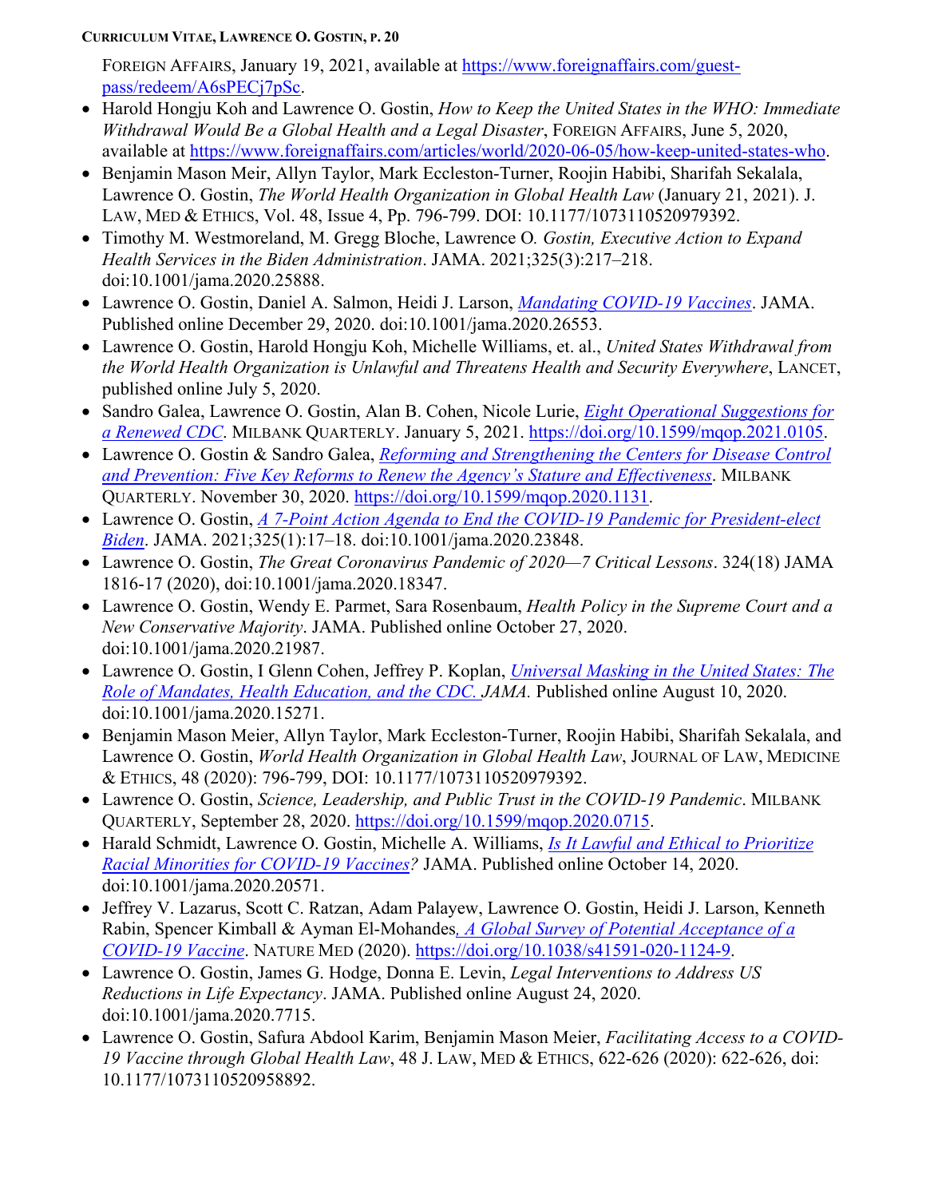FOREIGN AFFAIRS, January 19, 2021, available at https://www.foreignaffairs.com/guest-pass/redeem/A6sPECj7pSc.

- Harold Hongju Koh and Lawrence O. Gostin, *How to Keep the United States in the WHO: Immediate Withdrawal Would Be a Global Health and a Legal Disaster*, FOREIGN AFFAIRS, June 5, 2020, available at https://www.foreignaffairs.com/articles/world/2020-06-05/how-keep-united-states-who.
- Benjamin Mason Meir, Allyn Taylor, Mark Eccleston-Turner, Roojin Habibi, Sharifah Sekalala, Lawrence O. Gostin, *The World Health Organization in Global Health Law* (January 21, 2021). J. LAW, MED & ETHICS, Vol. 48, Issue 4, Pp. 796-799. DOI: 10.1177/1073110520979392.
- Timothy M. Westmoreland, M. Gregg Bloche, Lawrence O. *Gostin, Executive Action to Expand Health Services in the Biden Administration*. JAMA. 2021;325(3):217–218. doi:10.1001/jama.2020.25888.
- Lawrence O. Gostin, Daniel A. Salmon, Heidi J. Larson, *Mandating COVID-19 Vaccines*. JAMA. Published online December 29, 2020. doi:10.1001/jama.2020.26553.
- Lawrence O. Gostin, Harold Hongju Koh, Michelle Williams, et. al., *United States Withdrawal from the World Health Organization is Unlawful and Threatens Health and Security Everywhere*, LANCET, published online July 5, 2020.
- Sandro Galea, Lawrence O. Gostin, Alan B. Cohen, Nicole Lurie, *Eight Operational Suggestions for a Renewed CDC*. MILBANK QUARTERLY. January 5, 2021. https://doi.org/10.1599/mqop.2021.0105.
- Lawrence O. Gostin & Sandro Galea, *Reforming and Strengthening the Centers for Disease Control and Prevention: Five Key Reforms to Renew the Agency's Stature and Effectiveness*. MILBANK QUARTERLY. November 30, 2020. https://doi.org/10.1599/mqop.2020.1131.
- Lawrence O. Gostin, *A 7-Point Action Agenda to End the COVID-19 Pandemic for President-elect Biden*. JAMA. 2021;325(1):17–18. doi:10.1001/jama.2020.23848.
- Lawrence O. Gostin, *The Great Coronavirus Pandemic of 2020—7 Critical Lessons*. 324(18) JAMA 1816-17 (2020), doi:10.1001/jama.2020.18347.
- Lawrence O. Gostin, Wendy E. Parmet, Sara Rosenbaum, *Health Policy in the Supreme Court and a New Conservative Majority*. JAMA. Published online October 27, 2020. doi:10.1001/jama.2020.21987.
- Lawrence O. Gostin, I Glenn Cohen, Jeffrey P. Koplan, *Universal Masking in the United States: The Role of Mandates, Health Education, and the CDC. JAMA.* Published online August 10, 2020. doi:10.1001/jama.2020.15271.
- Benjamin Mason Meier, Allyn Taylor, Mark Eccleston-Turner, Roojin Habibi, Sharifah Sekalala, and Lawrence O. Gostin, *World Health Organization in Global Health Law*, JOURNAL OF LAW, MEDICINE & ETHICS, 48 (2020): 796-799, DOI: 10.1177/1073110520979392.
- Lawrence O. Gostin, *Science, Leadership, and Public Trust in the COVID-19 Pandemic*. MILBANK QUARTERLY, September 28, 2020. https://doi.org/10.1599/mqop.2020.0715.
- Harald Schmidt, Lawrence O. Gostin, Michelle A. Williams, *Is It Lawful and Ethical to Prioritize Racial Minorities for COVID-19 Vaccines?* JAMA. Published online October 14, 2020. doi:10.1001/jama.2020.20571.
- Jeffrey V. Lazarus, Scott C. Ratzan, Adam Palayew, Lawrence O. Gostin, Heidi J. Larson, Kenneth Rabin, Spencer Kimball & Ayman El-Mohandes, *A Global Survey of Potential Acceptance of a COVID-19 Vaccine*. NATURE MED (2020). https://doi.org/10.1038/s41591-020-1124-9.
- Lawrence O. Gostin, James G. Hodge, Donna E. Levin, *Legal Interventions to Address US Reductions in Life Expectancy*. JAMA. Published online August 24, 2020. doi:10.1001/jama.2020.7715.
- Lawrence O. Gostin, Safura Abdool Karim, Benjamin Mason Meier, *Facilitating Access to a COVID-19 Vaccine through Global Health Law*, 48 J. LAW, MED & ETHICS, 622-626 (2020): 622-626, doi: 10.1177/1073110520958892.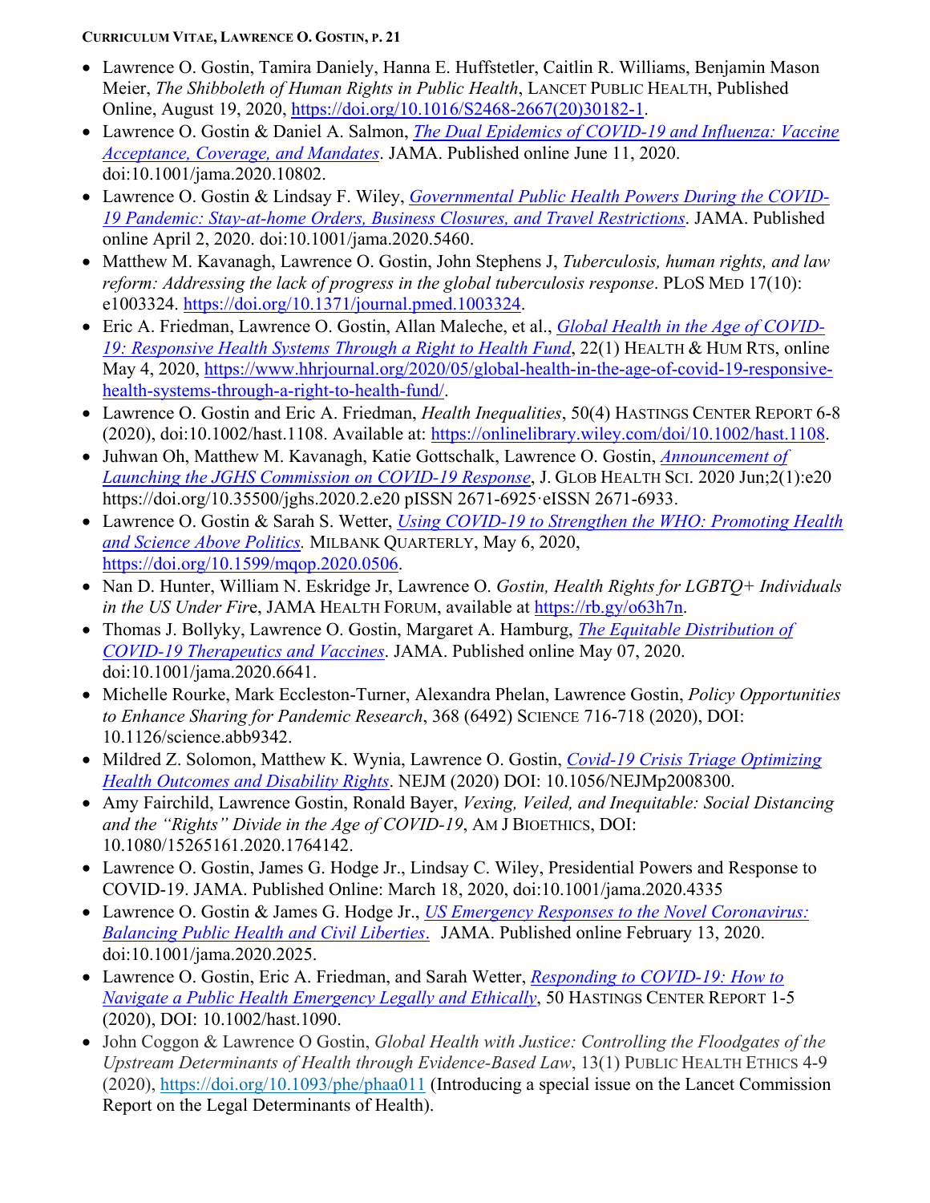- Lawrence O. Gostin, Tamira Daniely, Hanna E. Huffstetler, Caitlin R. Williams, Benjamin Mason Meier, *The Shibboleth of Human Rights in Public Health*, LANCET PUBLIC HEALTH, Published Online, August 19, 2020, https://doi.org/10.1016/S2468-2667(20)30182-1.
- Lawrence O. Gostin & Daniel A. Salmon, *The Dual Epidemics of COVID-19 and Influenza: Vaccine Acceptance, Coverage, and Mandates*. JAMA. Published online June 11, 2020. doi:10.1001/jama.2020.10802.
- Lawrence O. Gostin & Lindsay F. Wiley, *Governmental Public Health Powers During the COVID-19 Pandemic: Stay-at-home Orders, Business Closures, and Travel Restrictions*. JAMA. Published online April 2, 2020. doi:10.1001/jama.2020.5460.
- Matthew M. Kavanagh, Lawrence O. Gostin, John Stephens J, *Tuberculosis, human rights, and law reform: Addressing the lack of progress in the global tuberculosis response*. PLOS MED 17(10): e1003324. https://doi.org/10.1371/journal.pmed.1003324.
- Eric A. Friedman, Lawrence O. Gostin, Allan Maleche, et al., *Global Health in the Age of COVID-19: Responsive Health Systems Through a Right to Health Fund*, 22(1) HEALTH & HUM RTS, online May 4, 2020, https://www.hhrjournal.org/2020/05/global-health-in-the-age-of-covid-19-responsive-health-systems-through-a-right-to-health-fund/.
- Lawrence O. Gostin and Eric A. Friedman, *Health Inequalities*, 50(4) HASTINGS CENTER REPORT 6-8 (2020), doi:10.1002/hast.1108. Available at: https://onlinelibrary.wiley.com/doi/10.1002/hast.1108.
- Juhwan Oh, Matthew M. Kavanagh, Katie Gottschalk, Lawrence O. Gostin, *Announcement of Launching the JGHS Commission on COVID-19 Response*, J. GLOB HEALTH SCI. 2020 Jun;2(1):e20 https://doi.org/10.35500/jghs.2020.2.e20 pISSN 2671-6925·eISSN 2671-6933.
- Lawrence O. Gostin & Sarah S. Wetter, *Using COVID-19 to Strengthen the WHO: Promoting Health and Science Above Politics.* MILBANK QUARTERLY, May 6, 2020, https://doi.org/10.1599/mqop.2020.0506.
- Nan D. Hunter, William N. Eskridge Jr, Lawrence O. *Gostin, Health Rights for LGBTQ+ Individuals in the US Under Fir*e, JAMA HEALTH FORUM, available at https://rb.gy/o63h7n.
- Thomas J. Bollyky, Lawrence O. Gostin, Margaret A. Hamburg, *The Equitable Distribution of COVID-19 Therapeutics and Vaccines*. JAMA. Published online May 07, 2020. doi:10.1001/jama.2020.6641.
- Michelle Rourke, Mark Eccleston-Turner, Alexandra Phelan, Lawrence Gostin, *Policy Opportunities to Enhance Sharing for Pandemic Research*, 368 (6492) SCIENCE 716-718 (2020), DOI: 10.1126/science.abb9342.
- Mildred Z. Solomon, Matthew K. Wynia, Lawrence O. Gostin, *Covid-19 Crisis Triage Optimizing Health Outcomes and Disability Rights*. NEJM (2020) DOI: 10.1056/NEJMp2008300.
- Amy Fairchild, Lawrence Gostin, Ronald Bayer, *Vexing, Veiled, and Inequitable: Social Distancing and the "Rights" Divide in the Age of COVID-19*, AM J BIOETHICS, DOI: 10.1080/15265161.2020.1764142.
- Lawrence O. Gostin, James G. Hodge Jr., Lindsay C. Wiley, Presidential Powers and Response to COVID-19. JAMA. Published Online: March 18, 2020, doi:10.1001/jama.2020.4335
- Lawrence O. Gostin & James G. Hodge Jr., *US Emergency Responses to the Novel Coronavirus: Balancing Public Health and Civil Liberties*. JAMA. Published online February 13, 2020. doi:10.1001/jama.2020.2025.
- Lawrence O. Gostin, Eric A. Friedman, and Sarah Wetter, *Responding to COVID-19: How to Navigate a Public Health Emergency Legally and Ethically*, 50 HASTINGS CENTER REPORT 1-5 (2020), DOI: 10.1002/hast.1090.
- John Coggon & Lawrence O Gostin, *Global Health with Justice: Controlling the Floodgates of the Upstream Determinants of Health through Evidence-Based Law*, 13(1) PUBLIC HEALTH ETHICS 4-9 (2020), https://doi.org/10.1093/phe/phaa011 (Introducing a special issue on the Lancet Commission Report on the Legal Determinants of Health).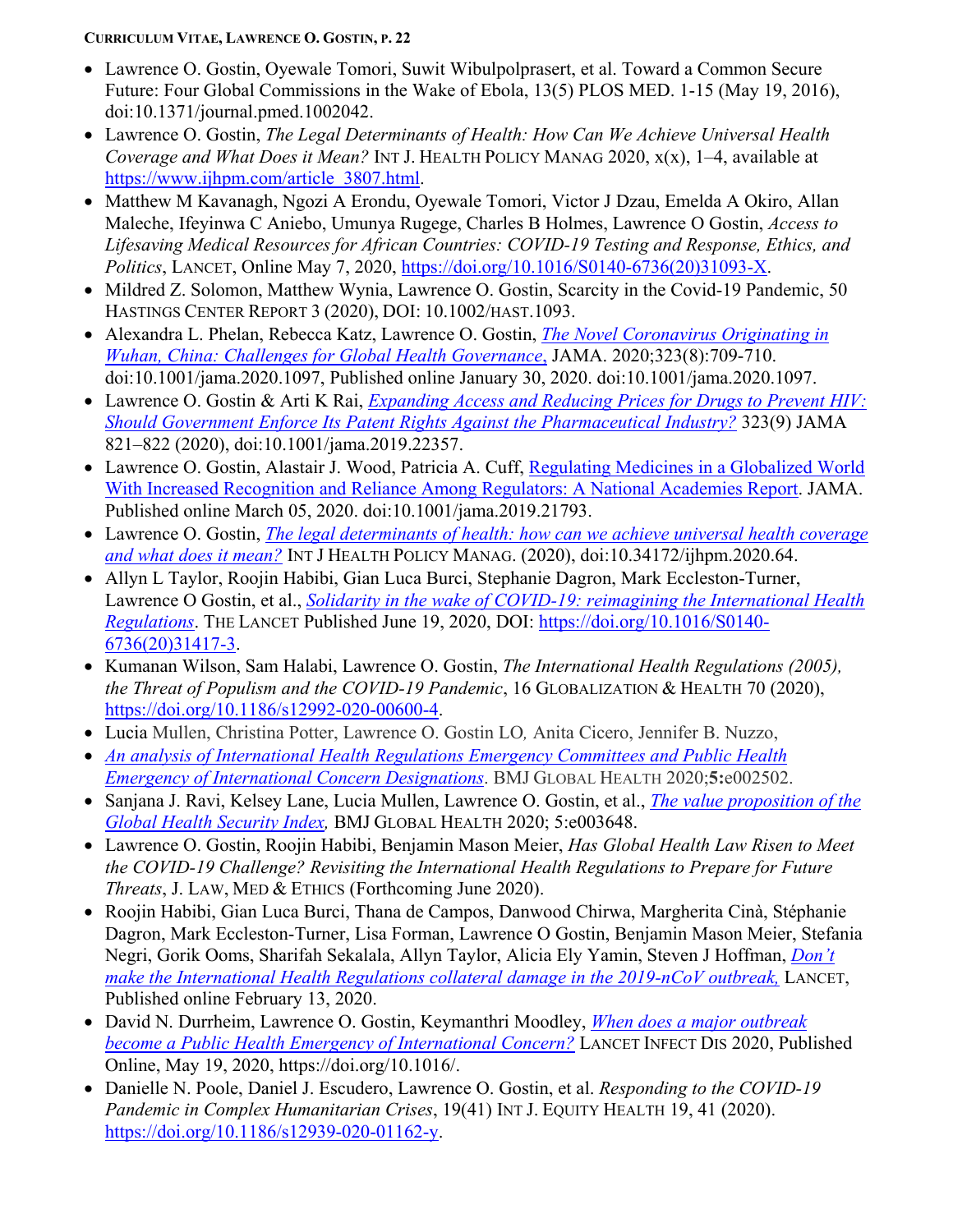- Lawrence O. Gostin, Oyewale Tomori, Suwit Wibulpolprasert, et al. Toward a Common Secure Future: Four Global Commissions in the Wake of Ebola, 13(5) PLOS MED. 1-15 (May 19, 2016), doi:10.1371/journal.pmed.1002042.
- Lawrence O. Gostin, *The Legal Determinants of Health: How Can We Achieve Universal Health Coverage and What Does it Mean?* INT J. HEALTH POLICY MANAG 2020, x(x), 1–4, available at https://www.ijhpm.com/article_3807.html.
- Matthew M Kavanagh, Ngozi A Erondu, Oyewale Tomori, Victor J Dzau, Emelda A Okiro, Allan Maleche, Ifeyinwa C Aniebo, Umunya Rugege, Charles B Holmes, Lawrence O Gostin, *Access to Lifesaving Medical Resources for African Countries: COVID-19 Testing and Response, Ethics, and Politics*, LANCET, Online May 7, 2020, https://doi.org/10.1016/S0140-6736(20)31093-X.
- Mildred Z. Solomon, Matthew Wynia, Lawrence O. Gostin, Scarcity in the Covid-19 Pandemic, 50 HASTINGS CENTER REPORT 3 (2020), DOI: 10.1002/HAST.1093.
- Alexandra L. Phelan, Rebecca Katz, Lawrence O. Gostin, *The Novel Coronavirus Originating in Wuhan, China: Challenges for Global Health Governance,* JAMA. 2020;323(8):709-710. doi:10.1001/jama.2020.1097, Published online January 30, 2020. doi:10.1001/jama.2020.1097.
- Lawrence O. Gostin & Arti K Rai, *Expanding Access and Reducing Prices for Drugs to Prevent HIV: Should Government Enforce Its Patent Rights Against the Pharmaceutical Industry?* 323(9) JAMA 821–822 (2020), doi:10.1001/jama.2019.22357.
- Lawrence O. Gostin, Alastair J. Wood, Patricia A. Cuff, Regulating Medicines in a Globalized World With Increased Recognition and Reliance Among Regulators: A National Academies Report. JAMA. Published online March 05, 2020. doi:10.1001/jama.2019.21793.
- Lawrence O. Gostin, *The legal determinants of health: how can we achieve universal health coverage and what does it mean?* INT J HEALTH POLICY MANAG. (2020), doi:10.34172/ijhpm.2020.64.
- Allyn L Taylor, Roojin Habibi, Gian Luca Burci, Stephanie Dagron, Mark Eccleston-Turner, Lawrence O Gostin, et al., *Solidarity in the wake of COVID-19: reimagining the International Health Regulations*. THE LANCET Published June 19, 2020, DOI: https://doi.org/10.1016/S0140-6736(20)31417-3.
- Kumanan Wilson, Sam Halabi, Lawrence O. Gostin, *The International Health Regulations (2005), the Threat of Populism and the COVID-19 Pandemic*, 16 GLOBALIZATION & HEALTH 70 (2020), https://doi.org/10.1186/s12992-020-00600-4.
- Lucia Mullen, Christina Potter, Lawrence O. Gostin LO*,* Anita Cicero, Jennifer B. Nuzzo,
- *An analysis of International Health Regulations Emergency Committees and Public Health Emergency of International Concern Designations*. BMJ GLOBAL HEALTH 2020;**5:**e002502.
- Sanjana J. Ravi, Kelsey Lane, Lucia Mullen, Lawrence O. Gostin, et al., *The value proposition of the Global Health Security Index,* BMJ GLOBAL HEALTH 2020; 5:e003648.
- Lawrence O. Gostin, Roojin Habibi, Benjamin Mason Meier, *Has Global Health Law Risen to Meet the COVID-19 Challenge? Revisiting the International Health Regulations to Prepare for Future Threats*, J. LAW, MED & ETHICS (Forthcoming June 2020).
- Roojin Habibi, Gian Luca Burci, Thana de Campos, Danwood Chirwa, Margherita Cinà, Stéphanie Dagron, Mark Eccleston-Turner, Lisa Forman, Lawrence O Gostin, Benjamin Mason Meier, Stefania Negri, Gorik Ooms, Sharifah Sekalala, Allyn Taylor, Alicia Ely Yamin, Steven J Hoffman, *Don't make the International Health Regulations collateral damage in the 2019-nCoV outbreak,* LANCET, Published online February 13, 2020.
- David N. Durrheim, Lawrence O. Gostin, Keymanthri Moodley, *When does a major outbreak become a Public Health Emergency of International Concern?* LANCET INFECT DIS 2020, Published Online, May 19, 2020, https://doi.org/10.1016/.
- Danielle N. Poole, Daniel J. Escudero, Lawrence O. Gostin, et al. *Responding to the COVID-19 Pandemic in Complex Humanitarian Crises*, 19(41) INT J. EQUITY HEALTH 19, 41 (2020). https://doi.org/10.1186/s12939-020-01162-y.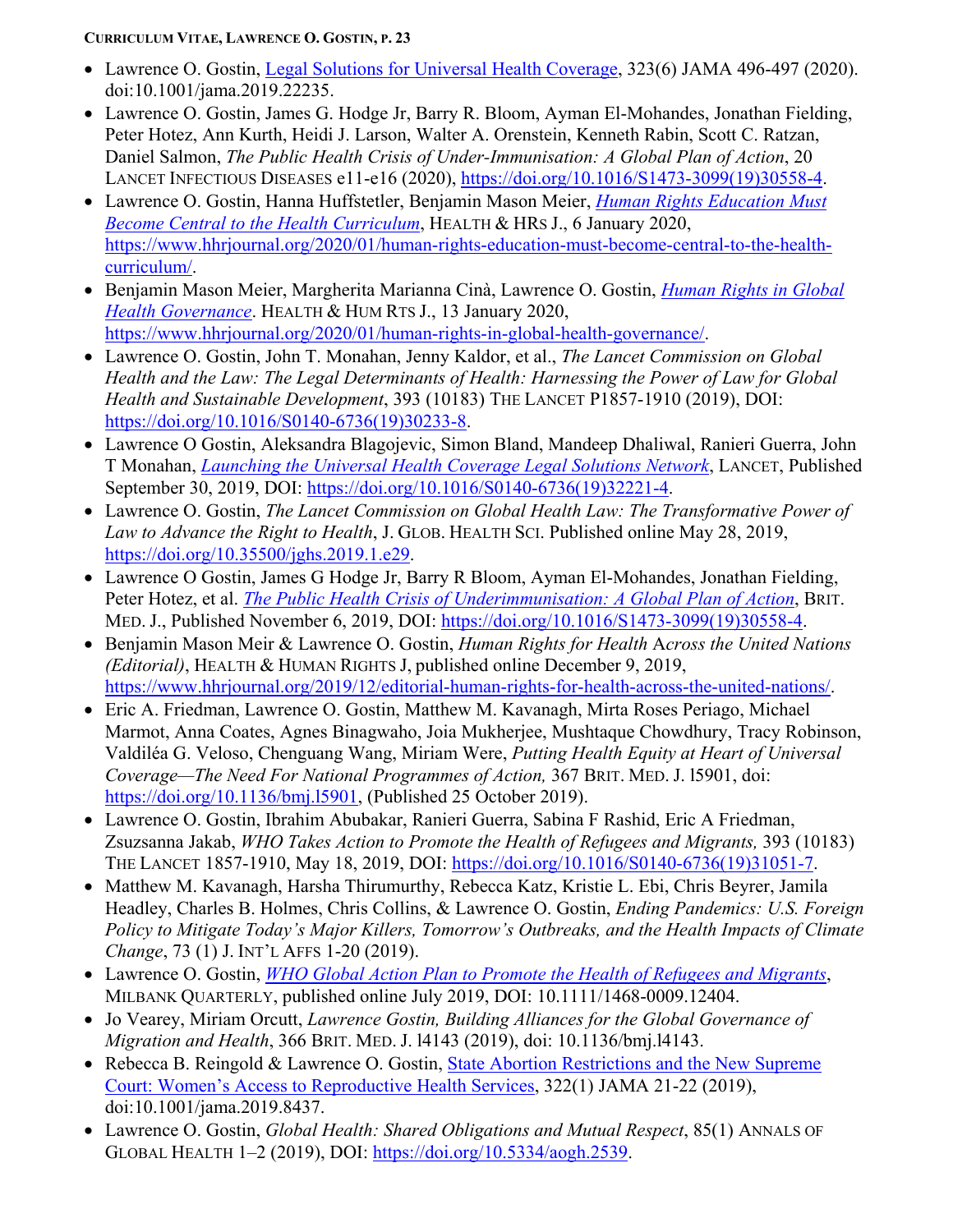- Lawrence O. Gostin, [Legal Solutions for Universal Health Coverage](), 323(6) JAMA 496-497 (2020). doi:10.1001/jama.2019.22235.
- Lawrence O. Gostin, James G. Hodge Jr, Barry R. Bloom, Ayman El-Mohandes, Jonathan Fielding, Peter Hotez, Ann Kurth, Heidi J. Larson, Walter A. Orenstein, Kenneth Rabin, Scott C. Ratzan, Daniel Salmon, *The Public Health Crisis of Under-Immunisation: A Global Plan of Action*, 20 LANCET INFECTIOUS DISEASES e11-e16 (2020), https://doi.org/10.1016/S1473-3099(19)30558-4.
- Lawrence O. Gostin, Hanna Huffstetler, Benjamin Mason Meier, *Human Rights Education Must Become Central to the Health Curriculum*, HEALTH & HRS J., 6 January 2020, https://www.hhrjournal.org/2020/01/human-rights-education-must-become-central-to-the-health-curriculum/.
- Benjamin Mason Meier, Margherita Marianna Cinà, Lawrence O. Gostin, *Human Rights in Global Health Governance*. HEALTH & HUM RTS J., 13 January 2020, https://www.hhrjournal.org/2020/01/human-rights-in-global-health-governance/.
- Lawrence O. Gostin, John T. Monahan, Jenny Kaldor, et al., *The Lancet Commission on Global Health and the Law: The Legal Determinants of Health: Harnessing the Power of Law for Global Health and Sustainable Development*, 393 (10183) THE LANCET P1857-1910 (2019), DOI: https://doi.org/10.1016/S0140-6736(19)30233-8.
- Lawrence O Gostin, Aleksandra Blagojevic, Simon Bland, Mandeep Dhaliwal, Ranieri Guerra, John T Monahan, *Launching the Universal Health Coverage Legal Solutions Network*, LANCET, Published September 30, 2019, DOI: https://doi.org/10.1016/S0140-6736(19)32221-4.
- Lawrence O. Gostin, *The Lancet Commission on Global Health Law: The Transformative Power of Law to Advance the Right to Health*, J. GLOB. HEALTH SCI. Published online May 28, 2019, https://doi.org/10.35500/jghs.2019.1.e29.
- Lawrence O Gostin, James G Hodge Jr, Barry R Bloom, Ayman El-Mohandes, Jonathan Fielding, Peter Hotez, et al. *The Public Health Crisis of Underimmunisation: A Global Plan of Action*, BRIT. MED. J., Published November 6, 2019, DOI: https://doi.org/10.1016/S1473-3099(19)30558-4.
- Benjamin Mason Meir & Lawrence O. Gostin, *Human Rights for Health Across the United Nations (Editorial)*, HEALTH & HUMAN RIGHTS J, published online December 9, 2019, https://www.hhrjournal.org/2019/12/editorial-human-rights-for-health-across-the-united-nations/.
- Eric A. Friedman, Lawrence O. Gostin, Matthew M. Kavanagh, Mirta Roses Periago, Michael Marmot, Anna Coates, Agnes Binagwaho, Joia Mukherjee, Mushtaque Chowdhury, Tracy Robinson, Valdiléa G. Veloso, Chenguang Wang, Miriam Were, *Putting Health Equity at Heart of Universal Coverage—The Need For National Programmes of Action,* 367 BRIT. MED. J. l5901, doi: https://doi.org/10.1136/bmj.l5901, (Published 25 October 2019).
- Lawrence O. Gostin, Ibrahim Abubakar, Ranieri Guerra, Sabina F Rashid, Eric A Friedman, Zsuzsanna Jakab, *WHO Takes Action to Promote the Health of Refugees and Migrants,* 393 (10183) THE LANCET 1857-1910, May 18, 2019, DOI: https://doi.org/10.1016/S0140-6736(19)31051-7.
- Matthew M. Kavanagh, Harsha Thirumurthy, Rebecca Katz, Kristie L. Ebi, Chris Beyrer, Jamila Headley, Charles B. Holmes, Chris Collins, & Lawrence O. Gostin, *Ending Pandemics: U.S. Foreign Policy to Mitigate Today's Major Killers, Tomorrow's Outbreaks, and the Health Impacts of Climate Change*, 73 (1) J. INT'L AFFS 1-20 (2019).
- Lawrence O. Gostin, *WHO Global Action Plan to Promote the Health of Refugees and Migrants*, MILBANK QUARTERLY, published online July 2019, DOI: 10.1111/1468-0009.12404.
- Jo Vearey, Miriam Orcutt, *Lawrence Gostin, Building Alliances for the Global Governance of Migration and Health*, 366 BRIT. MED. J. l4143 (2019), doi: 10.1136/bmj.l4143.
- Rebecca B. Reingold & Lawrence O. Gostin, State Abortion Restrictions and the New Supreme Court: Women's Access to Reproductive Health Services, 322(1) JAMA 21-22 (2019), doi:10.1001/jama.2019.8437.
- Lawrence O. Gostin, *Global Health: Shared Obligations and Mutual Respect*, 85(1) ANNALS OF GLOBAL HEALTH 1–2 (2019), DOI: https://doi.org/10.5334/aogh.2539.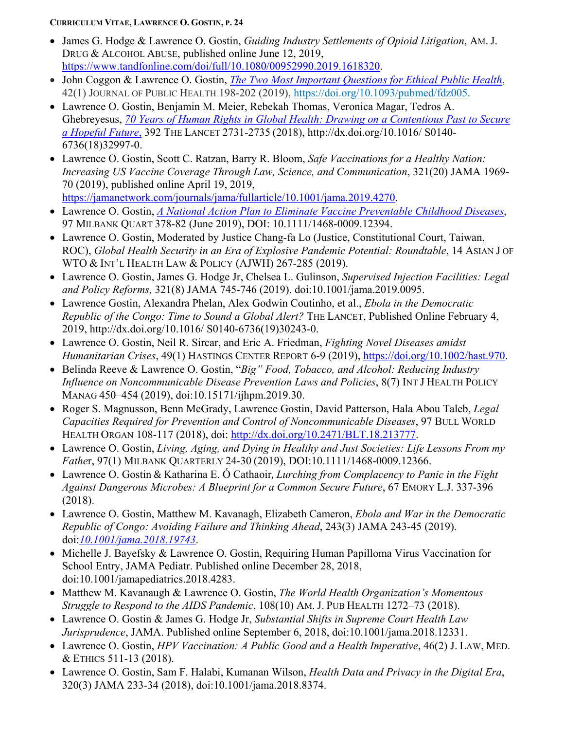- James G. Hodge & Lawrence O. Gostin, *Guiding Industry Settlements of Opioid Litigation*, AM. J. DRUG & ALCOHOL ABUSE, published online June 12, 2019, https://www.tandfonline.com/doi/full/10.1080/00952990.2019.1618320.
- John Coggon & Lawrence O. Gostin, *The Two Most Important Questions for Ethical Public Health*, 42(1) JOURNAL OF PUBLIC HEALTH 198-202 (2019), https://doi.org/10.1093/pubmed/fdz005.
- Lawrence O. Gostin, Benjamin M. Meier, Rebekah Thomas, Veronica Magar, Tedros A. Ghebreyesus, *70 Years of Human Rights in Global Health: Drawing on a Contentious Past to Secure a Hopeful Future*, 392 THE LANCET 2731-2735 (2018), http://dx.doi.org/10.1016/ S0140-6736(18)32997-0.
- Lawrence O. Gostin, Scott C. Ratzan, Barry R. Bloom, *Safe Vaccinations for a Healthy Nation: Increasing US Vaccine Coverage Through Law, Science, and Communication*, 321(20) JAMA 1969-70 (2019), published online April 19, 2019, https://jamanetwork.com/journals/jama/fullarticle/10.1001/jama.2019.4270.
- Lawrence O. Gostin, *A National Action Plan to Eliminate Vaccine Preventable Childhood Diseases*, 97 MILBANK QUART 378-82 (June 2019), DOI: 10.1111/1468-0009.12394.
- Lawrence O. Gostin, Moderated by Justice Chang-fa Lo (Justice, Constitutional Court, Taiwan, ROC), *Global Health Security in an Era of Explosive Pandemic Potential: Roundtable*, 14 ASIAN J OF WTO & INT'L HEALTH LAW & POLICY (AJWH) 267-285 (2019).
- Lawrence O. Gostin, James G. Hodge Jr, Chelsea L. Gulinson, *Supervised Injection Facilities: Legal and Policy Reforms,* 321(8) JAMA 745-746 (2019). doi:10.1001/jama.2019.0095.
- Lawrence Gostin, Alexandra Phelan, Alex Godwin Coutinho, et al., *Ebola in the Democratic Republic of the Congo: Time to Sound a Global Alert?* THE LANCET, Published Online February 4, 2019, http://dx.doi.org/10.1016/ S0140-6736(19)30243-0.
- Lawrence O. Gostin, Neil R. Sircar, and Eric A. Friedman, *Fighting Novel Diseases amidst Humanitarian Crises*, 49(1) HASTINGS CENTER REPORT 6-9 (2019), https://doi.org/10.1002/hast.970.
- Belinda Reeve & Lawrence O. Gostin, "*Big" Food, Tobacco, and Alcohol: Reducing Industry Influence on Noncommunicable Disease Prevention Laws and Policies*, 8(7) INT J HEALTH POLICY MANAG 450–454 (2019), doi:10.15171/ijhpm.2019.30.
- Roger S. Magnusson, Benn McGrady, Lawrence Gostin, David Patterson, Hala Abou Taleb, *Legal Capacities Required for Prevention and Control of Noncommunicable Diseases*, 97 BULL WORLD HEALTH ORGAN 108-117 (2018), doi: http://dx.doi.org/10.2471/BLT.18.213777.
- Lawrence O. Gostin, *Living, Aging, and Dying in Healthy and Just Societies: Life Lessons From my Fathe*r, 97(1) MILBANK QUARTERLY 24-30 (2019), DOI:10.1111/1468-0009.12366.
- Lawrence O. Gostin & Katharina E. Ó Cathaoir, *Lurching from Complacency to Panic in the Fight Against Dangerous Microbes: A Blueprint for a Common Secure Future*, 67 EMORY L.J. 337-396 (2018).
- Lawrence O. Gostin, Matthew M. Kavanagh, Elizabeth Cameron, *Ebola and War in the Democratic Republic of Congo: Avoiding Failure and Thinking Ahead*, 243(3) JAMA 243-45 (2019). doi:*10.1001/jama.2018.19743*.
- Michelle J. Bayefsky & Lawrence O. Gostin, Requiring Human Papilloma Virus Vaccination for School Entry, JAMA Pediatr. Published online December 28, 2018, doi:10.1001/jamapediatrics.2018.4283.
- Matthew M. Kavanaugh & Lawrence O. Gostin, *The World Health Organization's Momentous Struggle to Respond to the AIDS Pandemic*, 108(10) AM. J. PUB HEALTH 1272–73 (2018).
- Lawrence O. Gostin & James G. Hodge Jr, *Substantial Shifts in Supreme Court Health Law Jurisprudence*, JAMA. Published online September 6, 2018, doi:10.1001/jama.2018.12331.
- Lawrence O. Gostin, *HPV Vaccination: A Public Good and a Health Imperative*, 46(2) J. LAW, MED. & ETHICS 511-13 (2018).
- Lawrence O. Gostin, Sam F. Halabi, Kumanan Wilson, *Health Data and Privacy in the Digital Era*, 320(3) JAMA 233-34 (2018), doi:10.1001/jama.2018.8374.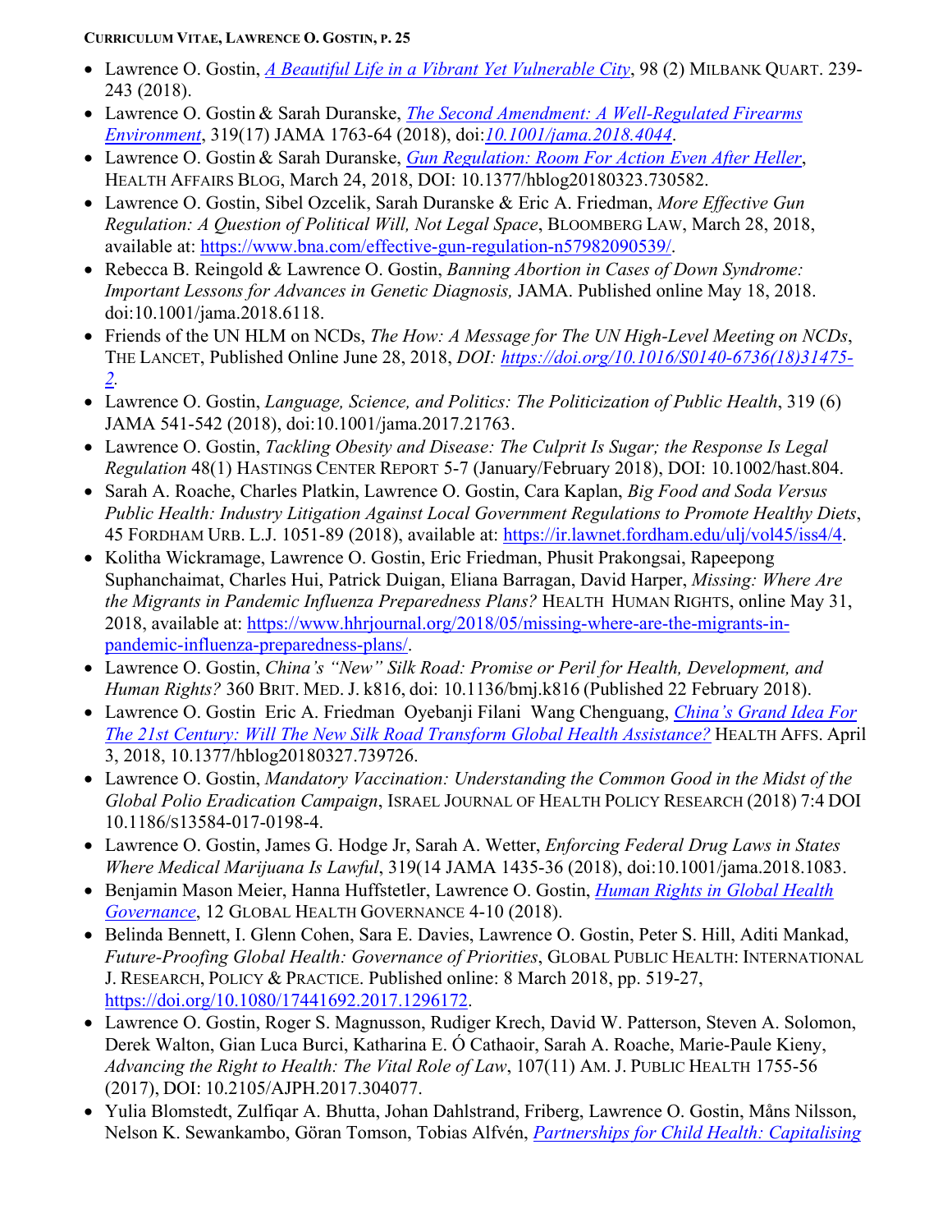- Lawrence O. Gostin, *A Beautiful Life in a Vibrant Yet Vulnerable City*, 98 (2) MILBANK QUART. 239-243 (2018).
- Lawrence O. Gostin & Sarah Duranske, *The Second Amendment: A Well-Regulated Firearms Environment*, 319(17) JAMA 1763-64 (2018), doi:*10.1001/jama.2018.4044*.
- Lawrence O. Gostin & Sarah Duranske, *Gun Regulation: Room For Action Even After Heller*, HEALTH AFFAIRS BLOG, March 24, 2018, DOI: 10.1377/hblog20180323.730582.
- Lawrence O. Gostin, Sibel Ozcelik, Sarah Duranske & Eric A. Friedman, *More Effective Gun Regulation: A Question of Political Will, Not Legal Space*, BLOOMBERG LAW, March 28, 2018, available at: https://www.bna.com/effective-gun-regulation-n57982090539/.
- Rebecca B. Reingold & Lawrence O. Gostin, *Banning Abortion in Cases of Down Syndrome: Important Lessons for Advances in Genetic Diagnosis,* JAMA. Published online May 18, 2018. doi:10.1001/jama.2018.6118.
- Friends of the UN HLM on NCDs, *The How: A Message for The UN High-Level Meeting on NCDs*, THE LANCET, Published Online June 28, 2018, *DOI: https://doi.org/10.1016/S0140-6736(18)31475-2*.
- Lawrence O. Gostin, *Language, Science, and Politics: The Politicization of Public Health*, 319 (6) JAMA 541-542 (2018), doi:10.1001/jama.2017.21763.
- Lawrence O. Gostin, *Tackling Obesity and Disease: The Culprit Is Sugar; the Response Is Legal Regulation* 48(1) HASTINGS CENTER REPORT 5-7 (January/February 2018), DOI: 10.1002/hast.804.
- Sarah A. Roache, Charles Platkin, Lawrence O. Gostin, Cara Kaplan, *Big Food and Soda Versus Public Health: Industry Litigation Against Local Government Regulations to Promote Healthy Diets*, 45 FORDHAM URB. L.J. 1051-89 (2018), available at: https://ir.lawnet.fordham.edu/ulj/vol45/iss4/4.
- Kolitha Wickramage, Lawrence O. Gostin, Eric Friedman, Phusit Prakongsai, Rapeepong Suphanchaimat, Charles Hui, Patrick Duigan, Eliana Barragan, David Harper, *Missing: Where Are the Migrants in Pandemic Influenza Preparedness Plans?* HEALTH HUMAN RIGHTS, online May 31, 2018, available at: https://www.hhrjournal.org/2018/05/missing-where-are-the-migrants-in-pandemic-influenza-preparedness-plans/.
- Lawrence O. Gostin, *China's "New" Silk Road: Promise or Peril for Health, Development, and Human Rights?* 360 BRIT. MED. J. k816, doi: 10.1136/bmj.k816 (Published 22 February 2018).
- Lawrence O. Gostin Eric A. Friedman Oyebanji Filani Wang Chenguang, *China's Grand Idea For The 21st Century: Will The New Silk Road Transform Global Health Assistance?* HEALTH AFFS. April 3, 2018, 10.1377/hblog20180327.739726.
- Lawrence O. Gostin, *Mandatory Vaccination: Understanding the Common Good in the Midst of the Global Polio Eradication Campaign*, ISRAEL JOURNAL OF HEALTH POLICY RESEARCH (2018) 7:4 DOI 10.1186/s13584-017-0198-4.
- Lawrence O. Gostin, James G. Hodge Jr, Sarah A. Wetter, *Enforcing Federal Drug Laws in States Where Medical Marijuana Is Lawful*, 319(14 JAMA 1435-36 (2018), doi:10.1001/jama.2018.1083.
- Benjamin Mason Meier, Hanna Huffstetler, Lawrence O. Gostin, *Human Rights in Global Health Governance*, 12 GLOBAL HEALTH GOVERNANCE 4-10 (2018).
- Belinda Bennett, I. Glenn Cohen, Sara E. Davies, Lawrence O. Gostin, Peter S. Hill, Aditi Mankad, *Future-Proofing Global Health: Governance of Priorities*, GLOBAL PUBLIC HEALTH: INTERNATIONAL J. RESEARCH, POLICY & PRACTICE. Published online: 8 March 2018, pp. 519-27, https://doi.org/10.1080/17441692.2017.1296172.
- Lawrence O. Gostin, Roger S. Magnusson, Rudiger Krech, David W. Patterson, Steven A. Solomon, Derek Walton, Gian Luca Burci, Katharina E. Ó Cathaoir, Sarah A. Roache, Marie-Paule Kieny, *Advancing the Right to Health: The Vital Role of Law*, 107(11) AM. J. PUBLIC HEALTH 1755-56 (2017), DOI: 10.2105/AJPH.2017.304077.
- Yulia Blomstedt, Zulfiqar A. Bhutta, Johan Dahlstrand, Friberg, Lawrence O. Gostin, Måns Nilsson, Nelson K. Sewankambo, Göran Tomson, Tobias Alfvén, *Partnerships for Child Health: Capitalising*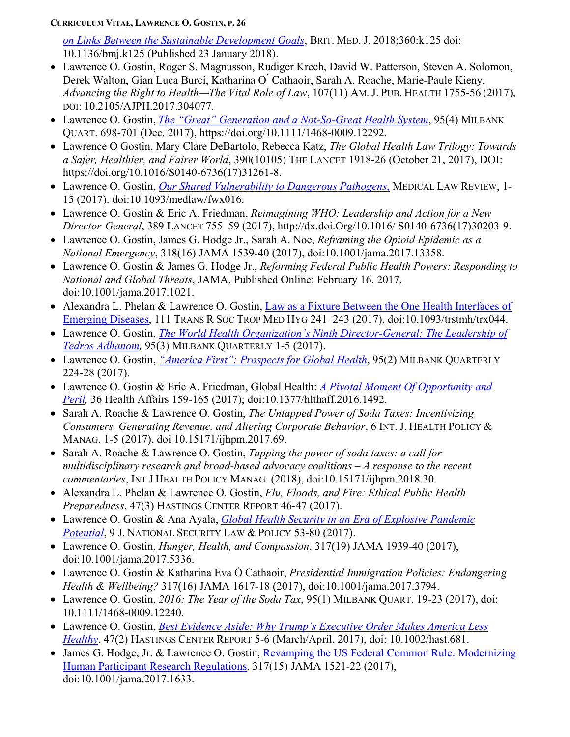*on Links Between the Sustainable Development Goals*, BRIT. MED. J. 2018;360:k125 doi: 10.1136/bmj.k125 (Published 23 January 2018).

- Lawrence O. Gostin, Roger S. Magnusson, Rudiger Krech, David W. Patterson, Steven A. Solomon, Derek Walton, Gian Luca Burci, Katharina O´ Cathaoir, Sarah A. Roache, Marie-Paule Kieny, *Advancing the Right to Health—The Vital Role of Law*, 107(11) AM. J. PUB. HEALTH 1755-56 (2017), DOI: 10.2105/AJPH.2017.304077.
- Lawrence O. Gostin, *The "Great" Generation and a Not-So-Great Health System*, 95(4) MILBANK QUART. 698-701 (Dec. 2017), https://doi.org/10.1111/1468-0009.12292.
- Lawrence O Gostin, Mary Clare DeBartolo, Rebecca Katz, *The Global Health Law Trilogy: Towards a Safer, Healthier, and Fairer World*, 390(10105) THE LANCET 1918-26 (October 21, 2017), DOI: https://doi.org/10.1016/S0140-6736(17)31261-8.
- Lawrence O. Gostin, *Our Shared Vulnerability to Dangerous Pathogens*, MEDICAL LAW REVIEW, 1-15 (2017). doi:10.1093/medlaw/fwx016.
- Lawrence O. Gostin & Eric A. Friedman, *Reimagining WHO: Leadership and Action for a New Director-General*, 389 LANCET 755–59 (2017), http://dx.doi.Org/10.1016/ S0140-6736(17)30203-9.
- Lawrence O. Gostin, James G. Hodge Jr., Sarah A. Noe, *Reframing the Opioid Epidemic as a National Emergency*, 318(16) JAMA 1539-40 (2017), doi:10.1001/jama.2017.13358.
- Lawrence O. Gostin & James G. Hodge Jr., *Reforming Federal Public Health Powers: Responding to National and Global Threats*, JAMA, Published Online: February 16, 2017, doi:10.1001/jama.2017.1021.
- Alexandra L. Phelan & Lawrence O. Gostin, Law as a Fixture Between the One Health Interfaces of Emerging Diseases, 111 TRANS R SOC TROP MED HYG 241–243 (2017), doi:10.1093/trstmh/trx044.
- Lawrence O. Gostin, *The World Health Organization's Ninth Director-General: The Leadership of Tedros Adhanom,* 95(3) MILBANK QUARTERLY 1-5 (2017).
- Lawrence O. Gostin, *"America First": Prospects for Global Health*, 95(2) MILBANK QUARTERLY 224-28 (2017).
- Lawrence O. Gostin & Eric A. Friedman, Global Health: *A Pivotal Moment Of Opportunity and Peril,* 36 Health Affairs 159-165 (2017); doi:10.1377/hlthaff.2016.1492.
- Sarah A. Roache & Lawrence O. Gostin, *The Untapped Power of Soda Taxes: Incentivizing Consumers, Generating Revenue, and Altering Corporate Behavior*, 6 INT. J. HEALTH POLICY & MANAG. 1-5 (2017), doi 10.15171/ijhpm.2017.69.
- Sarah A. Roache & Lawrence O. Gostin, *Tapping the power of soda taxes: a call for multidisciplinary research and broad-based advocacy coalitions – A response to the recent commentaries*, INT J HEALTH POLICY MANAG. (2018), doi:10.15171/ijhpm.2018.30.
- Alexandra L. Phelan & Lawrence O. Gostin, *Flu, Floods, and Fire: Ethical Public Health Preparedness*, 47(3) HASTINGS CENTER REPORT 46-47 (2017).
- Lawrence O. Gostin & Ana Ayala, *Global Health Security in an Era of Explosive Pandemic Potential*, 9 J. NATIONAL SECURITY LAW & POLICY 53-80 (2017).
- Lawrence O. Gostin, *Hunger, Health, and Compassion*, 317(19) JAMA 1939-40 (2017), doi:10.1001/jama.2017.5336.
- Lawrence O. Gostin & Katharina Eva Ó Cathaoir, *Presidential Immigration Policies: Endangering Health & Wellbeing?* 317(16) JAMA 1617-18 (2017), doi:10.1001/jama.2017.3794.
- Lawrence O. Gostin, *2016: The Year of the Soda Tax*, 95(1) MILBANK QUART. 19-23 (2017), doi: 10.1111/1468-0009.12240.
- Lawrence O. Gostin, *Best Evidence Aside: Why Trump's Executive Order Makes America Less Healthy*, 47(2) HASTINGS CENTER REPORT 5-6 (March/April, 2017), doi: 10.1002/hast.681.
- James G. Hodge, Jr. & Lawrence O. Gostin, Revamping the US Federal Common Rule: Modernizing Human Participant Research Regulations, 317(15) JAMA 1521-22 (2017), doi:10.1001/jama.2017.1633.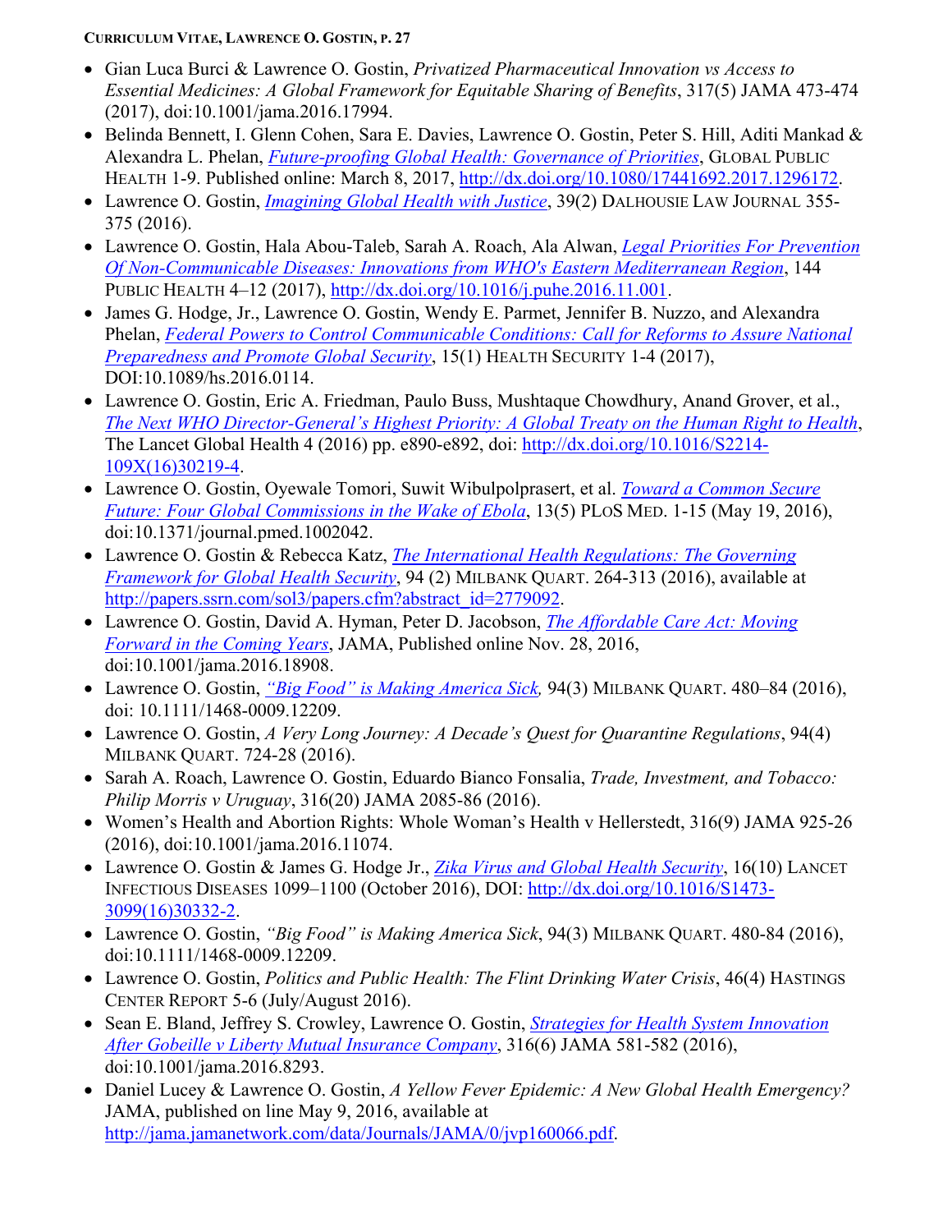- Gian Luca Burci & Lawrence O. Gostin, *Privatized Pharmaceutical Innovation vs Access to Essential Medicines: A Global Framework for Equitable Sharing of Benefits*, 317(5) JAMA 473-474 (2017), doi:10.1001/jama.2016.17994.
- Belinda Bennett, I. Glenn Cohen, Sara E. Davies, Lawrence O. Gostin, Peter S. Hill, Aditi Mankad & Alexandra L. Phelan, *Future-proofing Global Health: Governance of Priorities*, GLOBAL PUBLIC HEALTH 1-9. Published online: March 8, 2017, http://dx.doi.org/10.1080/17441692.2017.1296172.
- Lawrence O. Gostin, *Imagining Global Health with Justice*, 39(2) DALHOUSIE LAW JOURNAL 355-375 (2016).
- Lawrence O. Gostin, Hala Abou-Taleb, Sarah A. Roach, Ala Alwan, *Legal Priorities For Prevention Of Non-Communicable Diseases: Innovations from WHO's Eastern Mediterranean Region*, 144 PUBLIC HEALTH 4–12 (2017), http://dx.doi.org/10.1016/j.puhe.2016.11.001.
- James G. Hodge, Jr., Lawrence O. Gostin, Wendy E. Parmet, Jennifer B. Nuzzo, and Alexandra Phelan, *Federal Powers to Control Communicable Conditions: Call for Reforms to Assure National Preparedness and Promote Global Security*, 15(1) HEALTH SECURITY 1-4 (2017), DOI:10.1089/hs.2016.0114.
- Lawrence O. Gostin, Eric A. Friedman, Paulo Buss, Mushtaque Chowdhury, Anand Grover, et al., *The Next WHO Director-General's Highest Priority: A Global Treaty on the Human Right to Health*, The Lancet Global Health 4 (2016) pp. e890-e892, doi: http://dx.doi.org/10.1016/S2214-109X(16)30219-4.
- Lawrence O. Gostin, Oyewale Tomori, Suwit Wibulpolprasert, et al. *Toward a Common Secure Future: Four Global Commissions in the Wake of Ebola*, 13(5) PLoS MED. 1-15 (May 19, 2016), doi:10.1371/journal.pmed.1002042.
- Lawrence O. Gostin & Rebecca Katz, *The International Health Regulations: The Governing Framework for Global Health Security*, 94 (2) MILBANK QUART. 264-313 (2016), available at http://papers.ssrn.com/sol3/papers.cfm?abstract_id=2779092.
- Lawrence O. Gostin, David A. Hyman, Peter D. Jacobson, *The Affordable Care Act: Moving Forward in the Coming Years*, JAMA, Published online Nov. 28, 2016, doi:10.1001/jama.2016.18908.
- Lawrence O. Gostin, *"Big Food" is Making America Sick*, 94(3) MILBANK QUART. 480–84 (2016), doi: 10.1111/1468-0009.12209.
- Lawrence O. Gostin, *A Very Long Journey: A Decade's Quest for Quarantine Regulations*, 94(4) MILBANK QUART. 724-28 (2016).
- Sarah A. Roach, Lawrence O. Gostin, Eduardo Bianco Fonsalia, *Trade, Investment, and Tobacco: Philip Morris v Uruguay*, 316(20) JAMA 2085-86 (2016).
- Women's Health and Abortion Rights: Whole Woman's Health v Hellerstedt, 316(9) JAMA 925-26 (2016), doi:10.1001/jama.2016.11074.
- Lawrence O. Gostin & James G. Hodge Jr., *Zika Virus and Global Health Security*, 16(10) LANCET INFECTIOUS DISEASES 1099–1100 (October 2016), DOI: http://dx.doi.org/10.1016/S1473-3099(16)30332-2.
- Lawrence O. Gostin, *"Big Food" is Making America Sick*, 94(3) MILBANK QUART. 480-84 (2016), doi:10.1111/1468-0009.12209.
- Lawrence O. Gostin, *Politics and Public Health: The Flint Drinking Water Crisis*, 46(4) HASTINGS CENTER REPORT 5-6 (July/August 2016).
- Sean E. Bland, Jeffrey S. Crowley, Lawrence O. Gostin, *Strategies for Health System Innovation After Gobeille v Liberty Mutual Insurance Company*, 316(6) JAMA 581-582 (2016), doi:10.1001/jama.2016.8293.
- Daniel Lucey & Lawrence O. Gostin, *A Yellow Fever Epidemic: A New Global Health Emergency?* JAMA, published on line May 9, 2016, available at http://jama.jamanetwork.com/data/Journals/JAMA/0/jvp160066.pdf.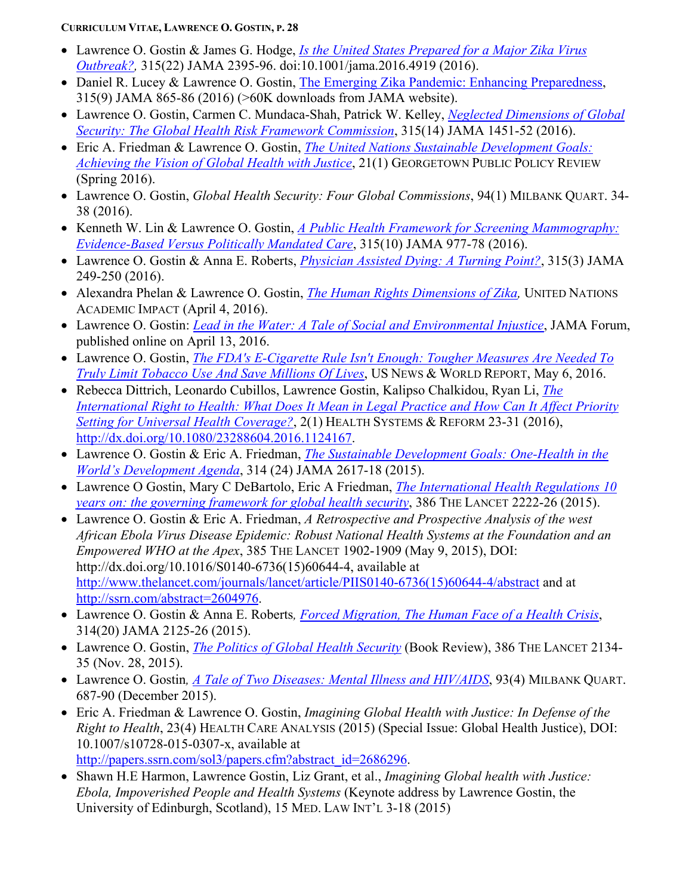- Lawrence O. Gostin & James G. Hodge, *Is the United States Prepared for a Major Zika Virus Outbreak?,* 315(22) JAMA 2395-96. doi:10.1001/jama.2016.4919 (2016).
- Daniel R. Lucey & Lawrence O. Gostin, The Emerging Zika Pandemic: Enhancing Preparedness, 315(9) JAMA 865-86 (2016) (>60K downloads from JAMA website).
- Lawrence O. Gostin, Carmen C. Mundaca-Shah, Patrick W. Kelley, *Neglected Dimensions of Global Security: The Global Health Risk Framework Commission*, 315(14) JAMA 1451-52 (2016).
- Eric A. Friedman & Lawrence O. Gostin, *The United Nations Sustainable Development Goals: Achieving the Vision of Global Health with Justice*, 21(1) GEORGETOWN PUBLIC POLICY REVIEW (Spring 2016).
- Lawrence O. Gostin, *Global Health Security: Four Global Commissions*, 94(1) MILBANK QUART. 34-38 (2016).
- Kenneth W. Lin & Lawrence O. Gostin, *A Public Health Framework for Screening Mammography: Evidence-Based Versus Politically Mandated Care*, 315(10) JAMA 977-78 (2016).
- Lawrence O. Gostin & Anna E. Roberts, *Physician Assisted Dying: A Turning Point?*, 315(3) JAMA 249-250 (2016).
- Alexandra Phelan & Lawrence O. Gostin, *The Human Rights Dimensions of Zika,* UNITED NATIONS ACADEMIC IMPACT (April 4, 2016).
- Lawrence O. Gostin: *Lead in the Water: A Tale of Social and Environmental Injustice*, JAMA Forum, published online on April 13, 2016.
- Lawrence O. Gostin, *The FDA's E-Cigarette Rule Isn't Enough: Tougher Measures Are Needed To Truly Limit Tobacco Use And Save Millions Of Lives*, US NEWS & WORLD REPORT, May 6, 2016.
- Rebecca Dittrich, Leonardo Cubillos, Lawrence Gostin, Kalipso Chalkidou, Ryan Li, *The International Right to Health: What Does It Mean in Legal Practice and How Can It Affect Priority Setting for Universal Health Coverage?*, 2(1) HEALTH SYSTEMS & REFORM 23-31 (2016), http://dx.doi.org/10.1080/23288604.2016.1124167.
- Lawrence O. Gostin & Eric A. Friedman, *The Sustainable Development Goals: One-Health in the World's Development Agenda*, 314 (24) JAMA 2617-18 (2015).
- Lawrence O Gostin, Mary C DeBartolo, Eric A Friedman, *The International Health Regulations 10 years on: the governing framework for global health security*, 386 THE LANCET 2222-26 (2015).
- Lawrence O. Gostin & Eric A. Friedman, *A Retrospective and Prospective Analysis of the west African Ebola Virus Disease Epidemic: Robust National Health Systems at the Foundation and an Empowered WHO at the Apex*, 385 THE LANCET 1902-1909 (May 9, 2015), DOI: http://dx.doi.org/10.1016/S0140-6736(15)60644-4, available at http://www.thelancet.com/journals/lancet/article/PIIS0140-6736(15)60644-4/abstract and at http://ssrn.com/abstract=2604976.
- Lawrence O. Gostin & Anna E. Roberts*, Forced Migration, The Human Face of a Health Crisis*, 314(20) JAMA 2125-26 (2015).
- Lawrence O. Gostin, *The Politics of Global Health Security* (Book Review), 386 THE LANCET 2134-35 (Nov. 28, 2015).
- Lawrence O. Gostin*, A Tale of Two Diseases: Mental Illness and HIV/AIDS*, 93(4) MILBANK QUART. 687-90 (December 2015).
- Eric A. Friedman & Lawrence O. Gostin, *Imagining Global Health with Justice: In Defense of the Right to Health*, 23(4) HEALTH CARE ANALYSIS (2015) (Special Issue: Global Health Justice), DOI: 10.1007/s10728-015-0307-x, available at http://papers.ssrn.com/sol3/papers.cfm?abstract_id=2686296.
- Shawn H.E Harmon, Lawrence Gostin, Liz Grant, et al., *Imagining Global health with Justice: Ebola, Impoverished People and Health Systems* (Keynote address by Lawrence Gostin, the University of Edinburgh, Scotland), 15 MED. LAW INT'L 3-18 (2015)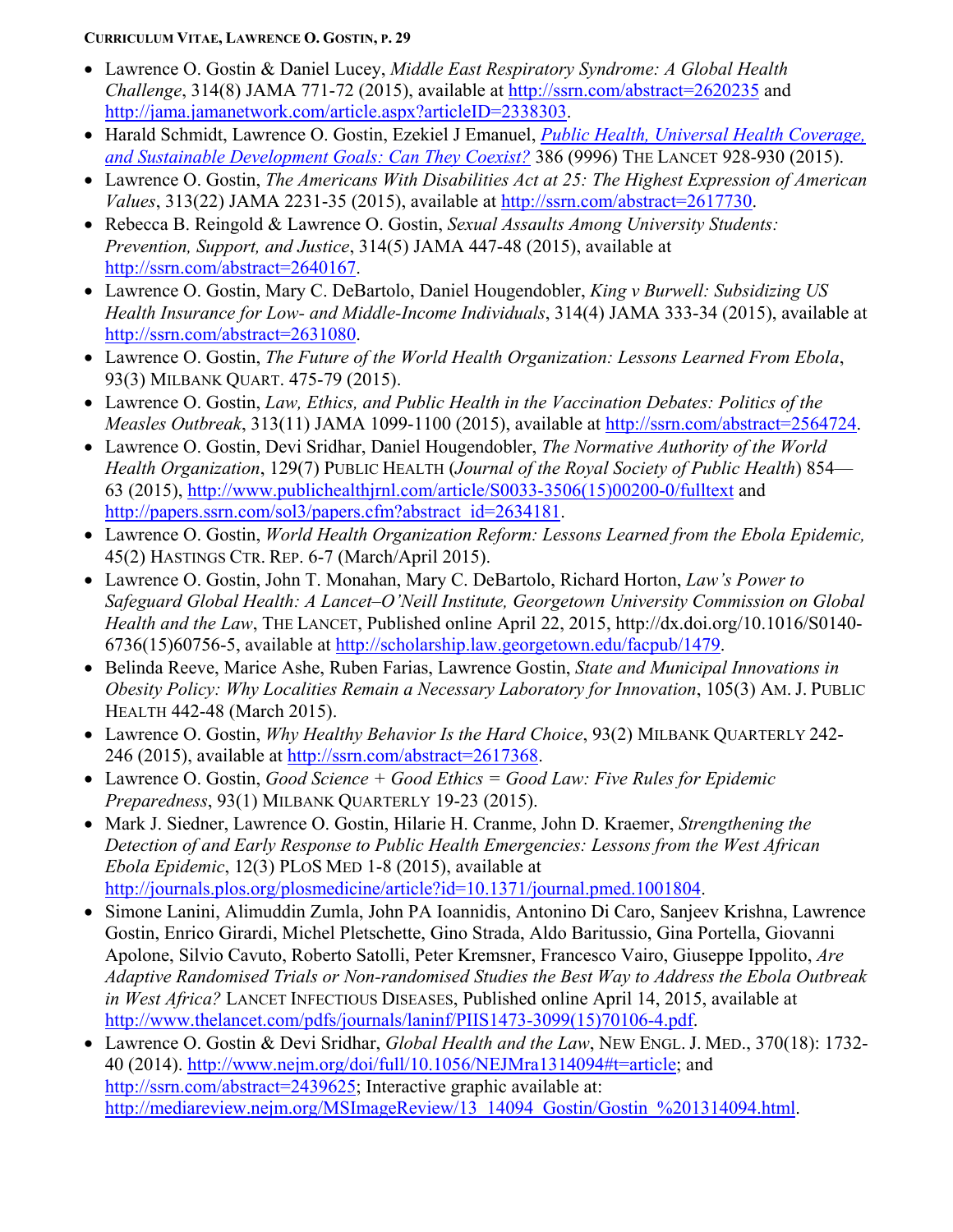- Lawrence O. Gostin & Daniel Lucey, *Middle East Respiratory Syndrome: A Global Health Challenge*, 314(8) JAMA 771-72 (2015), available at http://ssrn.com/abstract=2620235 and http://jama.jamanetwork.com/article.aspx?articleID=2338303.
- Harald Schmidt, Lawrence O. Gostin, Ezekiel J Emanuel, *Public Health, Universal Health Coverage, and Sustainable Development Goals: Can They Coexist?* 386 (9996) THE LANCET 928-930 (2015).
- Lawrence O. Gostin, *The Americans With Disabilities Act at 25: The Highest Expression of American Values*, 313(22) JAMA 2231-35 (2015), available at http://ssrn.com/abstract=2617730.
- Rebecca B. Reingold & Lawrence O. Gostin, *Sexual Assaults Among University Students: Prevention, Support, and Justice*, 314(5) JAMA 447-48 (2015), available at http://ssrn.com/abstract=2640167.
- Lawrence O. Gostin, Mary C. DeBartolo, Daniel Hougendobler, *King v Burwell: Subsidizing US Health Insurance for Low- and Middle-Income Individuals*, 314(4) JAMA 333-34 (2015), available at http://ssrn.com/abstract=2631080.
- Lawrence O. Gostin, *The Future of the World Health Organization: Lessons Learned From Ebola*, 93(3) MILBANK QUART. 475-79 (2015).
- Lawrence O. Gostin, *Law, Ethics, and Public Health in the Vaccination Debates: Politics of the Measles Outbreak*, 313(11) JAMA 1099-1100 (2015), available at http://ssrn.com/abstract=2564724.
- Lawrence O. Gostin, Devi Sridhar, Daniel Hougendobler, *The Normative Authority of the World Health Organization*, 129(7) PUBLIC HEALTH (*Journal of the Royal Society of Public Health*) 854—63 (2015), http://www.publichealthjrnl.com/article/S0033-3506(15)00200-0/fulltext and http://papers.ssrn.com/sol3/papers.cfm?abstract_id=2634181.
- Lawrence O. Gostin, *World Health Organization Reform: Lessons Learned from the Ebola Epidemic,* 45(2) HASTINGS CTR. REP. 6-7 (March/April 2015).
- Lawrence O. Gostin, John T. Monahan, Mary C. DeBartolo, Richard Horton, *Law's Power to Safeguard Global Health: A Lancet–O'Neill Institute, Georgetown University Commission on Global Health and the Law*, THE LANCET, Published online April 22, 2015, http://dx.doi.org/10.1016/S0140-6736(15)60756-5, available at http://scholarship.law.georgetown.edu/facpub/1479.
- Belinda Reeve, Marice Ashe, Ruben Farias, Lawrence Gostin, *State and Municipal Innovations in Obesity Policy: Why Localities Remain a Necessary Laboratory for Innovation*, 105(3) AM. J. PUBLIC HEALTH 442-48 (March 2015).
- Lawrence O. Gostin, *Why Healthy Behavior Is the Hard Choice*, 93(2) MILBANK QUARTERLY 242-246 (2015), available at http://ssrn.com/abstract=2617368.
- Lawrence O. Gostin, *Good Science + Good Ethics = Good Law: Five Rules for Epidemic Preparedness*, 93(1) MILBANK QUARTERLY 19-23 (2015).
- Mark J. Siedner, Lawrence O. Gostin, Hilarie H. Cranme, John D. Kraemer, *Strengthening the Detection of and Early Response to Public Health Emergencies: Lessons from the West African Ebola Epidemic*, 12(3) PLOS MED 1-8 (2015), available at http://journals.plos.org/plosmedicine/article?id=10.1371/journal.pmed.1001804.
- Simone Lanini, Alimuddin Zumla, John PA Ioannidis, Antonino Di Caro, Sanjeev Krishna, Lawrence Gostin, Enrico Girardi, Michel Pletschette, Gino Strada, Aldo Baritussio, Gina Portella, Giovanni Apolone, Silvio Cavuto, Roberto Satolli, Peter Kremsner, Francesco Vairo, Giuseppe Ippolito, *Are Adaptive Randomised Trials or Non-randomised Studies the Best Way to Address the Ebola Outbreak in West Africa?* LANCET INFECTIOUS DISEASES, Published online April 14, 2015, available at http://www.thelancet.com/pdfs/journals/laninf/PIIS1473-3099(15)70106-4.pdf.
- Lawrence O. Gostin & Devi Sridhar, *Global Health and the Law*, NEW ENGL. J. MED., 370(18): 1732-40 (2014). http://www.nejm.org/doi/full/10.1056/NEJMra1314094#t=article; and http://ssrn.com/abstract=2439625; Interactive graphic available at: http://mediareview.nejm.org/MSImageReview/13_14094_Gostin/Gostin_%201314094.html.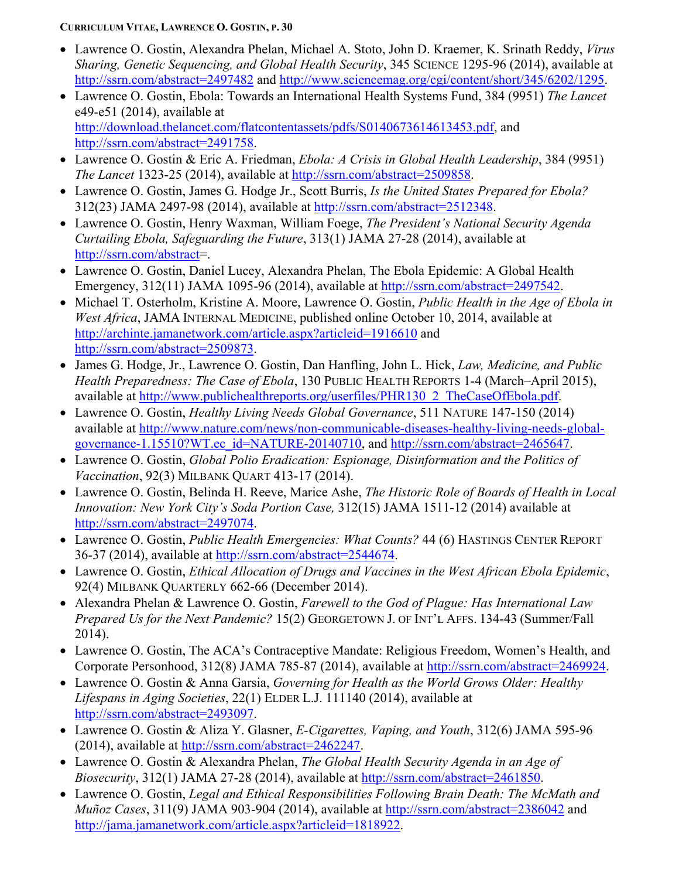- Lawrence O. Gostin, Alexandra Phelan, Michael A. Stoto, John D. Kraemer, K. Srinath Reddy, *Virus Sharing, Genetic Sequencing, and Global Health Security*, 345 SCIENCE 1295-96 (2014), available at http://ssrn.com/abstract=2497482 and http://www.sciencemag.org/cgi/content/short/345/6202/1295.
- Lawrence O. Gostin, Ebola: Towards an International Health Systems Fund, 384 (9951) *The Lancet* e49-e51 (2014), available at http://download.thelancet.com/flatcontentassets/pdfs/S0140673614613453.pdf, and http://ssrn.com/abstract=2491758.
- Lawrence O. Gostin & Eric A. Friedman, *Ebola: A Crisis in Global Health Leadership*, 384 (9951) *The Lancet* 1323-25 (2014), available at http://ssrn.com/abstract=2509858.
- Lawrence O. Gostin, James G. Hodge Jr., Scott Burris, *Is the United States Prepared for Ebola?* 312(23) JAMA 2497-98 (2014), available at http://ssrn.com/abstract=2512348.
- Lawrence O. Gostin, Henry Waxman, William Foege, *The President's National Security Agenda Curtailing Ebola, Safeguarding the Future*, 313(1) JAMA 27-28 (2014), available at http://ssrn.com/abstract=.
- Lawrence O. Gostin, Daniel Lucey, Alexandra Phelan, The Ebola Epidemic: A Global Health Emergency, 312(11) JAMA 1095-96 (2014), available at http://ssrn.com/abstract=2497542.
- Michael T. Osterholm, Kristine A. Moore, Lawrence O. Gostin, *Public Health in the Age of Ebola in West Africa*, JAMA INTERNAL MEDICINE, published online October 10, 2014, available at http://archinte.jamanetwork.com/article.aspx?articleid=1916610 and http://ssrn.com/abstract=2509873.
- James G. Hodge, Jr., Lawrence O. Gostin, Dan Hanfling, John L. Hick, *Law, Medicine, and Public Health Preparedness: The Case of Ebola*, 130 PUBLIC HEALTH REPORTS 1-4 (March–April 2015), available at http://www.publichealthreports.org/userfiles/PHR130_2_TheCaseOfEbola.pdf.
- Lawrence O. Gostin, *Healthy Living Needs Global Governance*, 511 NATURE 147-150 (2014) available at http://www.nature.com/news/non-communicable-diseases-healthy-living-needs-global-governance-1.15510?WT.ec_id=NATURE-20140710, and http://ssrn.com/abstract=2465647.
- Lawrence O. Gostin, *Global Polio Eradication: Espionage, Disinformation and the Politics of Vaccination*, 92(3) MILBANK QUART 413-17 (2014).
- Lawrence O. Gostin, Belinda H. Reeve, Marice Ashe, *The Historic Role of Boards of Health in Local Innovation: New York City's Soda Portion Case,* 312(15) JAMA 1511-12 (2014) available at http://ssrn.com/abstract=2497074.
- Lawrence O. Gostin, *Public Health Emergencies: What Counts?* 44 (6) HASTINGS CENTER REPORT 36-37 (2014), available at http://ssrn.com/abstract=2544674.
- Lawrence O. Gostin, *Ethical Allocation of Drugs and Vaccines in the West African Ebola Epidemic*, 92(4) MILBANK QUARTERLY 662-66 (December 2014).
- Alexandra Phelan & Lawrence O. Gostin, *Farewell to the God of Plague: Has International Law Prepared Us for the Next Pandemic?* 15(2) GEORGETOWN J. OF INT'L AFFS. 134-43 (Summer/Fall 2014).
- Lawrence O. Gostin, The ACA's Contraceptive Mandate: Religious Freedom, Women's Health, and Corporate Personhood, 312(8) JAMA 785-87 (2014), available at http://ssrn.com/abstract=2469924.
- Lawrence O. Gostin & Anna Garsia, *Governing for Health as the World Grows Older: Healthy Lifespans in Aging Societies*, 22(1) ELDER L.J. 111140 (2014), available at http://ssrn.com/abstract=2493097.
- Lawrence O. Gostin & Aliza Y. Glasner, *E-Cigarettes, Vaping, and Youth*, 312(6) JAMA 595-96 (2014), available at http://ssrn.com/abstract=2462247.
- Lawrence O. Gostin & Alexandra Phelan, *The Global Health Security Agenda in an Age of Biosecurity*, 312(1) JAMA 27-28 (2014), available at http://ssrn.com/abstract=2461850.
- Lawrence O. Gostin, *Legal and Ethical Responsibilities Following Brain Death: The McMath and Muñoz Cases*, 311(9) JAMA 903-904 (2014), available at http://ssrn.com/abstract=2386042 and http://jama.jamanetwork.com/article.aspx?articleid=1818922.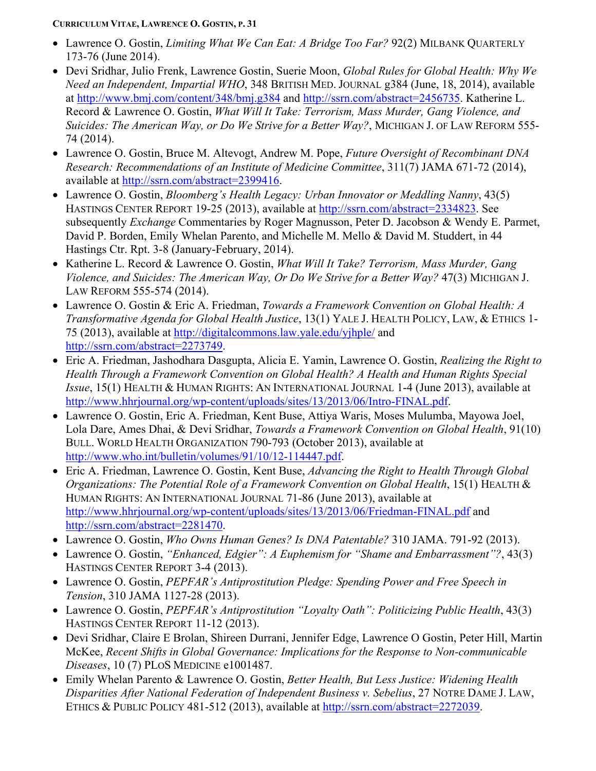- Lawrence O. Gostin, *Limiting What We Can Eat: A Bridge Too Far?* 92(2) MILBANK QUARTERLY 173-76 (June 2014).
- Devi Sridhar, Julio Frenk, Lawrence Gostin, Suerie Moon, *Global Rules for Global Health: Why We Need an Independent, Impartial WHO*, 348 BRITISH MED. JOURNAL g384 (June, 18, 2014), available at http://www.bmj.com/content/348/bmj.g384 and http://ssrn.com/abstract=2456735. Katherine L. Record & Lawrence O. Gostin, *What Will It Take: Terrorism, Mass Murder, Gang Violence, and Suicides: The American Way, or Do We Strive for a Better Way?*, MICHIGAN J. OF LAW REFORM 555-74 (2014).
- Lawrence O. Gostin, Bruce M. Altevogt, Andrew M. Pope, *Future Oversight of Recombinant DNA Research: Recommendations of an Institute of Medicine Committee*, 311(7) JAMA 671-72 (2014), available at http://ssrn.com/abstract=2399416.
- Lawrence O. Gostin, *Bloomberg's Health Legacy: Urban Innovator or Meddling Nanny*, 43(5) HASTINGS CENTER REPORT 19-25 (2013), available at http://ssrn.com/abstract=2334823. See subsequently *Exchange* Commentaries by Roger Magnusson, Peter D. Jacobson & Wendy E. Parmet, David P. Borden, Emily Whelan Parento, and Michelle M. Mello & David M. Studdert, in 44 Hastings Ctr. Rpt. 3-8 (January-February, 2014).
- Katherine L. Record & Lawrence O. Gostin, *What Will It Take? Terrorism, Mass Murder, Gang Violence, and Suicides: The American Way, Or Do We Strive for a Better Way?* 47(3) MICHIGAN J. LAW REFORM 555-574 (2014).
- Lawrence O. Gostin & Eric A. Friedman, *Towards a Framework Convention on Global Health: A Transformative Agenda for Global Health Justice*, 13(1) YALE J. HEALTH POLICY, LAW, & ETHICS 1-75 (2013), available at http://digitalcommons.law.yale.edu/yjhple/ and http://ssrn.com/abstract=2273749.
- Eric A. Friedman, Jashodhara Dasgupta, Alicia E. Yamin, Lawrence O. Gostin, *Realizing the Right to Health Through a Framework Convention on Global Health? A Health and Human Rights Special Issue*, 15(1) HEALTH & HUMAN RIGHTS: AN INTERNATIONAL JOURNAL 1-4 (June 2013), available at http://www.hhrjournal.org/wp-content/uploads/sites/13/2013/06/Intro-FINAL.pdf.
- Lawrence O. Gostin, Eric A. Friedman, Kent Buse, Attiya Waris, Moses Mulumba, Mayowa Joel, Lola Dare, Ames Dhai, & Devi Sridhar, *Towards a Framework Convention on Global Health*, 91(10) BULL. WORLD HEALTH ORGANIZATION 790-793 (October 2013), available at http://www.who.int/bulletin/volumes/91/10/12-114447.pdf.
- Eric A. Friedman, Lawrence O. Gostin, Kent Buse, *Advancing the Right to Health Through Global Organizations: The Potential Role of a Framework Convention on Global Health*, 15(1) HEALTH & HUMAN RIGHTS: AN INTERNATIONAL JOURNAL 71-86 (June 2013), available at http://www.hhrjournal.org/wp-content/uploads/sites/13/2013/06/Friedman-FINAL.pdf and http://ssrn.com/abstract=2281470.
- Lawrence O. Gostin, *Who Owns Human Genes? Is DNA Patentable?* 310 JAMA. 791-92 (2013).
- Lawrence O. Gostin, *"Enhanced, Edgier": A Euphemism for "Shame and Embarrassment"?*, 43(3) HASTINGS CENTER REPORT 3-4 (2013).
- Lawrence O. Gostin, *PEPFAR's Antiprostitution Pledge: Spending Power and Free Speech in Tension*, 310 JAMA 1127-28 (2013).
- Lawrence O. Gostin, *PEPFAR's Antiprostitution "Loyalty Oath": Politicizing Public Health*, 43(3) HASTINGS CENTER REPORT 11-12 (2013).
- Devi Sridhar, Claire E Brolan, Shireen Durrani, Jennifer Edge, Lawrence O Gostin, Peter Hill, Martin McKee, *Recent Shifts in Global Governance: Implications for the Response to Non-communicable Diseases*, 10 (7) PLOS MEDICINE e1001487.
- Emily Whelan Parento & Lawrence O. Gostin, *Better Health, But Less Justice: Widening Health Disparities After National Federation of Independent Business v. Sebelius*, 27 NOTRE DAME J. LAW, ETHICS & PUBLIC POLICY 481-512 (2013), available at http://ssrn.com/abstract=2272039.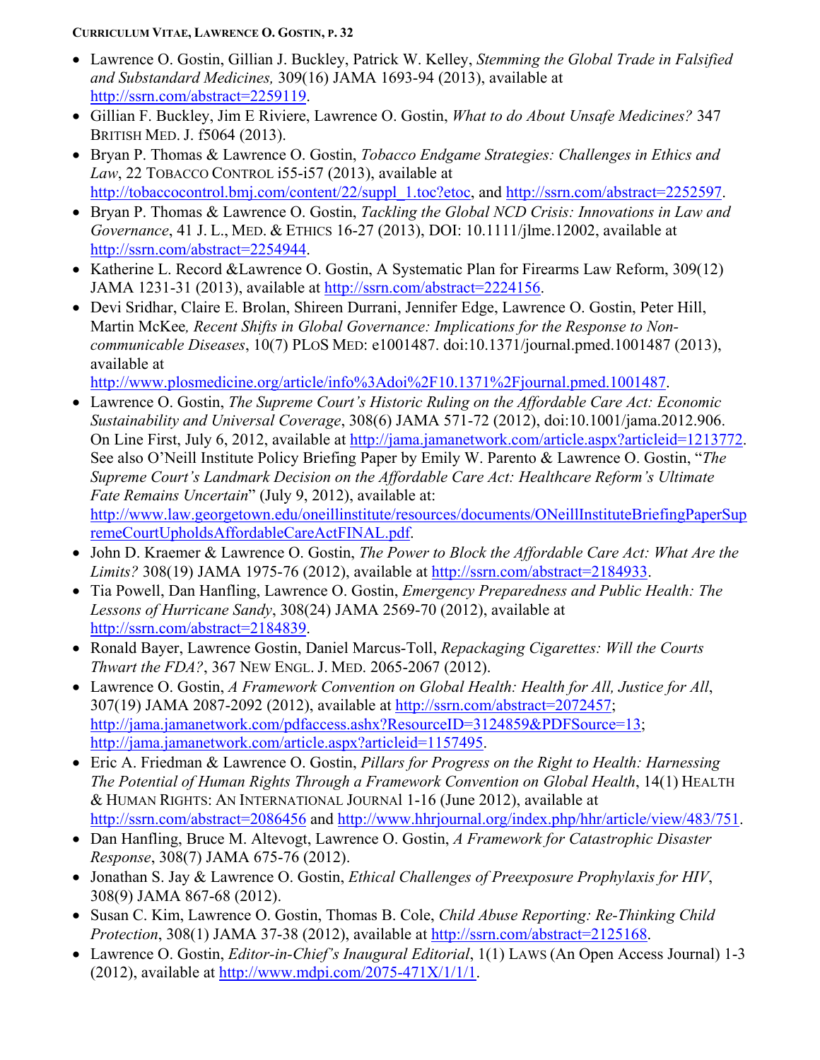- Lawrence O. Gostin, Gillian J. Buckley, Patrick W. Kelley, *Stemming the Global Trade in Falsified and Substandard Medicines,* 309(16) JAMA 1693-94 (2013), available at http://ssrn.com/abstract=2259119.
- Gillian F. Buckley, Jim E Riviere, Lawrence O. Gostin, *What to do About Unsafe Medicines?* 347 BRITISH MED. J. f5064 (2013).
- Bryan P. Thomas & Lawrence O. Gostin, *Tobacco Endgame Strategies: Challenges in Ethics and Law*, 22 TOBACCO CONTROL i55-i57 (2013), available at http://tobaccocontrol.bmj.com/content/22/suppl_1.toc?etoc, and http://ssrn.com/abstract=2252597.
- Bryan P. Thomas & Lawrence O. Gostin, *Tackling the Global NCD Crisis: Innovations in Law and Governance*, 41 J. L., MED. & ETHICS 16-27 (2013), DOI: 10.1111/jlme.12002, available at http://ssrn.com/abstract=2254944.
- Katherine L. Record &Lawrence O. Gostin, A Systematic Plan for Firearms Law Reform, 309(12) JAMA 1231-31 (2013), available at http://ssrn.com/abstract=2224156.
- Devi Sridhar, Claire E. Brolan, Shireen Durrani, Jennifer Edge, Lawrence O. Gostin, Peter Hill, Martin McKee*, Recent Shifts in Global Governance: Implications for the Response to Non-communicable Diseases*, 10(7) PLOS MED: e1001487. doi:10.1371/journal.pmed.1001487 (2013), available at http://www.plosmedicine.org/article/info%3Adoi%2F10.1371%2Fjournal.pmed.1001487.
- Lawrence O. Gostin, *The Supreme Court's Historic Ruling on the Affordable Care Act: Economic Sustainability and Universal Coverage*, 308(6) JAMA 571-72 (2012), doi:10.1001/jama.2012.906. On Line First, July 6, 2012, available at http://jama.jamanetwork.com/article.aspx?articleid=1213772. See also O'Neill Institute Policy Briefing Paper by Emily W. Parento & Lawrence O. Gostin, "*The Supreme Court's Landmark Decision on the Affordable Care Act: Healthcare Reform's Ultimate Fate Remains Uncertain*" (July 9, 2012), available at: http://www.law.georgetown.edu/oneillinstitute/resources/documents/ONeillInstituteBriefingPaperSupremeCourtUpholdsAffordableCareActFINAL.pdf.
- John D. Kraemer & Lawrence O. Gostin, *The Power to Block the Affordable Care Act: What Are the Limits?* 308(19) JAMA 1975-76 (2012), available at http://ssrn.com/abstract=2184933.
- Tia Powell, Dan Hanfling, Lawrence O. Gostin, *Emergency Preparedness and Public Health: The Lessons of Hurricane Sandy*, 308(24) JAMA 2569-70 (2012), available at http://ssrn.com/abstract=2184839.
- Ronald Bayer, Lawrence Gostin, Daniel Marcus-Toll, *Repackaging Cigarettes: Will the Courts Thwart the FDA?*, 367 NEW ENGL. J. MED. 2065-2067 (2012).
- Lawrence O. Gostin, *A Framework Convention on Global Health: Health for All, Justice for All*, 307(19) JAMA 2087-2092 (2012), available at http://ssrn.com/abstract=2072457; http://jama.jamanetwork.com/pdfaccess.ashx?ResourceID=3124859&PDFSource=13; http://jama.jamanetwork.com/article.aspx?articleid=1157495.
- Eric A. Friedman & Lawrence O. Gostin, *Pillars for Progress on the Right to Health: Harnessing The Potential of Human Rights Through a Framework Convention on Global Health*, 14(1) HEALTH & HUMAN RIGHTS: AN INTERNATIONAL JOURNAl 1-16 (June 2012), available at http://ssrn.com/abstract=2086456 and http://www.hhrjournal.org/index.php/hhr/article/view/483/751.
- Dan Hanfling, Bruce M. Altevogt, Lawrence O. Gostin, *A Framework for Catastrophic Disaster Response*, 308(7) JAMA 675-76 (2012).
- Jonathan S. Jay & Lawrence O. Gostin, *Ethical Challenges of Preexposure Prophylaxis for HIV*, 308(9) JAMA 867-68 (2012).
- Susan C. Kim, Lawrence O. Gostin, Thomas B. Cole, *Child Abuse Reporting: Re-Thinking Child Protection*, 308(1) JAMA 37-38 (2012), available at http://ssrn.com/abstract=2125168.
- Lawrence O. Gostin, *Editor-in-Chief's Inaugural Editorial*, 1(1) LAWS (An Open Access Journal) 1-3 (2012), available at http://www.mdpi.com/2075-471X/1/1/1.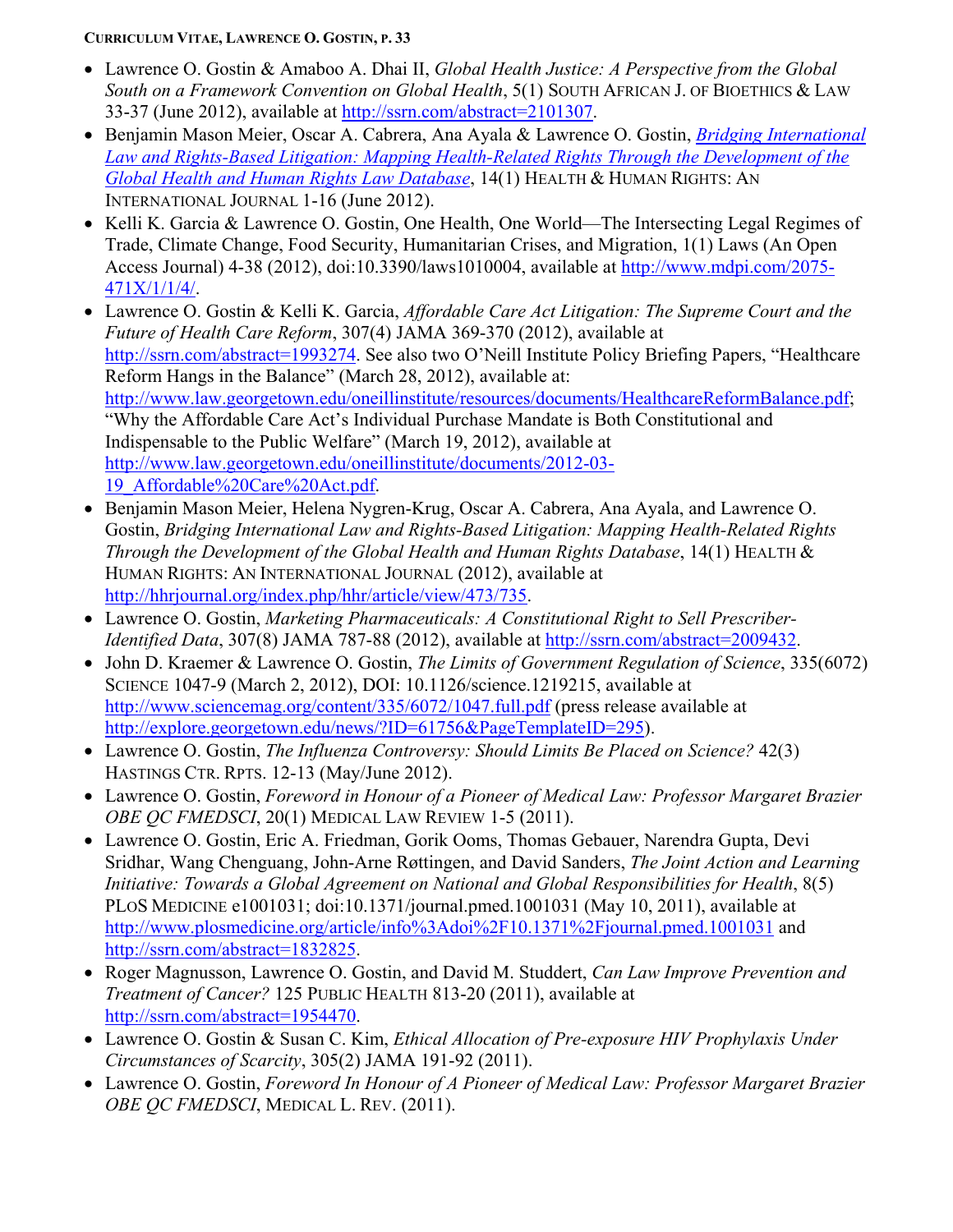- Lawrence O. Gostin & Amaboo A. Dhai II, *Global Health Justice: A Perspective from the Global South on a Framework Convention on Global Health*, 5(1) SOUTH AFRICAN J. OF BIOETHICS & LAW 33-37 (June 2012), available at http://ssrn.com/abstract=2101307.
- Benjamin Mason Meier, Oscar A. Cabrera, Ana Ayala & Lawrence O. Gostin, *Bridging International Law and Rights-Based Litigation: Mapping Health-Related Rights Through the Development of the Global Health and Human Rights Law Database*, 14(1) HEALTH & HUMAN RIGHTS: AN INTERNATIONAL JOURNAL 1-16 (June 2012).
- Kelli K. Garcia & Lawrence O. Gostin, One Health, One World—The Intersecting Legal Regimes of Trade, Climate Change, Food Security, Humanitarian Crises, and Migration, 1(1) Laws (An Open Access Journal) 4-38 (2012), doi:10.3390/laws1010004, available at http://www.mdpi.com/2075-471X/1/1/4/.
- Lawrence O. Gostin & Kelli K. Garcia, *Affordable Care Act Litigation: The Supreme Court and the Future of Health Care Reform*, 307(4) JAMA 369-370 (2012), available at http://ssrn.com/abstract=1993274. See also two O'Neill Institute Policy Briefing Papers, "Healthcare Reform Hangs in the Balance" (March 28, 2012), available at: http://www.law.georgetown.edu/oneillinstitute/resources/documents/HealthcareReformBalance.pdf; "Why the Affordable Care Act's Individual Purchase Mandate is Both Constitutional and Indispensable to the Public Welfare" (March 19, 2012), available at http://www.law.georgetown.edu/oneillinstitute/documents/2012-03-19_Affordable%20Care%20Act.pdf.
- Benjamin Mason Meier, Helena Nygren-Krug, Oscar A. Cabrera, Ana Ayala, and Lawrence O. Gostin, *Bridging International Law and Rights-Based Litigation: Mapping Health-Related Rights Through the Development of the Global Health and Human Rights Database*, 14(1) HEALTH & HUMAN RIGHTS: AN INTERNATIONAL JOURNAL (2012), available at http://hhrjournal.org/index.php/hhr/article/view/473/735.
- Lawrence O. Gostin, *Marketing Pharmaceuticals: A Constitutional Right to Sell Prescriber-Identified Data*, 307(8) JAMA 787-88 (2012), available at http://ssrn.com/abstract=2009432.
- John D. Kraemer & Lawrence O. Gostin, *The Limits of Government Regulation of Science*, 335(6072) SCIENCE 1047-9 (March 2, 2012), DOI: 10.1126/science.1219215, available at http://www.sciencemag.org/content/335/6072/1047.full.pdf (press release available at http://explore.georgetown.edu/news/?ID=61756&PageTemplateID=295).
- Lawrence O. Gostin, *The Influenza Controversy: Should Limits Be Placed on Science?* 42(3) HASTINGS CTR. RPTS. 12-13 (May/June 2012).
- Lawrence O. Gostin, *Foreword in Honour of a Pioneer of Medical Law: Professor Margaret Brazier OBE QC FMEDSCI*, 20(1) MEDICAL LAW REVIEW 1-5 (2011).
- Lawrence O. Gostin, Eric A. Friedman, Gorik Ooms, Thomas Gebauer, Narendra Gupta, Devi Sridhar, Wang Chenguang, John-Arne Røttingen, and David Sanders, *The Joint Action and Learning Initiative: Towards a Global Agreement on National and Global Responsibilities for Health*, 8(5) PLOS MEDICINE e1001031; doi:10.1371/journal.pmed.1001031 (May 10, 2011), available at http://www.plosmedicine.org/article/info%3Adoi%2F10.1371%2Fjournal.pmed.1001031 and http://ssrn.com/abstract=1832825.
- Roger Magnusson, Lawrence O. Gostin, and David M. Studdert, *Can Law Improve Prevention and Treatment of Cancer?* 125 PUBLIC HEALTH 813-20 (2011), available at http://ssrn.com/abstract=1954470.
- Lawrence O. Gostin & Susan C. Kim, *Ethical Allocation of Pre-exposure HIV Prophylaxis Under Circumstances of Scarcity*, 305(2) JAMA 191-92 (2011).
- Lawrence O. Gostin, *Foreword In Honour of A Pioneer of Medical Law: Professor Margaret Brazier OBE QC FMEDSCI*, MEDICAL L. REV. (2011).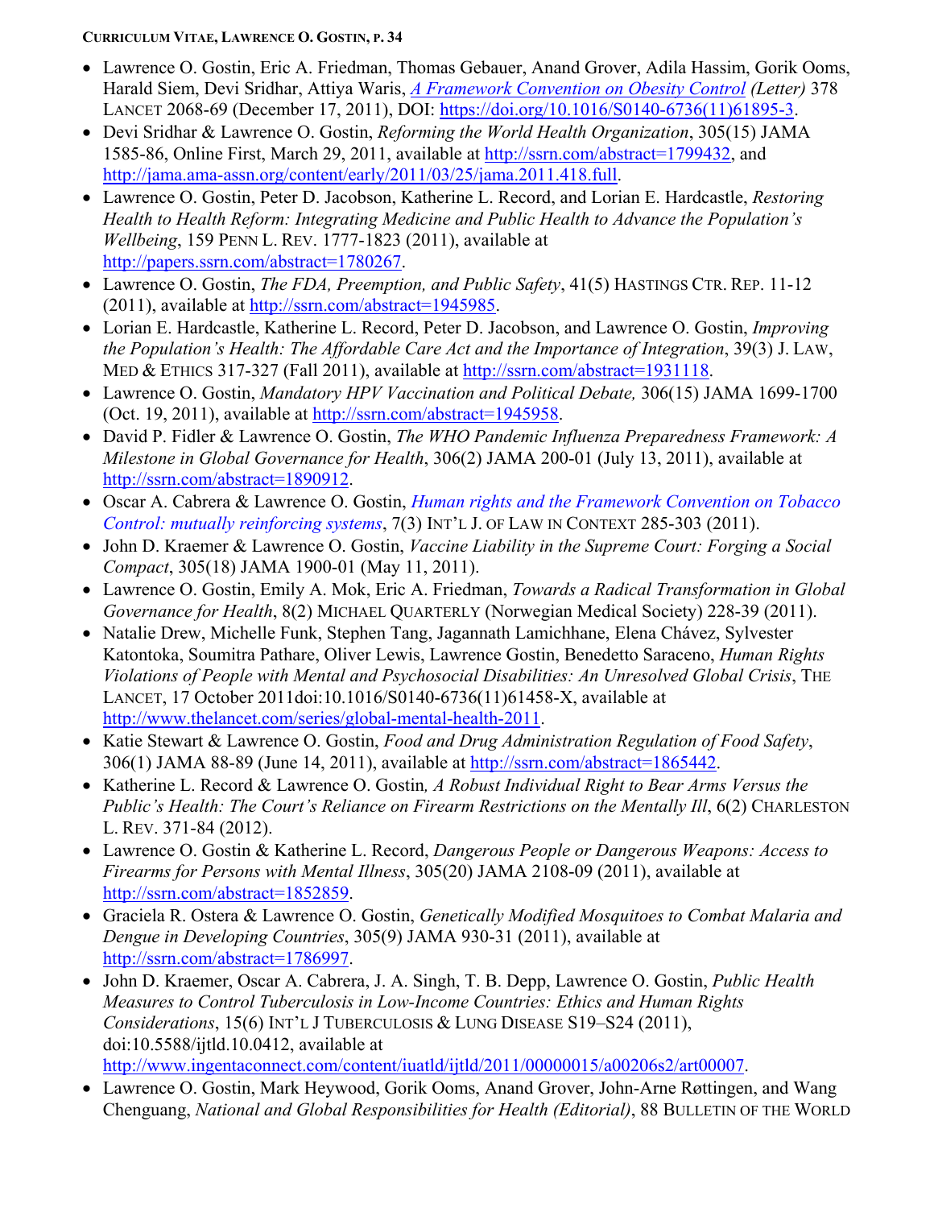- Lawrence O. Gostin, Eric A. Friedman, Thomas Gebauer, Anand Grover, Adila Hassim, Gorik Ooms, Harald Siem, Devi Sridhar, Attiya Waris, *A Framework Convention on Obesity Control (Letter)* 378 LANCET 2068-69 (December 17, 2011), DOI: https://doi.org/10.1016/S0140-6736(11)61895-3.
- Devi Sridhar & Lawrence O. Gostin, *Reforming the World Health Organization*, 305(15) JAMA 1585-86, Online First, March 29, 2011, available at http://ssrn.com/abstract=1799432, and http://jama.ama-assn.org/content/early/2011/03/25/jama.2011.418.full.
- Lawrence O. Gostin, Peter D. Jacobson, Katherine L. Record, and Lorian E. Hardcastle, *Restoring Health to Health Reform: Integrating Medicine and Public Health to Advance the Population's Wellbeing*, 159 PENN L. REV. 1777-1823 (2011), available at http://papers.ssrn.com/abstract=1780267.
- Lawrence O. Gostin, *The FDA, Preemption, and Public Safety*, 41(5) HASTINGS CTR. REP. 11-12 (2011), available at http://ssrn.com/abstract=1945985.
- Lorian E. Hardcastle, Katherine L. Record, Peter D. Jacobson, and Lawrence O. Gostin, *Improving the Population's Health: The Affordable Care Act and the Importance of Integration*, 39(3) J. LAW, MED & ETHICS 317-327 (Fall 2011), available at http://ssrn.com/abstract=1931118.
- Lawrence O. Gostin, *Mandatory HPV Vaccination and Political Debate,* 306(15) JAMA 1699-1700 (Oct. 19, 2011), available at http://ssrn.com/abstract=1945958.
- David P. Fidler & Lawrence O. Gostin, *The WHO Pandemic Influenza Preparedness Framework: A Milestone in Global Governance for Health*, 306(2) JAMA 200-01 (July 13, 2011), available at http://ssrn.com/abstract=1890912.
- Oscar A. Cabrera & Lawrence O. Gostin, *Human rights and the Framework Convention on Tobacco Control: mutually reinforcing systems*, 7(3) INT'L J. OF LAW IN CONTEXT 285-303 (2011).
- John D. Kraemer & Lawrence O. Gostin, *Vaccine Liability in the Supreme Court: Forging a Social Compact*, 305(18) JAMA 1900-01 (May 11, 2011).
- Lawrence O. Gostin, Emily A. Mok, Eric A. Friedman, *Towards a Radical Transformation in Global Governance for Health*, 8(2) MICHAEL QUARTERLY (Norwegian Medical Society) 228-39 (2011).
- Natalie Drew, Michelle Funk, Stephen Tang, Jagannath Lamichhane, Elena Chávez, Sylvester Katontoka, Soumitra Pathare, Oliver Lewis, Lawrence Gostin, Benedetto Saraceno, *Human Rights Violations of People with Mental and Psychosocial Disabilities: An Unresolved Global Crisis*, THE LANCET, 17 October 2011doi:10.1016/S0140-6736(11)61458-X, available at http://www.thelancet.com/series/global-mental-health-2011.
- Katie Stewart & Lawrence O. Gostin, *Food and Drug Administration Regulation of Food Safety*, 306(1) JAMA 88-89 (June 14, 2011), available at http://ssrn.com/abstract=1865442.
- Katherine L. Record & Lawrence O. Gostin*, A Robust Individual Right to Bear Arms Versus the Public's Health: The Court's Reliance on Firearm Restrictions on the Mentally Ill*, 6(2) CHARLESTON L. REV. 371-84 (2012).
- Lawrence O. Gostin & Katherine L. Record, *Dangerous People or Dangerous Weapons: Access to Firearms for Persons with Mental Illness*, 305(20) JAMA 2108-09 (2011), available at http://ssrn.com/abstract=1852859.
- Graciela R. Ostera & Lawrence O. Gostin, *Genetically Modified Mosquitoes to Combat Malaria and Dengue in Developing Countries*, 305(9) JAMA 930-31 (2011), available at http://ssrn.com/abstract=1786997.
- John D. Kraemer, Oscar A. Cabrera, J. A. Singh, T. B. Depp, Lawrence O. Gostin, *Public Health Measures to Control Tuberculosis in Low-Income Countries: Ethics and Human Rights Considerations*, 15(6) INT'L J TUBERCULOSIS & LUNG DISEASE S19–S24 (2011), doi:10.5588/ijtld.10.0412, available at http://www.ingentaconnect.com/content/iuatld/ijtld/2011/00000015/a00206s2/art00007.
- Lawrence O. Gostin, Mark Heywood, Gorik Ooms, Anand Grover, John-Arne Røttingen, and Wang Chenguang, *National and Global Responsibilities for Health (Editorial)*, 88 BULLETIN OF THE WORLD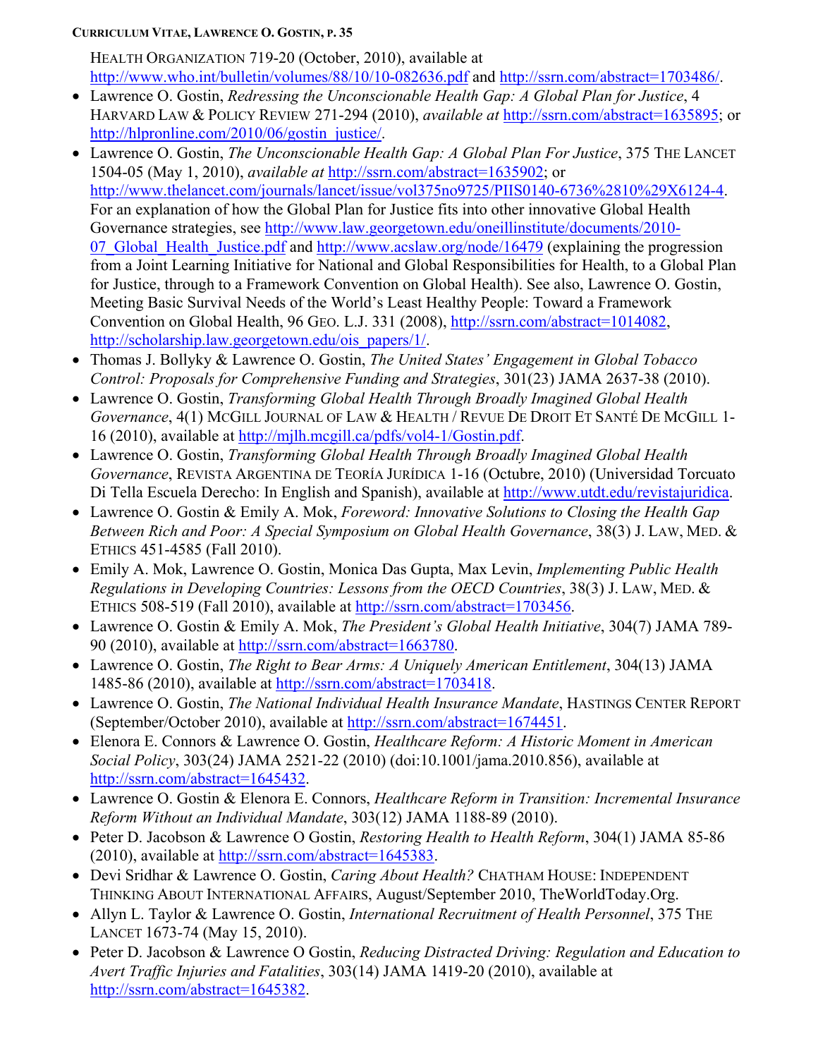HEALTH ORGANIZATION 719-20 (October, 2010), available at http://www.who.int/bulletin/volumes/88/10/10-082636.pdf and http://ssrn.com/abstract=1703486/.

- Lawrence O. Gostin, *Redressing the Unconscionable Health Gap: A Global Plan for Justice*, 4 HARVARD LAW & POLICY REVIEW 271-294 (2010), *available at* http://ssrn.com/abstract=1635895; or http://hlpronline.com/2010/06/gostin_justice/.
- Lawrence O. Gostin, *The Unconscionable Health Gap: A Global Plan For Justice*, 375 THE LANCET 1504-05 (May 1, 2010), *available at* http://ssrn.com/abstract=1635902; or http://www.thelancet.com/journals/lancet/issue/vol375no9725/PIIS0140-6736%2810%29X6124-4. For an explanation of how the Global Plan for Justice fits into other innovative Global Health Governance strategies, see http://www.law.georgetown.edu/oneillinstitute/documents/2010-07_Global_Health_Justice.pdf and http://www.acslaw.org/node/16479 (explaining the progression from a Joint Learning Initiative for National and Global Responsibilities for Health, to a Global Plan for Justice, through to a Framework Convention on Global Health). See also, Lawrence O. Gostin, Meeting Basic Survival Needs of the World's Least Healthy People: Toward a Framework Convention on Global Health, 96 GEO. L.J. 331 (2008), http://ssrn.com/abstract=1014082, http://scholarship.law.georgetown.edu/ois_papers/1/.
- Thomas J. Bollyky & Lawrence O. Gostin, *The United States' Engagement in Global Tobacco Control: Proposals for Comprehensive Funding and Strategies*, 301(23) JAMA 2637-38 (2010).
- Lawrence O. Gostin, *Transforming Global Health Through Broadly Imagined Global Health Governance*, 4(1) MCGILL JOURNAL OF LAW & HEALTH / REVUE DE DROIT ET SANTÉ DE MCGILL 1-16 (2010), available at http://mjlh.mcgill.ca/pdfs/vol4-1/Gostin.pdf.
- Lawrence O. Gostin, *Transforming Global Health Through Broadly Imagined Global Health Governance*, REVISTA ARGENTINA DE TEORÍA JURÍDICA 1-16 (Octubre, 2010) (Universidad Torcuato Di Tella Escuela Derecho: In English and Spanish), available at http://www.utdt.edu/revistajuridica.
- Lawrence O. Gostin & Emily A. Mok, *Foreword: Innovative Solutions to Closing the Health Gap Between Rich and Poor: A Special Symposium on Global Health Governance*, 38(3) J. LAW, MED. & ETHICS 451-4585 (Fall 2010).
- Emily A. Mok, Lawrence O. Gostin, Monica Das Gupta, Max Levin, *Implementing Public Health Regulations in Developing Countries: Lessons from the OECD Countries*, 38(3) J. LAW, MED. & ETHICS 508-519 (Fall 2010), available at http://ssrn.com/abstract=1703456.
- Lawrence O. Gostin & Emily A. Mok, *The President's Global Health Initiative*, 304(7) JAMA 789-90 (2010), available at http://ssrn.com/abstract=1663780.
- Lawrence O. Gostin, *The Right to Bear Arms: A Uniquely American Entitlement*, 304(13) JAMA 1485-86 (2010), available at http://ssrn.com/abstract=1703418.
- Lawrence O. Gostin, *The National Individual Health Insurance Mandate*, HASTINGS CENTER REPORT (September/October 2010), available at http://ssrn.com/abstract=1674451.
- Elenora E. Connors & Lawrence O. Gostin, *Healthcare Reform: A Historic Moment in American Social Policy*, 303(24) JAMA 2521-22 (2010) (doi:10.1001/jama.2010.856), available at http://ssrn.com/abstract=1645432.
- Lawrence O. Gostin & Elenora E. Connors, *Healthcare Reform in Transition: Incremental Insurance Reform Without an Individual Mandate*, 303(12) JAMA 1188-89 (2010).
- Peter D. Jacobson & Lawrence O Gostin, *Restoring Health to Health Reform*, 304(1) JAMA 85-86 (2010), available at http://ssrn.com/abstract=1645383.
- Devi Sridhar & Lawrence O. Gostin, *Caring About Health?* CHATHAM HOUSE: INDEPENDENT THINKING ABOUT INTERNATIONAL AFFAIRS, August/September 2010, TheWorldToday.Org.
- Allyn L. Taylor & Lawrence O. Gostin, *International Recruitment of Health Personnel*, 375 THE LANCET 1673-74 (May 15, 2010).
- Peter D. Jacobson & Lawrence O Gostin, *Reducing Distracted Driving: Regulation and Education to Avert Traffic Injuries and Fatalities*, 303(14) JAMA 1419-20 (2010), available at http://ssrn.com/abstract=1645382.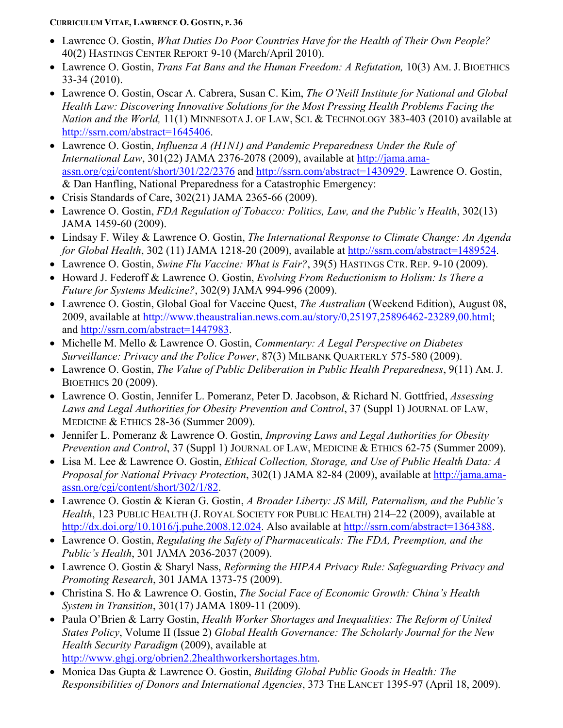- Lawrence O. Gostin, *What Duties Do Poor Countries Have for the Health of Their Own People?* 40(2) HASTINGS CENTER REPORT 9-10 (March/April 2010).
- Lawrence O. Gostin, *Trans Fat Bans and the Human Freedom: A Refutation,* 10(3) AM. J. BIOETHICS 33-34 (2010).
- Lawrence O. Gostin, Oscar A. Cabrera, Susan C. Kim, *The O'Neill Institute for National and Global Health Law: Discovering Innovative Solutions for the Most Pressing Health Problems Facing the Nation and the World,* 11(1) MINNESOTA J. OF LAW, SCI. & TECHNOLOGY 383-403 (2010) available at http://ssrn.com/abstract=1645406.
- Lawrence O. Gostin, *Influenza A (H1N1) and Pandemic Preparedness Under the Rule of International Law*, 301(22) JAMA 2376-2078 (2009), available at http://jama.ama-assn.org/cgi/content/short/301/22/2376 and http://ssrn.com/abstract=1430929. Lawrence O. Gostin, & Dan Hanfling, National Preparedness for a Catastrophic Emergency:
- Crisis Standards of Care, 302(21) JAMA 2365-66 (2009).
- Lawrence O. Gostin, *FDA Regulation of Tobacco: Politics, Law, and the Public's Health*, 302(13) JAMA 1459-60 (2009).
- Lindsay F. Wiley & Lawrence O. Gostin, *The International Response to Climate Change: An Agenda for Global Health*, 302 (11) JAMA 1218-20 (2009), available at http://ssrn.com/abstract=1489524.
- Lawrence O. Gostin, *Swine Flu Vaccine: What is Fair?*, 39(5) HASTINGS CTR. REP. 9-10 (2009).
- Howard J. Federoff & Lawrence O. Gostin, *Evolving From Reductionism to Holism: Is There a Future for Systems Medicine?*, 302(9) JAMA 994-996 (2009).
- Lawrence O. Gostin, Global Goal for Vaccine Quest, *The Australian* (Weekend Edition), August 08, 2009, available at http://www.theaustralian.news.com.au/story/0,25197,25896462-23289,00.html; and http://ssrn.com/abstract=1447983.
- Michelle M. Mello & Lawrence O. Gostin, *Commentary: A Legal Perspective on Diabetes Surveillance: Privacy and the Police Power*, 87(3) MILBANK QUARTERLY 575-580 (2009).
- Lawrence O. Gostin, *The Value of Public Deliberation in Public Health Preparedness*, 9(11) AM. J. BIOETHICS 20 (2009).
- Lawrence O. Gostin, Jennifer L. Pomeranz, Peter D. Jacobson, & Richard N. Gottfried, *Assessing Laws and Legal Authorities for Obesity Prevention and Control*, 37 (Suppl 1) JOURNAL OF LAW, MEDICINE & ETHICS 28-36 (Summer 2009).
- Jennifer L. Pomeranz & Lawrence O. Gostin, *Improving Laws and Legal Authorities for Obesity Prevention and Control*, 37 (Suppl 1) JOURNAL OF LAW, MEDICINE & ETHICS 62-75 (Summer 2009).
- Lisa M. Lee & Lawrence O. Gostin, *Ethical Collection, Storage, and Use of Public Health Data: A Proposal for National Privacy Protection*, 302(1) JAMA 82-84 (2009), available at http://jama.ama-assn.org/cgi/content/short/302/1/82.
- Lawrence O. Gostin & Kieran G. Gostin, *A Broader Liberty: JS Mill, Paternalism, and the Public's Health*, 123 PUBLIC HEALTH (J. ROYAL SOCIETY FOR PUBLIC HEALTH) 214–22 (2009), available at http://dx.doi.org/10.1016/j.puhe.2008.12.024. Also available at http://ssrn.com/abstract=1364388.
- Lawrence O. Gostin, *Regulating the Safety of Pharmaceuticals: The FDA, Preemption, and the Public's Health*, 301 JAMA 2036-2037 (2009).
- Lawrence O. Gostin & Sharyl Nass, *Reforming the HIPAA Privacy Rule: Safeguarding Privacy and Promoting Research*, 301 JAMA 1373-75 (2009).
- Christina S. Ho & Lawrence O. Gostin, *The Social Face of Economic Growth: China's Health System in Transition*, 301(17) JAMA 1809-11 (2009).
- Paula O'Brien & Larry Gostin, *Health Worker Shortages and Inequalities: The Reform of United States Policy*, Volume II (Issue 2) *Global Health Governance: The Scholarly Journal for the New Health Security Paradigm* (2009), available at http://www.ghgj.org/obrien2.2healthworkershortages.htm.
- Monica Das Gupta & Lawrence O. Gostin, *Building Global Public Goods in Health: The Responsibilities of Donors and International Agencies*, 373 THE LANCET 1395-97 (April 18, 2009).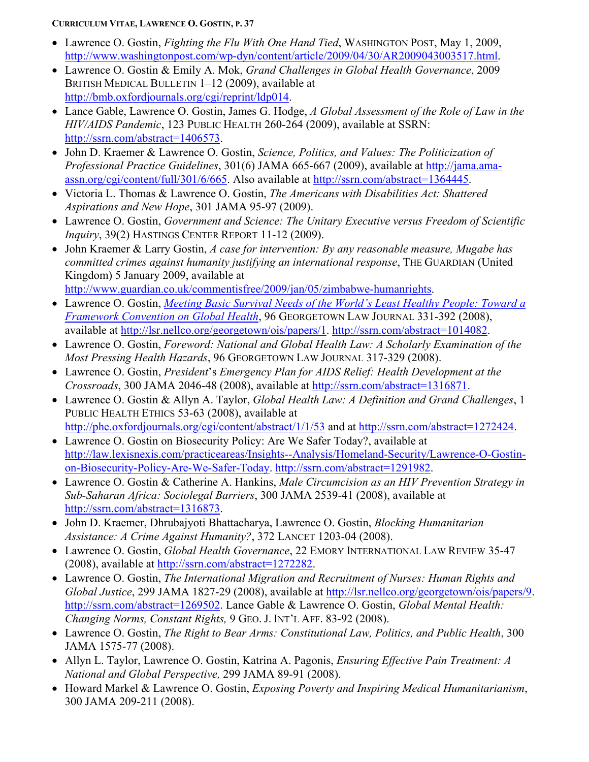- Lawrence O. Gostin, *Fighting the Flu With One Hand Tied*, WASHINGTON POST, May 1, 2009, http://www.washingtonpost.com/wp-dyn/content/article/2009/04/30/AR2009043003517.html.
- Lawrence O. Gostin & Emily A. Mok, *Grand Challenges in Global Health Governance*, 2009 BRITISH MEDICAL BULLETIN 1–12 (2009), available at http://bmb.oxfordjournals.org/cgi/reprint/ldp014.
- Lance Gable, Lawrence O. Gostin, James G. Hodge, *A Global Assessment of the Role of Law in the HIV/AIDS Pandemic*, 123 PUBLIC HEALTH 260-264 (2009), available at SSRN: http://ssrn.com/abstract=1406573.
- John D. Kraemer & Lawrence O. Gostin, *Science, Politics, and Values: The Politicization of Professional Practice Guidelines*, 301(6) JAMA 665-667 (2009), available at http://jama.ama-assn.org/cgi/content/full/301/6/665. Also available at http://ssrn.com/abstract=1364445.
- Victoria L. Thomas & Lawrence O. Gostin, *The Americans with Disabilities Act: Shattered Aspirations and New Hope*, 301 JAMA 95-97 (2009).
- Lawrence O. Gostin, *Government and Science: The Unitary Executive versus Freedom of Scientific Inquiry*, 39(2) HASTINGS CENTER REPORT 11-12 (2009).
- John Kraemer & Larry Gostin, *A case for intervention: By any reasonable measure, Mugabe has committed crimes against humanity justifying an international response*, THE GUARDIAN (United Kingdom) 5 January 2009, available at http://www.guardian.co.uk/commentisfree/2009/jan/05/zimbabwe-humanrights.
- Lawrence O. Gostin, *Meeting Basic Survival Needs of the World's Least Healthy People: Toward a Framework Convention on Global Health*, 96 GEORGETOWN LAW JOURNAL 331-392 (2008), available at http://lsr.nellco.org/georgetown/ois/papers/1. http://ssrn.com/abstract=1014082.
- Lawrence O. Gostin, *Foreword: National and Global Health Law: A Scholarly Examination of the Most Pressing Health Hazards*, 96 GEORGETOWN LAW JOURNAL 317-329 (2008).
- Lawrence O. Gostin, *President's Emergency Plan for AIDS Relief: Health Development at the Crossroads*, 300 JAMA 2046-48 (2008), available at http://ssrn.com/abstract=1316871.
- Lawrence O. Gostin & Allyn A. Taylor, *Global Health Law: A Definition and Grand Challenges*, 1 PUBLIC HEALTH ETHICS 53-63 (2008), available at http://phe.oxfordjournals.org/cgi/content/abstract/1/1/53 and at http://ssrn.com/abstract=1272424.
- Lawrence O. Gostin on Biosecurity Policy: Are We Safer Today?, available at http://law.lexisnexis.com/practiceareas/Insights--Analysis/Homeland-Security/Lawrence-O-Gostin-on-Biosecurity-Policy-Are-We-Safer-Today. http://ssrn.com/abstract=1291982.
- Lawrence O. Gostin & Catherine A. Hankins, *Male Circumcision as an HIV Prevention Strategy in Sub-Saharan Africa: Sociolegal Barriers*, 300 JAMA 2539-41 (2008), available at http://ssrn.com/abstract=1316873.
- John D. Kraemer, Dhrubajyoti Bhattacharya, Lawrence O. Gostin, *Blocking Humanitarian Assistance: A Crime Against Humanity?*, 372 LANCET 1203-04 (2008).
- Lawrence O. Gostin, *Global Health Governance*, 22 EMORY INTERNATIONAL LAW REVIEW 35-47 (2008), available at http://ssrn.com/abstract=1272282.
- Lawrence O. Gostin, *The International Migration and Recruitment of Nurses: Human Rights and Global Justice*, 299 JAMA 1827-29 (2008), available at http://lsr.nellco.org/georgetown/ois/papers/9. http://ssrn.com/abstract=1269502. Lance Gable & Lawrence O. Gostin, *Global Mental Health: Changing Norms, Constant Rights,* 9 GEO. J. INT'L AFF. 83-92 (2008).
- Lawrence O. Gostin, *The Right to Bear Arms: Constitutional Law, Politics, and Public Health*, 300 JAMA 1575-77 (2008).
- Allyn L. Taylor, Lawrence O. Gostin, Katrina A. Pagonis, *Ensuring Effective Pain Treatment: A National and Global Perspective,* 299 JAMA 89-91 (2008).
- Howard Markel & Lawrence O. Gostin, *Exposing Poverty and Inspiring Medical Humanitarianism*, 300 JAMA 209-211 (2008).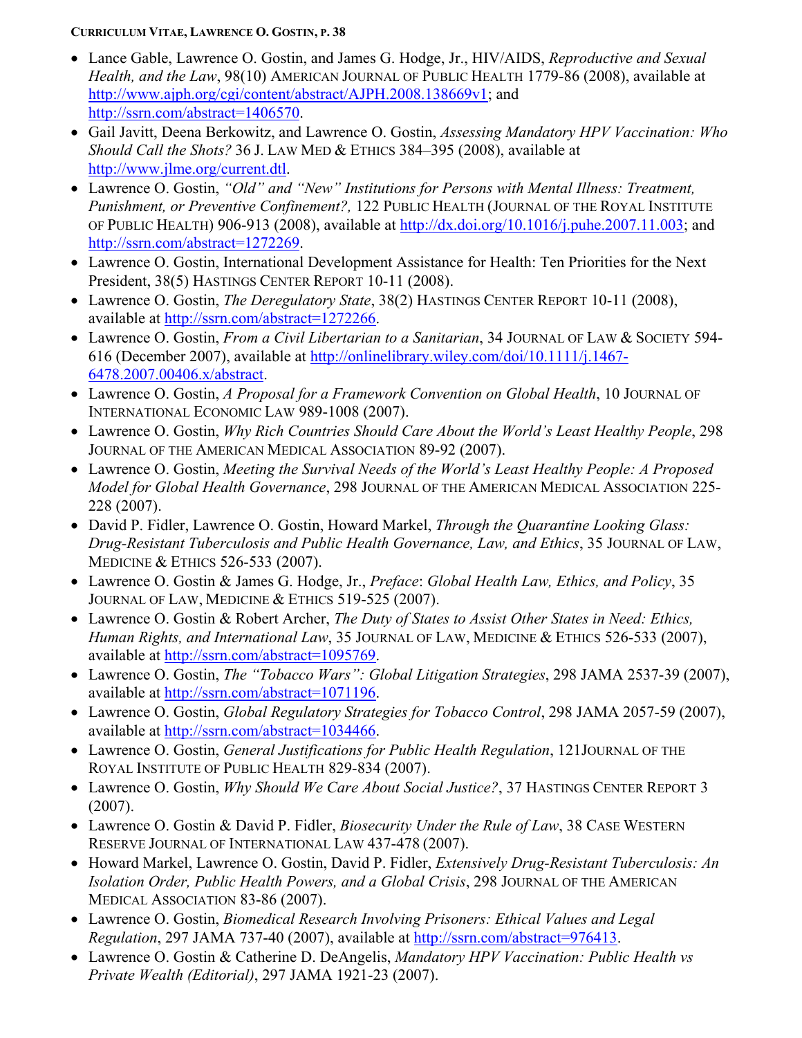- Lance Gable, Lawrence O. Gostin, and James G. Hodge, Jr., HIV/AIDS, *Reproductive and Sexual Health, and the Law*, 98(10) AMERICAN JOURNAL OF PUBLIC HEALTH 1779-86 (2008), available at http://www.ajph.org/cgi/content/abstract/AJPH.2008.138669v1; and http://ssrn.com/abstract=1406570.
- Gail Javitt, Deena Berkowitz, and Lawrence O. Gostin, *Assessing Mandatory HPV Vaccination: Who Should Call the Shots?* 36 J. LAW MED & ETHICS 384–395 (2008), available at http://www.jlme.org/current.dtl.
- Lawrence O. Gostin, *"Old" and "New" Institutions for Persons with Mental Illness: Treatment, Punishment, or Preventive Confinement?,* 122 PUBLIC HEALTH (JOURNAL OF THE ROYAL INSTITUTE OF PUBLIC HEALTH) 906-913 (2008), available at http://dx.doi.org/10.1016/j.puhe.2007.11.003; and http://ssrn.com/abstract=1272269.
- Lawrence O. Gostin, International Development Assistance for Health: Ten Priorities for the Next President, 38(5) HASTINGS CENTER REPORT 10-11 (2008).
- Lawrence O. Gostin, *The Deregulatory State*, 38(2) HASTINGS CENTER REPORT 10-11 (2008), available at http://ssrn.com/abstract=1272266.
- Lawrence O. Gostin, *From a Civil Libertarian to a Sanitarian*, 34 JOURNAL OF LAW & SOCIETY 594-616 (December 2007), available at http://onlinelibrary.wiley.com/doi/10.1111/j.1467-6478.2007.00406.x/abstract.
- Lawrence O. Gostin, *A Proposal for a Framework Convention on Global Health*, 10 JOURNAL OF INTERNATIONAL ECONOMIC LAW 989-1008 (2007).
- Lawrence O. Gostin, *Why Rich Countries Should Care About the World's Least Healthy People*, 298 JOURNAL OF THE AMERICAN MEDICAL ASSOCIATION 89-92 (2007).
- Lawrence O. Gostin, *Meeting the Survival Needs of the World's Least Healthy People: A Proposed Model for Global Health Governance*, 298 JOURNAL OF THE AMERICAN MEDICAL ASSOCIATION 225-228 (2007).
- David P. Fidler, Lawrence O. Gostin, Howard Markel, *Through the Quarantine Looking Glass: Drug-Resistant Tuberculosis and Public Health Governance, Law, and Ethics*, 35 JOURNAL OF LAW, MEDICINE & ETHICS 526-533 (2007).
- Lawrence O. Gostin & James G. Hodge, Jr., *Preface*: *Global Health Law, Ethics, and Policy*, 35 JOURNAL OF LAW, MEDICINE & ETHICS 519-525 (2007).
- Lawrence O. Gostin & Robert Archer, *The Duty of States to Assist Other States in Need: Ethics, Human Rights, and International Law*, 35 JOURNAL OF LAW, MEDICINE & ETHICS 526-533 (2007), available at http://ssrn.com/abstract=1095769.
- Lawrence O. Gostin, *The "Tobacco Wars": Global Litigation Strategies*, 298 JAMA 2537-39 (2007), available at http://ssrn.com/abstract=1071196.
- Lawrence O. Gostin, *Global Regulatory Strategies for Tobacco Control*, 298 JAMA 2057-59 (2007), available at http://ssrn.com/abstract=1034466.
- Lawrence O. Gostin, *General Justifications for Public Health Regulation*, 121JOURNAL OF THE ROYAL INSTITUTE OF PUBLIC HEALTH 829-834 (2007).
- Lawrence O. Gostin, *Why Should We Care About Social Justice?*, 37 HASTINGS CENTER REPORT 3 (2007).
- Lawrence O. Gostin & David P. Fidler, *Biosecurity Under the Rule of Law*, 38 CASE WESTERN RESERVE JOURNAL OF INTERNATIONAL LAW 437-478 (2007).
- Howard Markel, Lawrence O. Gostin, David P. Fidler, *Extensively Drug-Resistant Tuberculosis: An Isolation Order, Public Health Powers, and a Global Crisis*, 298 JOURNAL OF THE AMERICAN MEDICAL ASSOCIATION 83-86 (2007).
- Lawrence O. Gostin, *Biomedical Research Involving Prisoners: Ethical Values and Legal Regulation*, 297 JAMA 737-40 (2007), available at http://ssrn.com/abstract=976413.
- Lawrence O. Gostin & Catherine D. DeAngelis, *Mandatory HPV Vaccination: Public Health vs Private Wealth (Editorial)*, 297 JAMA 1921-23 (2007).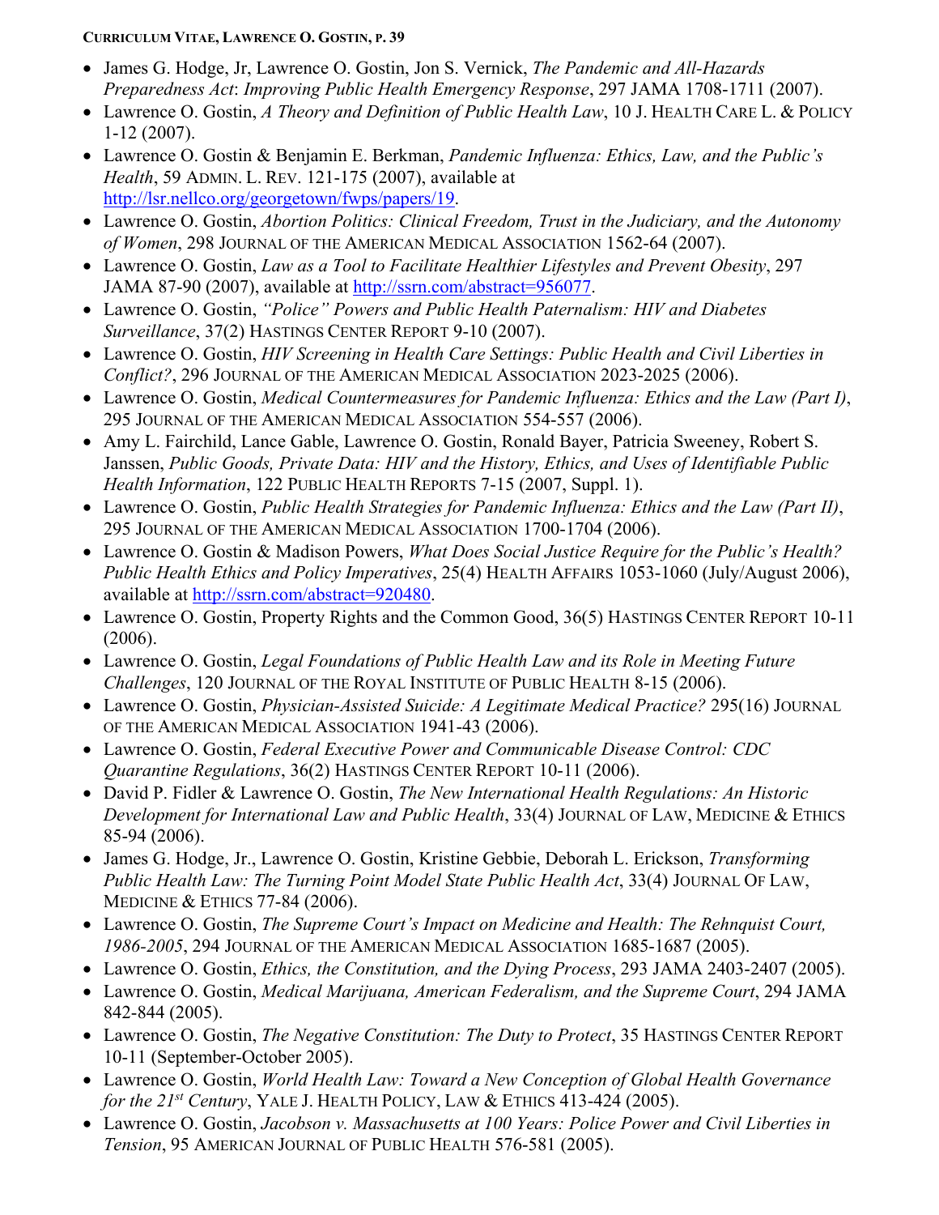- James G. Hodge, Jr, Lawrence O. Gostin, Jon S. Vernick, *The Pandemic and All-Hazards Preparedness Act*: *Improving Public Health Emergency Response*, 297 JAMA 1708-1711 (2007).
- Lawrence O. Gostin, *A Theory and Definition of Public Health Law*, 10 J. HEALTH CARE L. & POLICY 1-12 (2007).
- Lawrence O. Gostin & Benjamin E. Berkman, *Pandemic Influenza: Ethics, Law, and the Public's Health*, 59 ADMIN. L. REV. 121-175 (2007), available at http://lsr.nellco.org/georgetown/fwps/papers/19.
- Lawrence O. Gostin, *Abortion Politics: Clinical Freedom, Trust in the Judiciary, and the Autonomy of Women*, 298 JOURNAL OF THE AMERICAN MEDICAL ASSOCIATION 1562-64 (2007).
- Lawrence O. Gostin, *Law as a Tool to Facilitate Healthier Lifestyles and Prevent Obesity*, 297 JAMA 87-90 (2007), available at http://ssrn.com/abstract=956077.
- Lawrence O. Gostin, *"Police" Powers and Public Health Paternalism: HIV and Diabetes Surveillance*, 37(2) HASTINGS CENTER REPORT 9-10 (2007).
- Lawrence O. Gostin, *HIV Screening in Health Care Settings: Public Health and Civil Liberties in Conflict?*, 296 JOURNAL OF THE AMERICAN MEDICAL ASSOCIATION 2023-2025 (2006).
- Lawrence O. Gostin, *Medical Countermeasures for Pandemic Influenza: Ethics and the Law (Part I)*, 295 JOURNAL OF THE AMERICAN MEDICAL ASSOCIATION 554-557 (2006).
- Amy L. Fairchild, Lance Gable, Lawrence O. Gostin, Ronald Bayer, Patricia Sweeney, Robert S. Janssen, *Public Goods, Private Data: HIV and the History, Ethics, and Uses of Identifiable Public Health Information*, 122 PUBLIC HEALTH REPORTS 7-15 (2007, Suppl. 1).
- Lawrence O. Gostin, *Public Health Strategies for Pandemic Influenza: Ethics and the Law (Part II)*, 295 JOURNAL OF THE AMERICAN MEDICAL ASSOCIATION 1700-1704 (2006).
- Lawrence O. Gostin & Madison Powers, *What Does Social Justice Require for the Public's Health? Public Health Ethics and Policy Imperatives*, 25(4) HEALTH AFFAIRS 1053-1060 (July/August 2006), available at http://ssrn.com/abstract=920480.
- Lawrence O. Gostin, Property Rights and the Common Good, 36(5) HASTINGS CENTER REPORT 10-11 (2006).
- Lawrence O. Gostin, *Legal Foundations of Public Health Law and its Role in Meeting Future Challenges*, 120 JOURNAL OF THE ROYAL INSTITUTE OF PUBLIC HEALTH 8-15 (2006).
- Lawrence O. Gostin, *Physician-Assisted Suicide: A Legitimate Medical Practice?* 295(16) JOURNAL OF THE AMERICAN MEDICAL ASSOCIATION 1941-43 (2006).
- Lawrence O. Gostin, *Federal Executive Power and Communicable Disease Control: CDC Quarantine Regulations*, 36(2) HASTINGS CENTER REPORT 10-11 (2006).
- David P. Fidler & Lawrence O. Gostin, *The New International Health Regulations: An Historic Development for International Law and Public Health*, 33(4) JOURNAL OF LAW, MEDICINE & ETHICS 85-94 (2006).
- James G. Hodge, Jr., Lawrence O. Gostin, Kristine Gebbie, Deborah L. Erickson, *Transforming Public Health Law: The Turning Point Model State Public Health Act*, 33(4) JOURNAL OF LAW, MEDICINE & ETHICS 77-84 (2006).
- Lawrence O. Gostin, *The Supreme Court's Impact on Medicine and Health: The Rehnquist Court, 1986-2005*, 294 JOURNAL OF THE AMERICAN MEDICAL ASSOCIATION 1685-1687 (2005).
- Lawrence O. Gostin, *Ethics, the Constitution, and the Dying Process*, 293 JAMA 2403-2407 (2005).
- Lawrence O. Gostin, *Medical Marijuana, American Federalism, and the Supreme Court*, 294 JAMA 842-844 (2005).
- Lawrence O. Gostin, *The Negative Constitution: The Duty to Protect*, 35 HASTINGS CENTER REPORT 10-11 (September-October 2005).
- Lawrence O. Gostin, *World Health Law: Toward a New Conception of Global Health Governance for the 21st Century*, YALE J. HEALTH POLICY, LAW & ETHICS 413-424 (2005).
- Lawrence O. Gostin, *Jacobson v. Massachusetts at 100 Years: Police Power and Civil Liberties in Tension*, 95 AMERICAN JOURNAL OF PUBLIC HEALTH 576-581 (2005).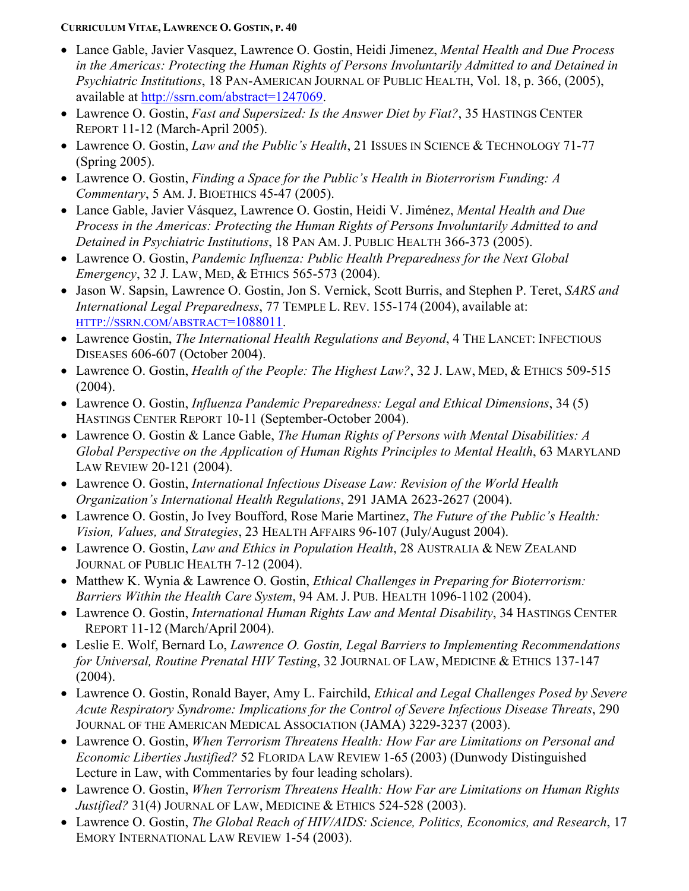- Lance Gable, Javier Vasquez, Lawrence O. Gostin, Heidi Jimenez, *Mental Health and Due Process in the Americas: Protecting the Human Rights of Persons Involuntarily Admitted to and Detained in Psychiatric Institutions*, 18 PAN-AMERICAN JOURNAL OF PUBLIC HEALTH, Vol. 18, p. 366, (2005), available at http://ssrn.com/abstract=1247069.
- Lawrence O. Gostin, *Fast and Supersized: Is the Answer Diet by Fiat?*, 35 HASTINGS CENTER REPORT 11-12 (March-April 2005).
- Lawrence O. Gostin, *Law and the Public's Health*, 21 ISSUES IN SCIENCE & TECHNOLOGY 71-77 (Spring 2005).
- Lawrence O. Gostin, *Finding a Space for the Public's Health in Bioterrorism Funding: A Commentary*, 5 AM. J. BIOETHICS 45-47 (2005).
- Lance Gable, Javier Vásquez, Lawrence O. Gostin, Heidi V. Jiménez, *Mental Health and Due Process in the Americas: Protecting the Human Rights of Persons Involuntarily Admitted to and Detained in Psychiatric Institutions*, 18 PAN AM. J. PUBLIC HEALTH 366-373 (2005).
- Lawrence O. Gostin, *Pandemic Influenza: Public Health Preparedness for the Next Global Emergency*, 32 J. LAW, MED, & ETHICS 565-573 (2004).
- Jason W. Sapsin, Lawrence O. Gostin, Jon S. Vernick, Scott Burris, and Stephen P. Teret, *SARS and International Legal Preparedness*, 77 TEMPLE L. REV. 155-174 (2004), available at: HTTP://SSRN.COM/ABSTRACT=1088011.
- Lawrence Gostin, *The International Health Regulations and Beyond*, 4 THE LANCET: INFECTIOUS DISEASES 606-607 (October 2004).
- Lawrence O. Gostin, *Health of the People: The Highest Law?*, 32 J. LAW, MED, & ETHICS 509-515 (2004).
- Lawrence O. Gostin, *Influenza Pandemic Preparedness: Legal and Ethical Dimensions*, 34 (5) HASTINGS CENTER REPORT 10-11 (September-October 2004).
- Lawrence O. Gostin & Lance Gable, *The Human Rights of Persons with Mental Disabilities: A Global Perspective on the Application of Human Rights Principles to Mental Health*, 63 MARYLAND LAW REVIEW 20-121 (2004).
- Lawrence O. Gostin, *International Infectious Disease Law: Revision of the World Health Organization's International Health Regulations*, 291 JAMA 2623-2627 (2004).
- Lawrence O. Gostin, Jo Ivey Boufford, Rose Marie Martinez, *The Future of the Public's Health: Vision, Values, and Strategies*, 23 HEALTH AFFAIRS 96-107 (July/August 2004).
- Lawrence O. Gostin, *Law and Ethics in Population Health*, 28 AUSTRALIA & NEW ZEALAND JOURNAL OF PUBLIC HEALTH 7-12 (2004).
- Matthew K. Wynia & Lawrence O. Gostin, *Ethical Challenges in Preparing for Bioterrorism: Barriers Within the Health Care System*, 94 AM. J. PUB. HEALTH 1096-1102 (2004).
- Lawrence O. Gostin, *International Human Rights Law and Mental Disability*, 34 HASTINGS CENTER REPORT 11-12 (March/April 2004).
- Leslie E. Wolf, Bernard Lo, *Lawrence O. Gostin, Legal Barriers to Implementing Recommendations for Universal, Routine Prenatal HIV Testing*, 32 JOURNAL OF LAW, MEDICINE & ETHICS 137-147 (2004).
- Lawrence O. Gostin, Ronald Bayer, Amy L. Fairchild, *Ethical and Legal Challenges Posed by Severe Acute Respiratory Syndrome: Implications for the Control of Severe Infectious Disease Threats*, 290 JOURNAL OF THE AMERICAN MEDICAL ASSOCIATION (JAMA) 3229-3237 (2003).
- Lawrence O. Gostin, *When Terrorism Threatens Health: How Far are Limitations on Personal and Economic Liberties Justified?* 52 FLORIDA LAW REVIEW 1-65 (2003) (Dunwody Distinguished Lecture in Law, with Commentaries by four leading scholars).
- Lawrence O. Gostin, *When Terrorism Threatens Health: How Far are Limitations on Human Rights Justified?* 31(4) JOURNAL OF LAW, MEDICINE & ETHICS 524-528 (2003).
- Lawrence O. Gostin, *The Global Reach of HIV/AIDS: Science, Politics, Economics, and Research*, 17 EMORY INTERNATIONAL LAW REVIEW 1-54 (2003).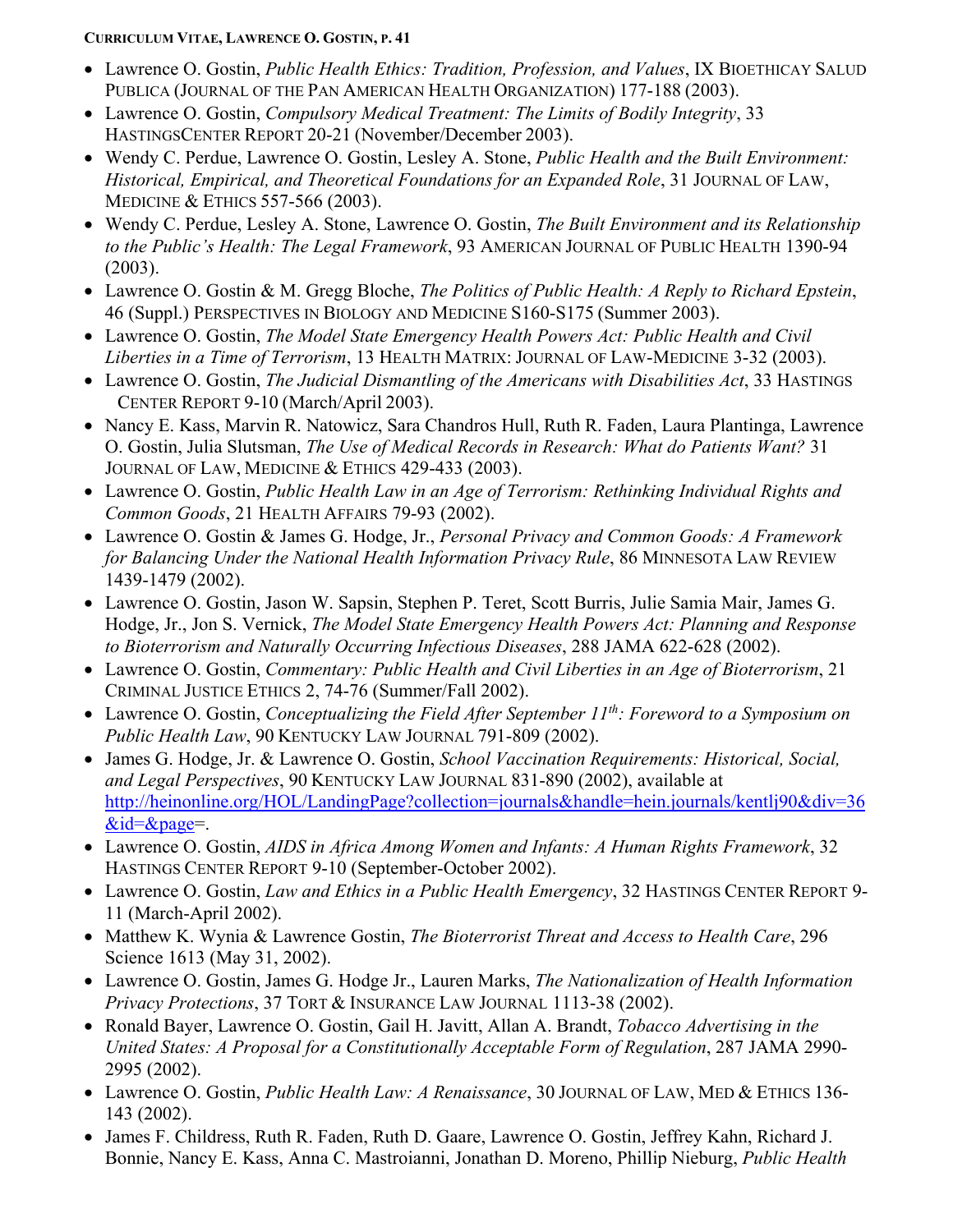- Lawrence O. Gostin, *Public Health Ethics: Tradition, Profession, and Values*, IX BIOETHICAY SALUD PUBLICA (JOURNAL OF THE PAN AMERICAN HEALTH ORGANIZATION) 177-188 (2003).
- Lawrence O. Gostin, *Compulsory Medical Treatment: The Limits of Bodily Integrity*, 33 HASTINGSCENTER REPORT 20-21 (November/December 2003).
- Wendy C. Perdue, Lawrence O. Gostin, Lesley A. Stone, *Public Health and the Built Environment: Historical, Empirical, and Theoretical Foundations for an Expanded Role*, 31 JOURNAL OF LAW, MEDICINE & ETHICS 557-566 (2003).
- Wendy C. Perdue, Lesley A. Stone, Lawrence O. Gostin, *The Built Environment and its Relationship to the Public's Health: The Legal Framework*, 93 AMERICAN JOURNAL OF PUBLIC HEALTH 1390-94 (2003).
- Lawrence O. Gostin & M. Gregg Bloche, *The Politics of Public Health: A Reply to Richard Epstein*, 46 (Suppl.) PERSPECTIVES IN BIOLOGY AND MEDICINE S160-S175 (Summer 2003).
- Lawrence O. Gostin, *The Model State Emergency Health Powers Act: Public Health and Civil Liberties in a Time of Terrorism*, 13 HEALTH MATRIX: JOURNAL OF LAW-MEDICINE 3-32 (2003).
- Lawrence O. Gostin, *The Judicial Dismantling of the Americans with Disabilities Act*, 33 HASTINGS CENTER REPORT 9-10 (March/April 2003).
- Nancy E. Kass, Marvin R. Natowicz, Sara Chandros Hull, Ruth R. Faden, Laura Plantinga, Lawrence O. Gostin, Julia Slutsman, *The Use of Medical Records in Research: What do Patients Want?* 31 JOURNAL OF LAW, MEDICINE & ETHICS 429-433 (2003).
- Lawrence O. Gostin, *Public Health Law in an Age of Terrorism: Rethinking Individual Rights and Common Goods*, 21 HEALTH AFFAIRS 79-93 (2002).
- Lawrence O. Gostin & James G. Hodge, Jr., *Personal Privacy and Common Goods: A Framework for Balancing Under the National Health Information Privacy Rule*, 86 MINNESOTA LAW REVIEW 1439-1479 (2002).
- Lawrence O. Gostin, Jason W. Sapsin, Stephen P. Teret, Scott Burris, Julie Samia Mair, James G. Hodge, Jr., Jon S. Vernick, *The Model State Emergency Health Powers Act: Planning and Response to Bioterrorism and Naturally Occurring Infectious Diseases*, 288 JAMA 622-628 (2002).
- Lawrence O. Gostin, *Commentary: Public Health and Civil Liberties in an Age of Bioterrorism*, 21 CRIMINAL JUSTICE ETHICS 2, 74-76 (Summer/Fall 2002).
- Lawrence O. Gostin, *Conceptualizing the Field After September 11th: Foreword to a Symposium on Public Health Law*, 90 KENTUCKY LAW JOURNAL 791-809 (2002).
- James G. Hodge, Jr. & Lawrence O. Gostin, *School Vaccination Requirements: Historical, Social, and Legal Perspectives*, 90 KENTUCKY LAW JOURNAL 831-890 (2002), available at http://heinonline.org/HOL/LandingPage?collection=journals&handle=hein.journals/kentlj90&div=36&id=&page=.
- Lawrence O. Gostin, *AIDS in Africa Among Women and Infants: A Human Rights Framework*, 32 HASTINGS CENTER REPORT 9-10 (September-October 2002).
- Lawrence O. Gostin, *Law and Ethics in a Public Health Emergency*, 32 HASTINGS CENTER REPORT 9-11 (March-April 2002).
- Matthew K. Wynia & Lawrence Gostin, *The Bioterrorist Threat and Access to Health Care*, 296 Science 1613 (May 31, 2002).
- Lawrence O. Gostin, James G. Hodge Jr., Lauren Marks, *The Nationalization of Health Information Privacy Protections*, 37 TORT & INSURANCE LAW JOURNAL 1113-38 (2002).
- Ronald Bayer, Lawrence O. Gostin, Gail H. Javitt, Allan A. Brandt, *Tobacco Advertising in the United States: A Proposal for a Constitutionally Acceptable Form of Regulation*, 287 JAMA 2990-2995 (2002).
- Lawrence O. Gostin, *Public Health Law: A Renaissance*, 30 JOURNAL OF LAW, MED & ETHICS 136-143 (2002).
- James F. Childress, Ruth R. Faden, Ruth D. Gaare, Lawrence O. Gostin, Jeffrey Kahn, Richard J. Bonnie, Nancy E. Kass, Anna C. Mastroianni, Jonathan D. Moreno, Phillip Nieburg, *Public Health*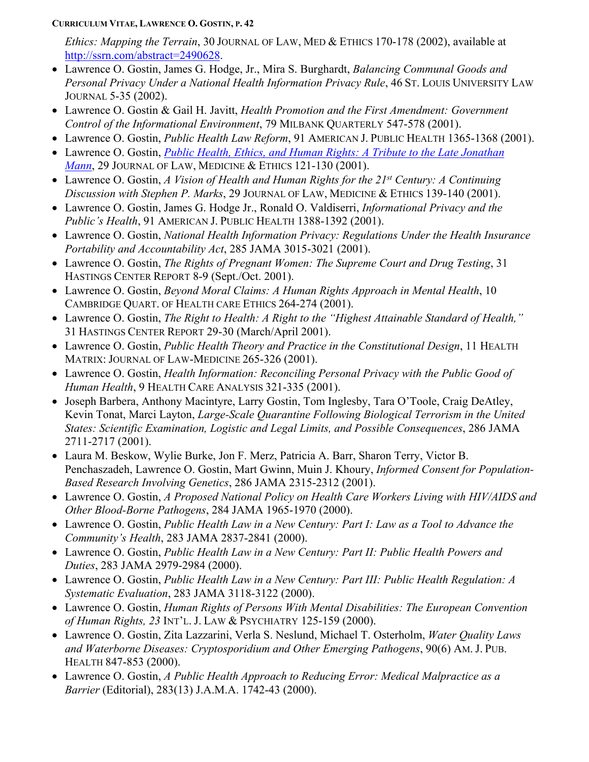*Ethics: Mapping the Terrain*, 30 JOURNAL OF LAW, MED & ETHICS 170-178 (2002), available at http://ssrn.com/abstract=2490628.

- Lawrence O. Gostin, James G. Hodge, Jr., Mira S. Burghardt, *Balancing Communal Goods and Personal Privacy Under a National Health Information Privacy Rule*, 46 ST. LOUIS UNIVERSITY LAW JOURNAL 5-35 (2002).
- Lawrence O. Gostin & Gail H. Javitt, *Health Promotion and the First Amendment: Government Control of the Informational Environment*, 79 MILBANK QUARTERLY 547-578 (2001).
- Lawrence O. Gostin, *Public Health Law Reform*, 91 AMERICAN J. PUBLIC HEALTH 1365-1368 (2001).
- Lawrence O. Gostin, *Public Health, Ethics, and Human Rights: A Tribute to the Late Jonathan Mann*, 29 JOURNAL OF LAW, MEDICINE & ETHICS 121-130 (2001).
- Lawrence O. Gostin, *A Vision of Health and Human Rights for the 21st Century: A Continuing Discussion with Stephen P. Marks*, 29 JOURNAL OF LAW, MEDICINE & ETHICS 139-140 (2001).
- Lawrence O. Gostin, James G. Hodge Jr., Ronald O. Valdiserri, *Informational Privacy and the Public's Health*, 91 AMERICAN J. PUBLIC HEALTH 1388-1392 (2001).
- Lawrence O. Gostin, *National Health Information Privacy: Regulations Under the Health Insurance Portability and Accountability Act*, 285 JAMA 3015-3021 (2001).
- Lawrence O. Gostin, *The Rights of Pregnant Women: The Supreme Court and Drug Testing*, 31 HASTINGS CENTER REPORT 8-9 (Sept./Oct. 2001).
- Lawrence O. Gostin, *Beyond Moral Claims: A Human Rights Approach in Mental Health*, 10 CAMBRIDGE QUART. OF HEALTH CARE ETHICS 264-274 (2001).
- Lawrence O. Gostin, *The Right to Health: A Right to the "Highest Attainable Standard of Health,"* 31 HASTINGS CENTER REPORT 29-30 (March/April 2001).
- Lawrence O. Gostin, *Public Health Theory and Practice in the Constitutional Design*, 11 HEALTH MATRIX: JOURNAL OF LAW-MEDICINE 265-326 (2001).
- Lawrence O. Gostin, *Health Information: Reconciling Personal Privacy with the Public Good of Human Health*, 9 HEALTH CARE ANALYSIS 321-335 (2001).
- Joseph Barbera, Anthony Macintyre, Larry Gostin, Tom Inglesby, Tara O'Toole, Craig DeAtley, Kevin Tonat, Marci Layton, *Large-Scale Quarantine Following Biological Terrorism in the United States: Scientific Examination, Logistic and Legal Limits, and Possible Consequences*, 286 JAMA 2711-2717 (2001).
- Laura M. Beskow, Wylie Burke, Jon F. Merz, Patricia A. Barr, Sharon Terry, Victor B. Penchaszadeh, Lawrence O. Gostin, Mart Gwinn, Muin J. Khoury, *Informed Consent for Population-Based Research Involving Genetics*, 286 JAMA 2315-2312 (2001).
- Lawrence O. Gostin, *A Proposed National Policy on Health Care Workers Living with HIV/AIDS and Other Blood-Borne Pathogens*, 284 JAMA 1965-1970 (2000).
- Lawrence O. Gostin, *Public Health Law in a New Century: Part I: Law as a Tool to Advance the Community's Health*, 283 JAMA 2837-2841 (2000).
- Lawrence O. Gostin, *Public Health Law in a New Century: Part II: Public Health Powers and Duties*, 283 JAMA 2979-2984 (2000).
- Lawrence O. Gostin, *Public Health Law in a New Century: Part III: Public Health Regulation: A Systematic Evaluation*, 283 JAMA 3118-3122 (2000).
- Lawrence O. Gostin, *Human Rights of Persons With Mental Disabilities: The European Convention of Human Rights, 23* INT'L. J. LAW & PSYCHIATRY 125-159 (2000).
- Lawrence O. Gostin, Zita Lazzarini, Verla S. Neslund, Michael T. Osterholm, *Water Quality Laws and Waterborne Diseases: Cryptosporidium and Other Emerging Pathogens*, 90(6) AM. J. PUB. HEALTH 847-853 (2000).
- Lawrence O. Gostin, *A Public Health Approach to Reducing Error: Medical Malpractice as a Barrier* (Editorial), 283(13) J.A.M.A. 1742-43 (2000).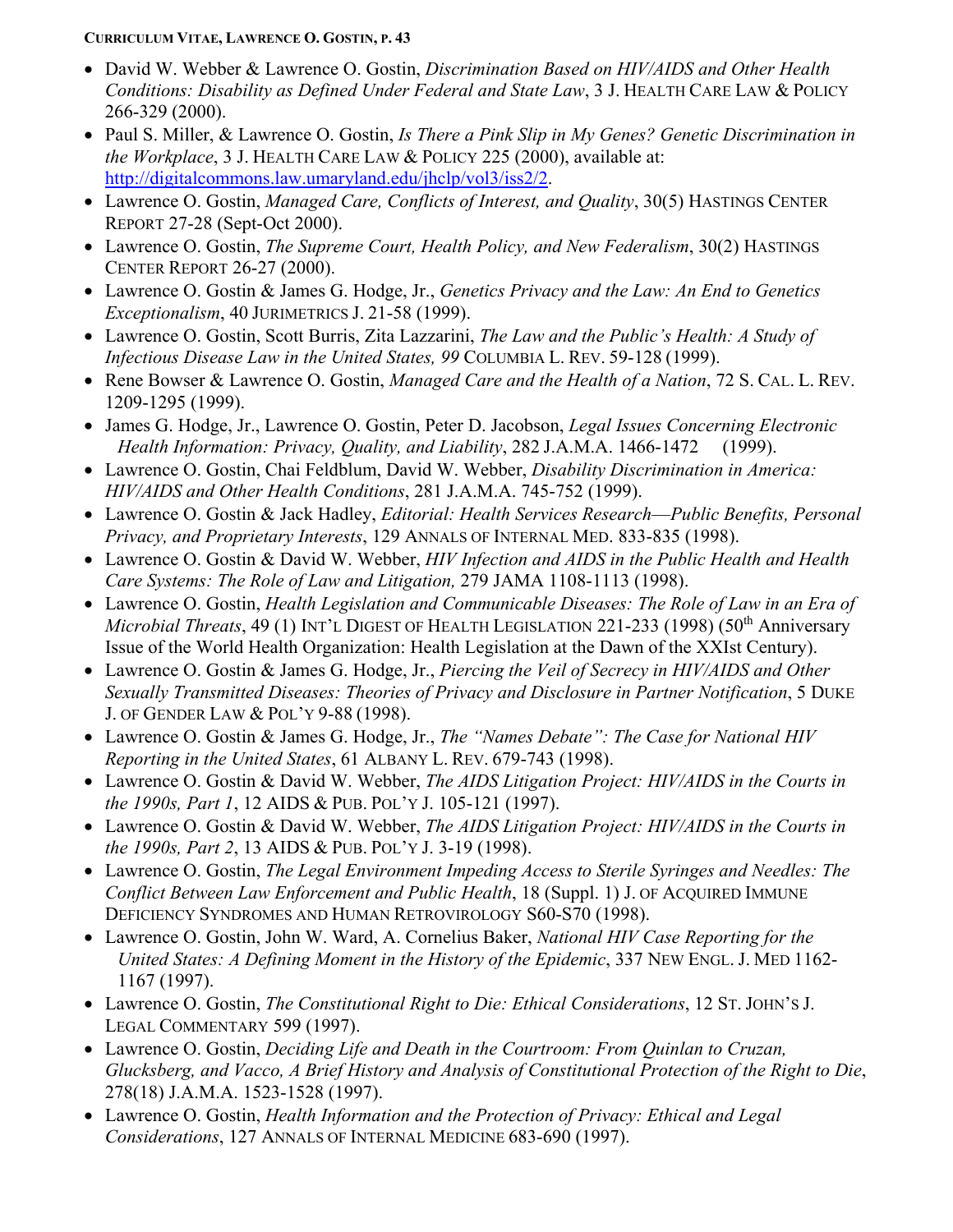- David W. Webber & Lawrence O. Gostin, *Discrimination Based on HIV/AIDS and Other Health Conditions: Disability as Defined Under Federal and State Law*, 3 J. HEALTH CARE LAW & POLICY 266-329 (2000).
- Paul S. Miller, & Lawrence O. Gostin, *Is There a Pink Slip in My Genes? Genetic Discrimination in the Workplace*, 3 J. HEALTH CARE LAW & POLICY 225 (2000), available at: http://digitalcommons.law.umaryland.edu/jhclp/vol3/iss2/2.
- Lawrence O. Gostin, *Managed Care, Conflicts of Interest, and Quality*, 30(5) HASTINGS CENTER REPORT 27-28 (Sept-Oct 2000).
- Lawrence O. Gostin, *The Supreme Court, Health Policy, and New Federalism*, 30(2) HASTINGS CENTER REPORT 26-27 (2000).
- Lawrence O. Gostin & James G. Hodge, Jr., *Genetics Privacy and the Law: An End to Genetics Exceptionalism*, 40 JURIMETRICS J. 21-58 (1999).
- Lawrence O. Gostin, Scott Burris, Zita Lazzarini, *The Law and the Public's Health: A Study of Infectious Disease Law in the United States, 99* COLUMBIA L. REV. 59-128 (1999).
- Rene Bowser & Lawrence O. Gostin, *Managed Care and the Health of a Nation*, 72 S. CAL. L. REV. 1209-1295 (1999).
- James G. Hodge, Jr., Lawrence O. Gostin, Peter D. Jacobson, *Legal Issues Concerning Electronic Health Information: Privacy, Quality, and Liability*, 282 J.A.M.A. 1466-1472 (1999).
- Lawrence O. Gostin, Chai Feldblum, David W. Webber, *Disability Discrimination in America: HIV/AIDS and Other Health Conditions*, 281 J.A.M.A. 745-752 (1999).
- Lawrence O. Gostin & Jack Hadley, *Editorial: Health Services Research—Public Benefits, Personal Privacy, and Proprietary Interests*, 129 ANNALS OF INTERNAL MED. 833-835 (1998).
- Lawrence O. Gostin & David W. Webber, *HIV Infection and AIDS in the Public Health and Health Care Systems: The Role of Law and Litigation,* 279 JAMA 1108-1113 (1998).
- Lawrence O. Gostin, *Health Legislation and Communicable Diseases: The Role of Law in an Era of Microbial Threats*, 49 (1) INT'L DIGEST OF HEALTH LEGISLATION 221-233 (1998) (50th Anniversary Issue of the World Health Organization: Health Legislation at the Dawn of the XXIst Century).
- Lawrence O. Gostin & James G. Hodge, Jr., *Piercing the Veil of Secrecy in HIV/AIDS and Other Sexually Transmitted Diseases: Theories of Privacy and Disclosure in Partner Notification*, 5 DUKE J. OF GENDER LAW & POL'Y 9-88 (1998).
- Lawrence O. Gostin & James G. Hodge, Jr., *The "Names Debate": The Case for National HIV Reporting in the United States*, 61 ALBANY L. REV. 679-743 (1998).
- Lawrence O. Gostin & David W. Webber, *The AIDS Litigation Project: HIV/AIDS in the Courts in the 1990s, Part 1*, 12 AIDS & PUB. POL'Y J. 105-121 (1997).
- Lawrence O. Gostin & David W. Webber, *The AIDS Litigation Project: HIV/AIDS in the Courts in the 1990s, Part 2*, 13 AIDS & PUB. POL'Y J. 3-19 (1998).
- Lawrence O. Gostin, *The Legal Environment Impeding Access to Sterile Syringes and Needles: The Conflict Between Law Enforcement and Public Health*, 18 (Suppl. 1) J. OF ACQUIRED IMMUNE DEFICIENCY SYNDROMES AND HUMAN RETROVIROLOGY S60-S70 (1998).
- Lawrence O. Gostin, John W. Ward, A. Cornelius Baker, *National HIV Case Reporting for the United States: A Defining Moment in the History of the Epidemic*, 337 NEW ENGL. J. MED 1162-1167 (1997).
- Lawrence O. Gostin, *The Constitutional Right to Die: Ethical Considerations*, 12 ST. JOHN'S J. LEGAL COMMENTARY 599 (1997).
- Lawrence O. Gostin, *Deciding Life and Death in the Courtroom: From Quinlan to Cruzan, Glucksberg, and Vacco, A Brief History and Analysis of Constitutional Protection of the Right to Die*, 278(18) J.A.M.A. 1523-1528 (1997).
- Lawrence O. Gostin, *Health Information and the Protection of Privacy: Ethical and Legal Considerations*, 127 ANNALS OF INTERNAL MEDICINE 683-690 (1997).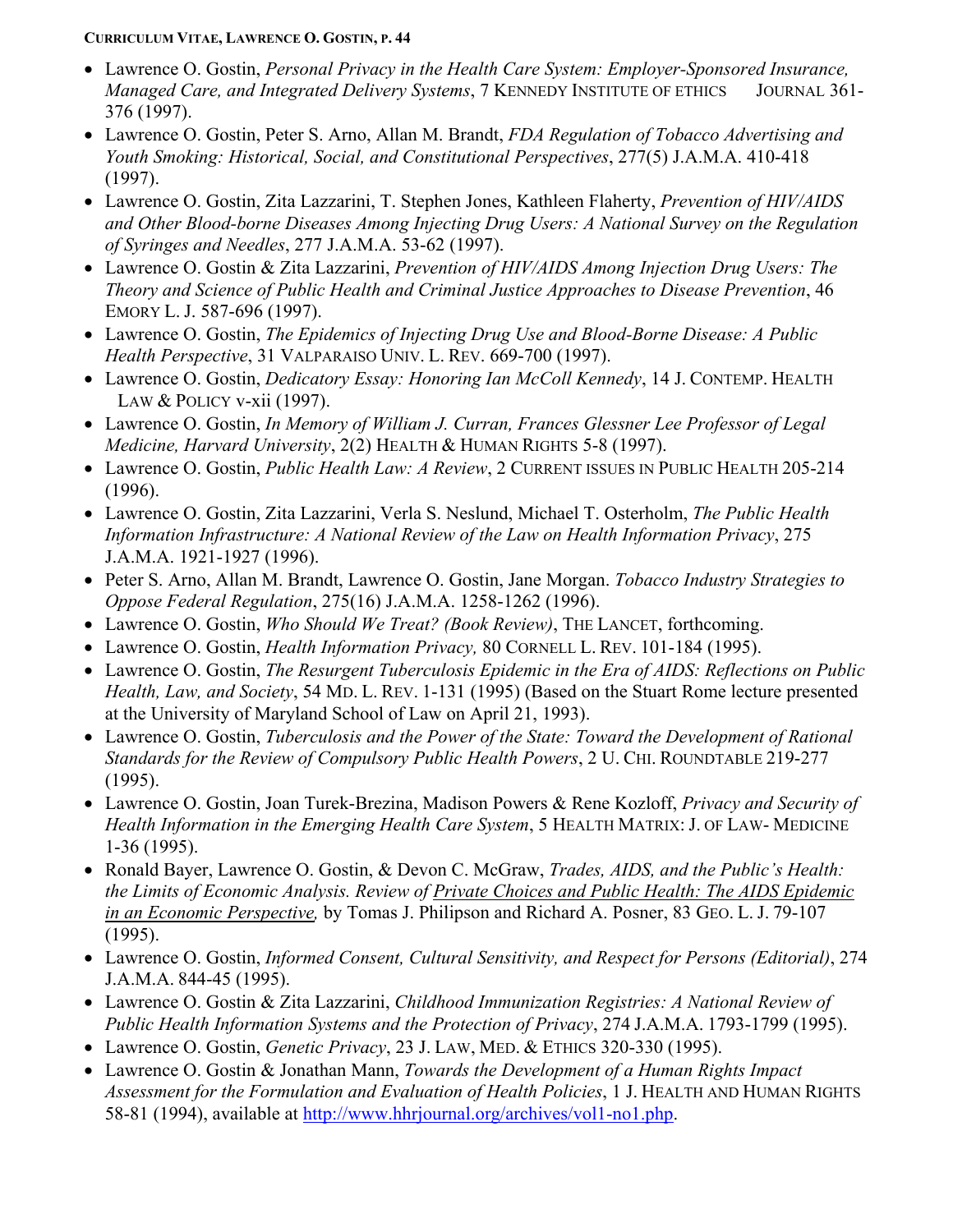- Lawrence O. Gostin, *Personal Privacy in the Health Care System: Employer-Sponsored Insurance, Managed Care, and Integrated Delivery Systems*, 7 KENNEDY INSTITUTE OF ETHICS JOURNAL 361-376 (1997).
- Lawrence O. Gostin, Peter S. Arno, Allan M. Brandt, *FDA Regulation of Tobacco Advertising and Youth Smoking: Historical, Social, and Constitutional Perspectives*, 277(5) J.A.M.A. 410-418 (1997).
- Lawrence O. Gostin, Zita Lazzarini, T. Stephen Jones, Kathleen Flaherty, *Prevention of HIV/AIDS and Other Blood-borne Diseases Among Injecting Drug Users: A National Survey on the Regulation of Syringes and Needles*, 277 J.A.M.A. 53-62 (1997).
- Lawrence O. Gostin & Zita Lazzarini, *Prevention of HIV/AIDS Among Injection Drug Users: The Theory and Science of Public Health and Criminal Justice Approaches to Disease Prevention*, 46 EMORY L. J. 587-696 (1997).
- Lawrence O. Gostin, *The Epidemics of Injecting Drug Use and Blood-Borne Disease: A Public Health Perspective*, 31 VALPARAISO UNIV. L. REV. 669-700 (1997).
- Lawrence O. Gostin, *Dedicatory Essay: Honoring Ian McColl Kennedy*, 14 J. CONTEMP. HEALTH LAW & POLICY v-xii (1997).
- Lawrence O. Gostin, *In Memory of William J. Curran, Frances Glessner Lee Professor of Legal Medicine, Harvard University*, 2(2) HEALTH & HUMAN RIGHTS 5-8 (1997).
- Lawrence O. Gostin, *Public Health Law: A Review*, 2 CURRENT ISSUES IN PUBLIC HEALTH 205-214 (1996).
- Lawrence O. Gostin, Zita Lazzarini, Verla S. Neslund, Michael T. Osterholm, *The Public Health Information Infrastructure: A National Review of the Law on Health Information Privacy*, 275 J.A.M.A. 1921-1927 (1996).
- Peter S. Arno, Allan M. Brandt, Lawrence O. Gostin, Jane Morgan. *Tobacco Industry Strategies to Oppose Federal Regulation*, 275(16) J.A.M.A. 1258-1262 (1996).
- Lawrence O. Gostin, *Who Should We Treat? (Book Review)*, THE LANCET, forthcoming.
- Lawrence O. Gostin, *Health Information Privacy,* 80 CORNELL L. REV. 101-184 (1995).
- Lawrence O. Gostin, *The Resurgent Tuberculosis Epidemic in the Era of AIDS: Reflections on Public Health, Law, and Society*, 54 MD. L. REV. 1-131 (1995) (Based on the Stuart Rome lecture presented at the University of Maryland School of Law on April 21, 1993).
- Lawrence O. Gostin, *Tuberculosis and the Power of the State: Toward the Development of Rational Standards for the Review of Compulsory Public Health Powers*, 2 U. CHI. ROUNDTABLE 219-277 (1995).
- Lawrence O. Gostin, Joan Turek-Brezina, Madison Powers & Rene Kozloff, *Privacy and Security of Health Information in the Emerging Health Care System*, 5 HEALTH MATRIX: J. OF LAW- MEDICINE 1-36 (1995).
- Ronald Bayer, Lawrence O. Gostin, & Devon C. McGraw, *Trades, AIDS, and the Public's Health: the Limits of Economic Analysis. Review of* <u>Private Choices and Public Health: The AIDS Epidemic in an Economic Perspective,</u> by Tomas J. Philipson and Richard A. Posner, 83 GEO. L. J. 79-107 (1995).
- Lawrence O. Gostin, *Informed Consent, Cultural Sensitivity, and Respect for Persons (Editorial)*, 274 J.A.M.A. 844-45 (1995).
- Lawrence O. Gostin & Zita Lazzarini, *Childhood Immunization Registries: A National Review of Public Health Information Systems and the Protection of Privacy*, 274 J.A.M.A. 1793-1799 (1995).
- Lawrence O. Gostin, *Genetic Privacy*, 23 J. LAW, MED. & ETHICS 320-330 (1995).
- Lawrence O. Gostin & Jonathan Mann, *Towards the Development of a Human Rights Impact Assessment for the Formulation and Evaluation of Health Policies*, 1 J. HEALTH AND HUMAN RIGHTS 58-81 (1994), available at http://www.hhrjournal.org/archives/vol1-no1.php.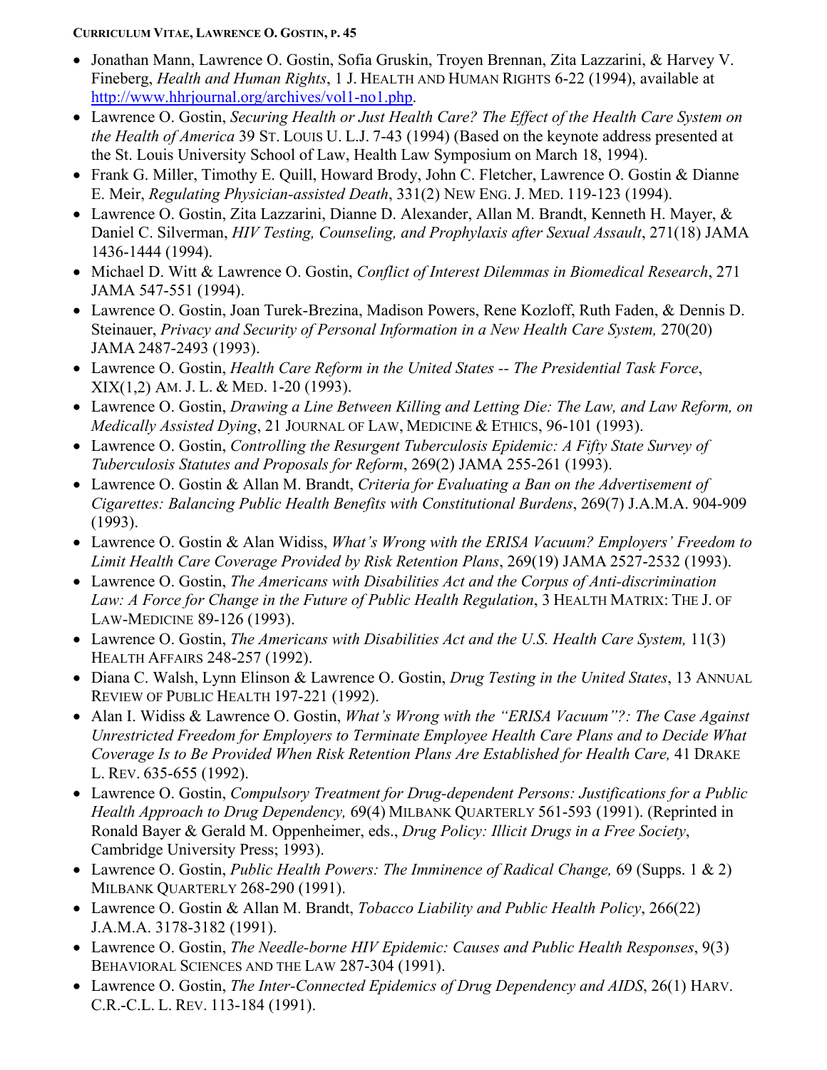- Jonathan Mann, Lawrence O. Gostin, Sofia Gruskin, Troyen Brennan, Zita Lazzarini, & Harvey V. Fineberg, *Health and Human Rights*, 1 J. HEALTH AND HUMAN RIGHTS 6-22 (1994), available at http://www.hhrjournal.org/archives/vol1-no1.php.
- Lawrence O. Gostin, *Securing Health or Just Health Care? The Effect of the Health Care System on the Health of America* 39 ST. LOUIS U. L.J. 7-43 (1994) (Based on the keynote address presented at the St. Louis University School of Law, Health Law Symposium on March 18, 1994).
- Frank G. Miller, Timothy E. Quill, Howard Brody, John C. Fletcher, Lawrence O. Gostin & Dianne E. Meir, *Regulating Physician-assisted Death*, 331(2) NEW ENG. J. MED. 119-123 (1994).
- Lawrence O. Gostin, Zita Lazzarini, Dianne D. Alexander, Allan M. Brandt, Kenneth H. Mayer, & Daniel C. Silverman, *HIV Testing, Counseling, and Prophylaxis after Sexual Assault*, 271(18) JAMA 1436-1444 (1994).
- Michael D. Witt & Lawrence O. Gostin, *Conflict of Interest Dilemmas in Biomedical Research*, 271 JAMA 547-551 (1994).
- Lawrence O. Gostin, Joan Turek-Brezina, Madison Powers, Rene Kozloff, Ruth Faden, & Dennis D. Steinauer, *Privacy and Security of Personal Information in a New Health Care System,* 270(20) JAMA 2487-2493 (1993).
- Lawrence O. Gostin, *Health Care Reform in the United States -- The Presidential Task Force*, XIX(1,2) AM. J. L. & MED. 1-20 (1993).
- Lawrence O. Gostin, *Drawing a Line Between Killing and Letting Die: The Law, and Law Reform, on Medically Assisted Dying*, 21 JOURNAL OF LAW, MEDICINE & ETHICS, 96-101 (1993).
- Lawrence O. Gostin, *Controlling the Resurgent Tuberculosis Epidemic: A Fifty State Survey of Tuberculosis Statutes and Proposals for Reform*, 269(2) JAMA 255-261 (1993).
- Lawrence O. Gostin & Allan M. Brandt, *Criteria for Evaluating a Ban on the Advertisement of Cigarettes: Balancing Public Health Benefits with Constitutional Burdens*, 269(7) J.A.M.A. 904-909 (1993).
- Lawrence O. Gostin & Alan Widiss, *What's Wrong with the ERISA Vacuum? Employers' Freedom to Limit Health Care Coverage Provided by Risk Retention Plans*, 269(19) JAMA 2527-2532 (1993).
- Lawrence O. Gostin, *The Americans with Disabilities Act and the Corpus of Anti-discrimination Law: A Force for Change in the Future of Public Health Regulation*, 3 HEALTH MATRIX: THE J. OF LAW-MEDICINE 89-126 (1993).
- Lawrence O. Gostin, *The Americans with Disabilities Act and the U.S. Health Care System,* 11(3) HEALTH AFFAIRS 248-257 (1992).
- Diana C. Walsh, Lynn Elinson & Lawrence O. Gostin, *Drug Testing in the United States*, 13 ANNUAL REVIEW OF PUBLIC HEALTH 197-221 (1992).
- Alan I. Widiss & Lawrence O. Gostin, *What's Wrong with the "ERISA Vacuum"?: The Case Against Unrestricted Freedom for Employers to Terminate Employee Health Care Plans and to Decide What Coverage Is to Be Provided When Risk Retention Plans Are Established for Health Care,* 41 DRAKE L. REV. 635-655 (1992).
- Lawrence O. Gostin, *Compulsory Treatment for Drug-dependent Persons: Justifications for a Public Health Approach to Drug Dependency,* 69(4) MILBANK QUARTERLY 561-593 (1991). (Reprinted in Ronald Bayer & Gerald M. Oppenheimer, eds., *Drug Policy: Illicit Drugs in a Free Society*, Cambridge University Press; 1993).
- Lawrence O. Gostin, *Public Health Powers: The Imminence of Radical Change,* 69 (Supps. 1 & 2) MILBANK QUARTERLY 268-290 (1991).
- Lawrence O. Gostin & Allan M. Brandt, *Tobacco Liability and Public Health Policy*, 266(22) J.A.M.A. 3178-3182 (1991).
- Lawrence O. Gostin, *The Needle-borne HIV Epidemic: Causes and Public Health Responses*, 9(3) BEHAVIORAL SCIENCES AND THE LAW 287-304 (1991).
- Lawrence O. Gostin, *The Inter-Connected Epidemics of Drug Dependency and AIDS*, 26(1) HARV. C.R.-C.L. L. REV. 113-184 (1991).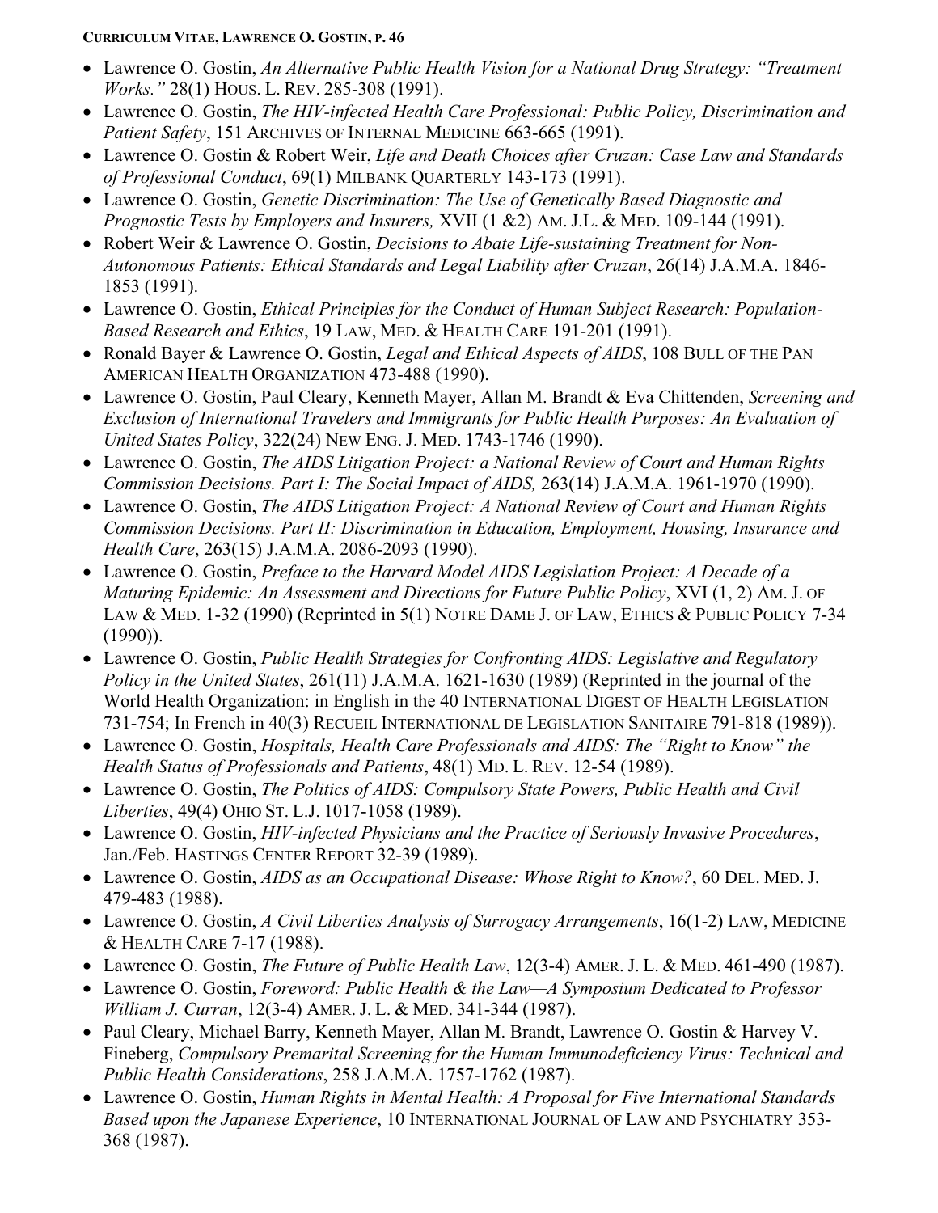- Lawrence O. Gostin, *An Alternative Public Health Vision for a National Drug Strategy: "Treatment Works."* 28(1) HOUS. L. REV. 285-308 (1991).
- Lawrence O. Gostin, *The HIV-infected Health Care Professional: Public Policy, Discrimination and Patient Safety*, 151 ARCHIVES OF INTERNAL MEDICINE 663-665 (1991).
- Lawrence O. Gostin & Robert Weir, *Life and Death Choices after Cruzan: Case Law and Standards of Professional Conduct*, 69(1) MILBANK QUARTERLY 143-173 (1991).
- Lawrence O. Gostin, *Genetic Discrimination: The Use of Genetically Based Diagnostic and Prognostic Tests by Employers and Insurers,* XVII (1 &2) AM. J.L. & MED. 109-144 (1991).
- Robert Weir & Lawrence O. Gostin, *Decisions to Abate Life-sustaining Treatment for Non-Autonomous Patients: Ethical Standards and Legal Liability after Cruzan*, 26(14) J.A.M.A. 1846-1853 (1991).
- Lawrence O. Gostin, *Ethical Principles for the Conduct of Human Subject Research: Population-Based Research and Ethics*, 19 LAW, MED. & HEALTH CARE 191-201 (1991).
- Ronald Bayer & Lawrence O. Gostin, *Legal and Ethical Aspects of AIDS*, 108 BULL OF THE PAN AMERICAN HEALTH ORGANIZATION 473-488 (1990).
- Lawrence O. Gostin, Paul Cleary, Kenneth Mayer, Allan M. Brandt & Eva Chittenden, *Screening and Exclusion of International Travelers and Immigrants for Public Health Purposes: An Evaluation of United States Policy*, 322(24) NEW ENG. J. MED. 1743-1746 (1990).
- Lawrence O. Gostin, *The AIDS Litigation Project: a National Review of Court and Human Rights Commission Decisions. Part I: The Social Impact of AIDS,* 263(14) J.A.M.A. 1961-1970 (1990).
- Lawrence O. Gostin, *The AIDS Litigation Project: A National Review of Court and Human Rights Commission Decisions. Part II: Discrimination in Education, Employment, Housing, Insurance and Health Care*, 263(15) J.A.M.A. 2086-2093 (1990).
- Lawrence O. Gostin, *Preface to the Harvard Model AIDS Legislation Project: A Decade of a Maturing Epidemic: An Assessment and Directions for Future Public Policy*, XVI (1, 2) AM. J. OF LAW & MED. 1-32 (1990) (Reprinted in 5(1) NOTRE DAME J. OF LAW, ETHICS & PUBLIC POLICY 7-34 (1990)).
- Lawrence O. Gostin, *Public Health Strategies for Confronting AIDS: Legislative and Regulatory Policy in the United States*, 261(11) J.A.M.A. 1621-1630 (1989) (Reprinted in the journal of the World Health Organization: in English in the 40 INTERNATIONAL DIGEST OF HEALTH LEGISLATION 731-754; In French in 40(3) RECUEIL INTERNATIONAL DE LEGISLATION SANITAIRE 791-818 (1989)).
- Lawrence O. Gostin, *Hospitals, Health Care Professionals and AIDS: The "Right to Know" the Health Status of Professionals and Patients*, 48(1) MD. L. REV. 12-54 (1989).
- Lawrence O. Gostin, *The Politics of AIDS: Compulsory State Powers, Public Health and Civil Liberties*, 49(4) OHIO ST. L.J. 1017-1058 (1989).
- Lawrence O. Gostin, *HIV-infected Physicians and the Practice of Seriously Invasive Procedures*, Jan./Feb. HASTINGS CENTER REPORT 32-39 (1989).
- Lawrence O. Gostin, *AIDS as an Occupational Disease: Whose Right to Know?*, 60 DEL. MED. J. 479-483 (1988).
- Lawrence O. Gostin, *A Civil Liberties Analysis of Surrogacy Arrangements*, 16(1-2) LAW, MEDICINE & HEALTH CARE 7-17 (1988).
- Lawrence O. Gostin, *The Future of Public Health Law*, 12(3-4) AMER. J. L. & MED. 461-490 (1987).
- Lawrence O. Gostin, *Foreword: Public Health & the Law—A Symposium Dedicated to Professor William J. Curran*, 12(3-4) AMER. J. L. & MED. 341-344 (1987).
- Paul Cleary, Michael Barry, Kenneth Mayer, Allan M. Brandt, Lawrence O. Gostin & Harvey V. Fineberg, *Compulsory Premarital Screening for the Human Immunodeficiency Virus: Technical and Public Health Considerations*, 258 J.A.M.A. 1757-1762 (1987).
- Lawrence O. Gostin, *Human Rights in Mental Health: A Proposal for Five International Standards Based upon the Japanese Experience*, 10 INTERNATIONAL JOURNAL OF LAW AND PSYCHIATRY 353-368 (1987).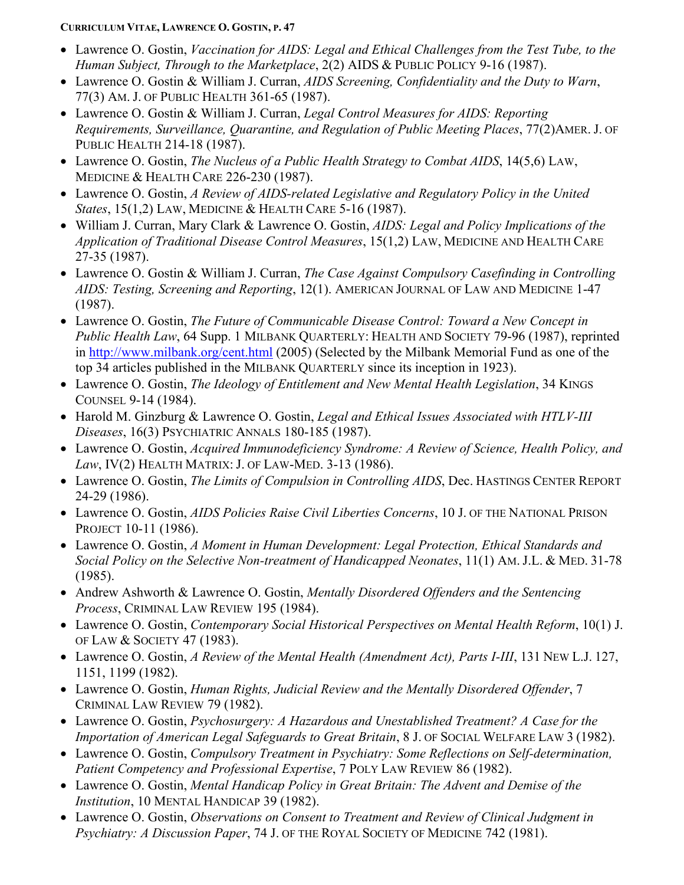- Lawrence O. Gostin, *Vaccination for AIDS: Legal and Ethical Challenges from the Test Tube, to the Human Subject, Through to the Marketplace*, 2(2) AIDS & PUBLIC POLICY 9-16 (1987).
- Lawrence O. Gostin & William J. Curran, *AIDS Screening, Confidentiality and the Duty to Warn*, 77(3) AM. J. OF PUBLIC HEALTH 361-65 (1987).
- Lawrence O. Gostin & William J. Curran, *Legal Control Measures for AIDS: Reporting Requirements, Surveillance, Quarantine, and Regulation of Public Meeting Places*, 77(2)AMER. J. OF PUBLIC HEALTH 214-18 (1987).
- Lawrence O. Gostin, *The Nucleus of a Public Health Strategy to Combat AIDS*, 14(5,6) LAW, MEDICINE & HEALTH CARE 226-230 (1987).
- Lawrence O. Gostin, *A Review of AIDS-related Legislative and Regulatory Policy in the United States*, 15(1,2) LAW, MEDICINE & HEALTH CARE 5-16 (1987).
- William J. Curran, Mary Clark & Lawrence O. Gostin, *AIDS: Legal and Policy Implications of the Application of Traditional Disease Control Measures*, 15(1,2) LAW, MEDICINE AND HEALTH CARE 27-35 (1987).
- Lawrence O. Gostin & William J. Curran, *The Case Against Compulsory Casefinding in Controlling AIDS: Testing, Screening and Reporting*, 12(1). AMERICAN JOURNAL OF LAW AND MEDICINE 1-47 (1987).
- Lawrence O. Gostin, *The Future of Communicable Disease Control: Toward a New Concept in Public Health Law*, 64 Supp. 1 MILBANK QUARTERLY: HEALTH AND SOCIETY 79-96 (1987), reprinted in http://www.milbank.org/cent.html (2005) (Selected by the Milbank Memorial Fund as one of the top 34 articles published in the MILBANK QUARTERLY since its inception in 1923).
- Lawrence O. Gostin, *The Ideology of Entitlement and New Mental Health Legislation*, 34 KINGS COUNSEL 9-14 (1984).
- Harold M. Ginzburg & Lawrence O. Gostin, *Legal and Ethical Issues Associated with HTLV-III Diseases*, 16(3) PSYCHIATRIC ANNALS 180-185 (1987).
- Lawrence O. Gostin, *Acquired Immunodeficiency Syndrome: A Review of Science, Health Policy, and Law*, IV(2) HEALTH MATRIX: J. OF LAW-MED. 3-13 (1986).
- Lawrence O. Gostin, *The Limits of Compulsion in Controlling AIDS*, Dec. HASTINGS CENTER REPORT 24-29 (1986).
- Lawrence O. Gostin, *AIDS Policies Raise Civil Liberties Concerns*, 10 J. OF THE NATIONAL PRISON PROJECT 10-11 (1986).
- Lawrence O. Gostin, *A Moment in Human Development: Legal Protection, Ethical Standards and Social Policy on the Selective Non-treatment of Handicapped Neonates*, 11(1) AM. J.L. & MED. 31-78 (1985).
- Andrew Ashworth & Lawrence O. Gostin, *Mentally Disordered Offenders and the Sentencing Process*, CRIMINAL LAW REVIEW 195 (1984).
- Lawrence O. Gostin, *Contemporary Social Historical Perspectives on Mental Health Reform*, 10(1) J. OF LAW & SOCIETY 47 (1983).
- Lawrence O. Gostin, *A Review of the Mental Health (Amendment Act), Parts I-III*, 131 NEW L.J. 127, 1151, 1199 (1982).
- Lawrence O. Gostin, *Human Rights, Judicial Review and the Mentally Disordered Offender*, 7 CRIMINAL LAW REVIEW 79 (1982).
- Lawrence O. Gostin, *Psychosurgery: A Hazardous and Unestablished Treatment? A Case for the Importation of American Legal Safeguards to Great Britain*, 8 J. OF SOCIAL WELFARE LAW 3 (1982).
- Lawrence O. Gostin, *Compulsory Treatment in Psychiatry: Some Reflections on Self-determination, Patient Competency and Professional Expertise*, 7 POLY LAW REVIEW 86 (1982).
- Lawrence O. Gostin, *Mental Handicap Policy in Great Britain: The Advent and Demise of the Institution*, 10 MENTAL HANDICAP 39 (1982).
- Lawrence O. Gostin, *Observations on Consent to Treatment and Review of Clinical Judgment in Psychiatry: A Discussion Paper*, 74 J. OF THE ROYAL SOCIETY OF MEDICINE 742 (1981).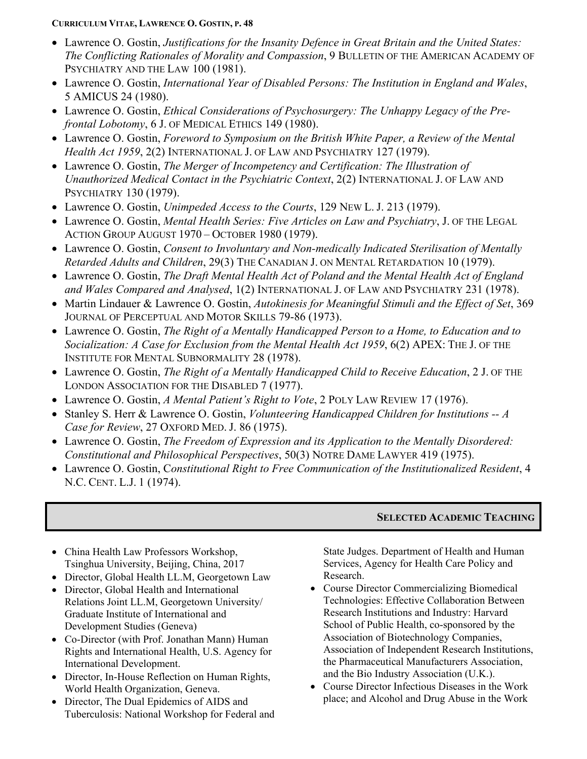- Lawrence O. Gostin, *Justifications for the Insanity Defence in Great Britain and the United States: The Conflicting Rationales of Morality and Compassion*, 9 BULLETIN OF THE AMERICAN ACADEMY OF PSYCHIATRY AND THE LAW 100 (1981).
- Lawrence O. Gostin, *International Year of Disabled Persons: The Institution in England and Wales*, 5 AMICUS 24 (1980).
- Lawrence O. Gostin, *Ethical Considerations of Psychosurgery: The Unhappy Legacy of the Pre-frontal Lobotomy*, 6 J. OF MEDICAL ETHICS 149 (1980).
- Lawrence O. Gostin, *Foreword to Symposium on the British White Paper, a Review of the Mental Health Act 1959*, 2(2) INTERNATIONAL J. OF LAW AND PSYCHIATRY 127 (1979).
- Lawrence O. Gostin, *The Merger of Incompetency and Certification: The Illustration of Unauthorized Medical Contact in the Psychiatric Context*, 2(2) INTERNATIONAL J. OF LAW AND PSYCHIATRY 130 (1979).
- Lawrence O. Gostin, *Unimpeded Access to the Courts*, 129 NEW L. J. 213 (1979).
- Lawrence O. Gostin, *Mental Health Series: Five Articles on Law and Psychiatry*, J. OF THE LEGAL ACTION GROUP AUGUST 1970 – OCTOBER 1980 (1979).
- Lawrence O. Gostin, *Consent to Involuntary and Non-medically Indicated Sterilisation of Mentally Retarded Adults and Children*, 29(3) THE CANADIAN J. ON MENTAL RETARDATION 10 (1979).
- Lawrence O. Gostin, *The Draft Mental Health Act of Poland and the Mental Health Act of England and Wales Compared and Analysed*, 1(2) INTERNATIONAL J. OF LAW AND PSYCHIATRY 231 (1978).
- Martin Lindauer & Lawrence O. Gostin, *Autokinesis for Meaningful Stimuli and the Effect of Set*, 369 JOURNAL OF PERCEPTUAL AND MOTOR SKILLS 79-86 (1973).
- Lawrence O. Gostin, *The Right of a Mentally Handicapped Person to a Home, to Education and to Socialization: A Case for Exclusion from the Mental Health Act 1959*, 6(2) APEX: THE J. OF THE INSTITUTE FOR MENTAL SUBNORMALITY 28 (1978).
- Lawrence O. Gostin, *The Right of a Mentally Handicapped Child to Receive Education*, 2 J. OF THE LONDON ASSOCIATION FOR THE DISABLED 7 (1977).
- Lawrence O. Gostin, *A Mental Patient's Right to Vote*, 2 POLY LAW REVIEW 17 (1976).
- Stanley S. Herr & Lawrence O. Gostin, *Volunteering Handicapped Children for Institutions -- A Case for Review*, 27 OXFORD MED. J. 86 (1975).
- Lawrence O. Gostin, *The Freedom of Expression and its Application to the Mentally Disordered: Constitutional and Philosophical Perspectives*, 50(3) NOTRE DAME LAWYER 419 (1975).
- Lawrence O. Gostin, C*onstitutional Right to Free Communication of the Institutionalized Resident*, 4 N.C. CENT. L.J. 1 (1974).

## SELECTED ACADEMIC TEACHING

- China Health Law Professors Workshop, Tsinghua University, Beijing, China, 2017
- Director, Global Health LL.M, Georgetown Law
- Director, Global Health and International Relations Joint LL.M, Georgetown University/ Graduate Institute of International and Development Studies (Geneva)
- Co-Director (with Prof. Jonathan Mann) Human Rights and International Health, U.S. Agency for International Development.
- Director, In-House Reflection on Human Rights, World Health Organization, Geneva.
- Director, The Dual Epidemics of AIDS and Tuberculosis: National Workshop for Federal and State Judges. Department of Health and Human Services, Agency for Health Care Policy and Research.
- Course Director Commercializing Biomedical Technologies: Effective Collaboration Between Research Institutions and Industry: Harvard School of Public Health, co-sponsored by the Association of Biotechnology Companies, Association of Independent Research Institutions, the Pharmaceutical Manufacturers Association, and the Bio Industry Association (U.K.).
- Course Director Infectious Diseases in the Work place; and Alcohol and Drug Abuse in the Work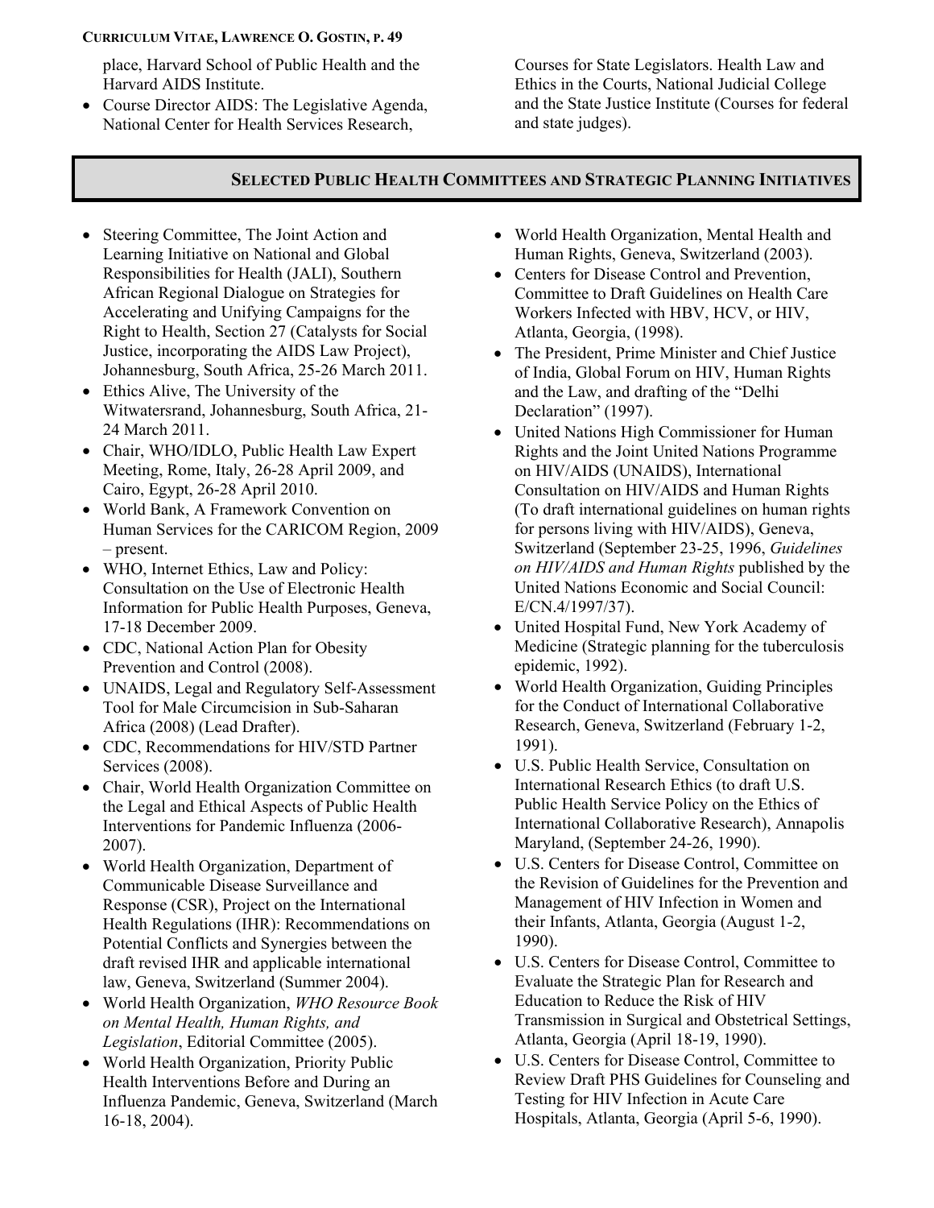place, Harvard School of Public Health and the Harvard AIDS Institute.

- Course Director AIDS: The Legislative Agenda, National Center for Health Services Research, Courses for State Legislators. Health Law and Ethics in the Courts, National Judicial College and the State Justice Institute (Courses for federal and state judges).

## SELECTED PUBLIC HEALTH COMMITTEES AND STRATEGIC PLANNING INITIATIVES

- Steering Committee, The Joint Action and Learning Initiative on National and Global Responsibilities for Health (JALI), Southern African Regional Dialogue on Strategies for Accelerating and Unifying Campaigns for the Right to Health, Section 27 (Catalysts for Social Justice, incorporating the AIDS Law Project), Johannesburg, South Africa, 25-26 March 2011.
- Ethics Alive, The University of the Witwatersrand, Johannesburg, South Africa, 21-24 March 2011.
- Chair, WHO/IDLO, Public Health Law Expert Meeting, Rome, Italy, 26-28 April 2009, and Cairo, Egypt, 26-28 April 2010.
- World Bank, A Framework Convention on Human Services for the CARICOM Region, 2009 – present.
- WHO, Internet Ethics, Law and Policy: Consultation on the Use of Electronic Health Information for Public Health Purposes, Geneva, 17-18 December 2009.
- CDC, National Action Plan for Obesity Prevention and Control (2008).
- UNAIDS, Legal and Regulatory Self-Assessment Tool for Male Circumcision in Sub-Saharan Africa (2008) (Lead Drafter).
- CDC, Recommendations for HIV/STD Partner Services (2008).
- Chair, World Health Organization Committee on the Legal and Ethical Aspects of Public Health Interventions for Pandemic Influenza (2006-2007).
- World Health Organization, Department of Communicable Disease Surveillance and Response (CSR), Project on the International Health Regulations (IHR): Recommendations on Potential Conflicts and Synergies between the draft revised IHR and applicable international law, Geneva, Switzerland (Summer 2004).
- World Health Organization, *WHO Resource Book on Mental Health, Human Rights, and Legislation*, Editorial Committee (2005).
- World Health Organization, Priority Public Health Interventions Before and During an Influenza Pandemic, Geneva, Switzerland (March 16-18, 2004).
- World Health Organization, Mental Health and Human Rights, Geneva, Switzerland (2003).
- Centers for Disease Control and Prevention, Committee to Draft Guidelines on Health Care Workers Infected with HBV, HCV, or HIV, Atlanta, Georgia, (1998).
- The President, Prime Minister and Chief Justice of India, Global Forum on HIV, Human Rights and the Law, and drafting of the "Delhi Declaration" (1997).
- United Nations High Commissioner for Human Rights and the Joint United Nations Programme on HIV/AIDS (UNAIDS), International Consultation on HIV/AIDS and Human Rights (To draft international guidelines on human rights for persons living with HIV/AIDS), Geneva, Switzerland (September 23-25, 1996, *Guidelines on HIV/AIDS and Human Rights* published by the United Nations Economic and Social Council: E/CN.4/1997/37).
- United Hospital Fund, New York Academy of Medicine (Strategic planning for the tuberculosis epidemic, 1992).
- World Health Organization, Guiding Principles for the Conduct of International Collaborative Research, Geneva, Switzerland (February 1-2, 1991).
- U.S. Public Health Service, Consultation on International Research Ethics (to draft U.S. Public Health Service Policy on the Ethics of International Collaborative Research), Annapolis Maryland, (September 24-26, 1990).
- U.S. Centers for Disease Control, Committee on the Revision of Guidelines for the Prevention and Management of HIV Infection in Women and their Infants, Atlanta, Georgia (August 1-2, 1990).
- U.S. Centers for Disease Control, Committee to Evaluate the Strategic Plan for Research and Education to Reduce the Risk of HIV Transmission in Surgical and Obstetrical Settings, Atlanta, Georgia (April 18-19, 1990).
- U.S. Centers for Disease Control, Committee to Review Draft PHS Guidelines for Counseling and Testing for HIV Infection in Acute Care Hospitals, Atlanta, Georgia (April 5-6, 1990).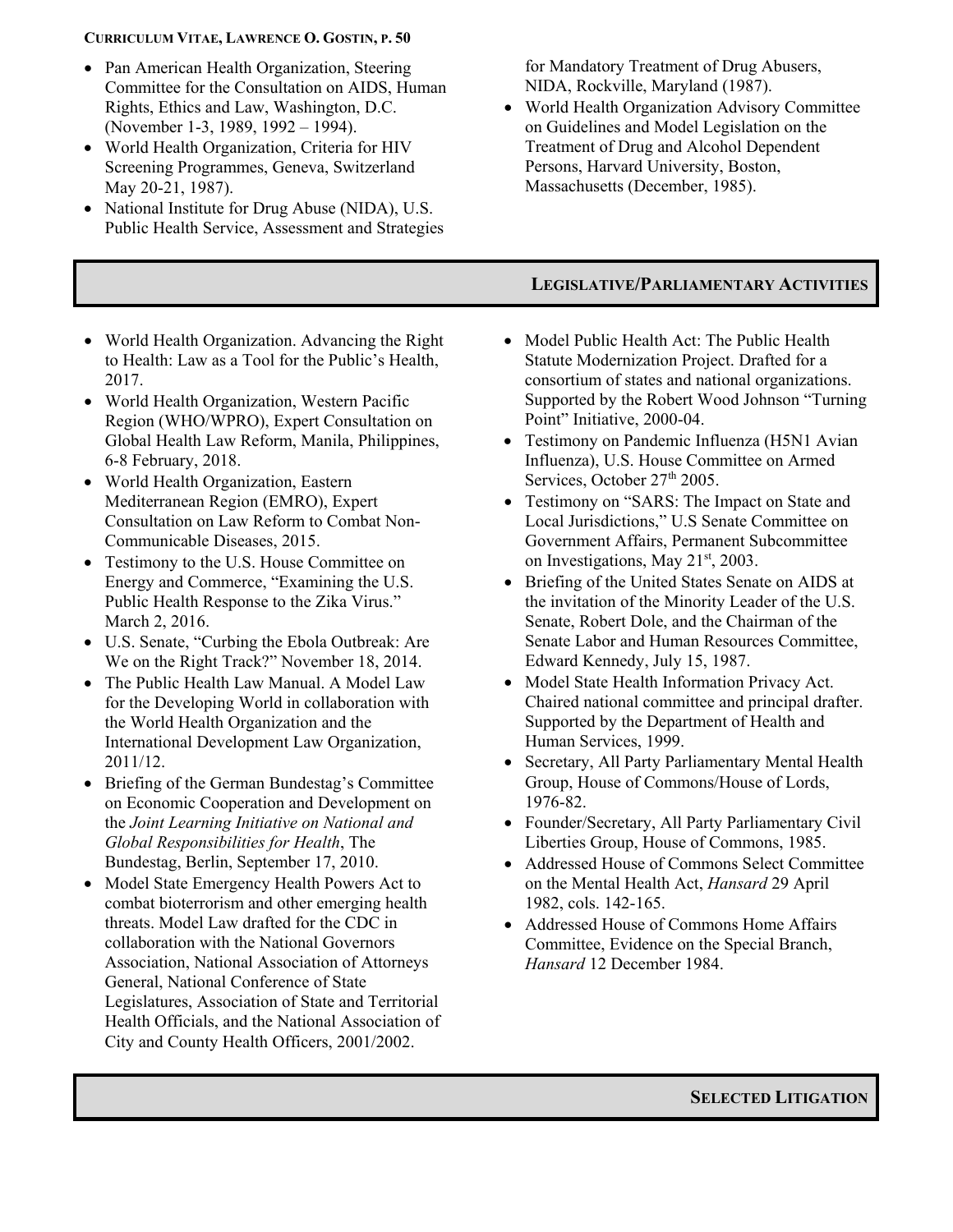- Pan American Health Organization, Steering Committee for the Consultation on AIDS, Human Rights, Ethics and Law, Washington, D.C. (November 1-3, 1989, 1992 – 1994).
- World Health Organization, Criteria for HIV Screening Programmes, Geneva, Switzerland May 20-21, 1987).
- National Institute for Drug Abuse (NIDA), U.S. Public Health Service, Assessment and Strategies for Mandatory Treatment of Drug Abusers, NIDA, Rockville, Maryland (1987).
- World Health Organization Advisory Committee on Guidelines and Model Legislation on the Treatment of Drug and Alcohol Dependent Persons, Harvard University, Boston, Massachusetts (December, 1985).

## LEGISLATIVE/PARLIAMENTARY ACTIVITIES

- World Health Organization. Advancing the Right to Health: Law as a Tool for the Public's Health, 2017.
- World Health Organization, Western Pacific Region (WHO/WPRO), Expert Consultation on Global Health Law Reform, Manila, Philippines, 6-8 February, 2018.
- World Health Organization, Eastern Mediterranean Region (EMRO), Expert Consultation on Law Reform to Combat Non-Communicable Diseases, 2015.
- Testimony to the U.S. House Committee on Energy and Commerce, "Examining the U.S. Public Health Response to the Zika Virus." March 2, 2016.
- U.S. Senate, "Curbing the Ebola Outbreak: Are We on the Right Track?" November 18, 2014.
- The Public Health Law Manual. A Model Law for the Developing World in collaboration with the World Health Organization and the International Development Law Organization, 2011/12.
- Briefing of the German Bundestag's Committee on Economic Cooperation and Development on the *Joint Learning Initiative on National and Global Responsibilities for Health*, The Bundestag, Berlin, September 17, 2010.
- Model State Emergency Health Powers Act to combat bioterrorism and other emerging health threats. Model Law drafted for the CDC in collaboration with the National Governors Association, National Association of Attorneys General, National Conference of State Legislatures, Association of State and Territorial Health Officials, and the National Association of City and County Health Officers, 2001/2002.
- Model Public Health Act: The Public Health Statute Modernization Project. Drafted for a consortium of states and national organizations. Supported by the Robert Wood Johnson "Turning Point" Initiative, 2000-04.
- Testimony on Pandemic Influenza (H5N1 Avian Influenza), U.S. House Committee on Armed Services, October 27th 2005.
- Testimony on "SARS: The Impact on State and Local Jurisdictions," U.S Senate Committee on Government Affairs, Permanent Subcommittee on Investigations, May 21st, 2003.
- Briefing of the United States Senate on AIDS at the invitation of the Minority Leader of the U.S. Senate, Robert Dole, and the Chairman of the Senate Labor and Human Resources Committee, Edward Kennedy, July 15, 1987.
- Model State Health Information Privacy Act. Chaired national committee and principal drafter. Supported by the Department of Health and Human Services, 1999.
- Secretary, All Party Parliamentary Mental Health Group, House of Commons/House of Lords, 1976-82.
- Founder/Secretary, All Party Parliamentary Civil Liberties Group, House of Commons, 1985.
- Addressed House of Commons Select Committee on the Mental Health Act, *Hansard* 29 April 1982, cols. 142-165.
- Addressed House of Commons Home Affairs Committee, Evidence on the Special Branch, *Hansard* 12 December 1984.

## SELECTED LITIGATION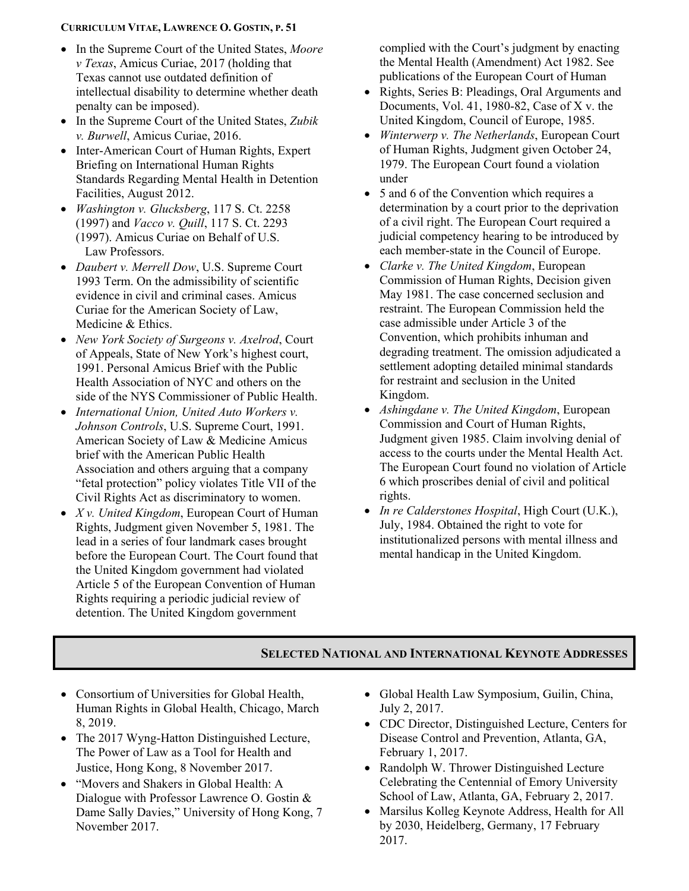- In the Supreme Court of the United States, *Moore v Texas*, Amicus Curiae, 2017 (holding that Texas cannot use outdated definition of intellectual disability to determine whether death penalty can be imposed).
- In the Supreme Court of the United States, *Zubik v. Burwell*, Amicus Curiae, 2016.
- Inter-American Court of Human Rights, Expert Briefing on International Human Rights Standards Regarding Mental Health in Detention Facilities, August 2012.
- *Washington v. Glucksberg*, 117 S. Ct. 2258 (1997) and *Vacco v. Quill*, 117 S. Ct. 2293 (1997). Amicus Curiae on Behalf of U.S. Law Professors.
- *Daubert v. Merrell Dow*, U.S. Supreme Court 1993 Term. On the admissibility of scientific evidence in civil and criminal cases. Amicus Curiae for the American Society of Law, Medicine & Ethics.
- *New York Society of Surgeons v. Axelrod*, Court of Appeals, State of New York's highest court, 1991. Personal Amicus Brief with the Public Health Association of NYC and others on the side of the NYS Commissioner of Public Health.
- *International Union, United Auto Workers v. Johnson Controls*, U.S. Supreme Court, 1991. American Society of Law & Medicine Amicus brief with the American Public Health Association and others arguing that a company "fetal protection" policy violates Title VII of the Civil Rights Act as discriminatory to women.
- *X v. United Kingdom*, European Court of Human Rights, Judgment given November 5, 1981. The lead in a series of four landmark cases brought before the European Court. The Court found that the United Kingdom government had violated Article 5 of the European Convention of Human Rights requiring a periodic judicial review of detention. The United Kingdom government complied with the Court's judgment by enacting the Mental Health (Amendment) Act 1982. See publications of the European Court of Human
- Rights, Series B: Pleadings, Oral Arguments and Documents, Vol. 41, 1980-82, Case of X v. the United Kingdom, Council of Europe, 1985.
- *Winterwerp v. The Netherlands*, European Court of Human Rights, Judgment given October 24, 1979. The European Court found a violation under
- 5 and 6 of the Convention which requires a determination by a court prior to the deprivation of a civil right. The European Court required a judicial competency hearing to be introduced by each member-state in the Council of Europe.
- *Clarke v. The United Kingdom*, European Commission of Human Rights, Decision given May 1981. The case concerned seclusion and restraint. The European Commission held the case admissible under Article 3 of the Convention, which prohibits inhuman and degrading treatment. The omission adjudicated a settlement adopting detailed minimal standards for restraint and seclusion in the United Kingdom.
- *Ashingdane v. The United Kingdom*, European Commission and Court of Human Rights, Judgment given 1985. Claim involving denial of access to the courts under the Mental Health Act. The European Court found no violation of Article 6 which proscribes denial of civil and political rights.
- *In re Calderstones Hospital*, High Court (U.K.), July, 1984. Obtained the right to vote for institutionalized persons with mental illness and mental handicap in the United Kingdom.

## Selected National and International Keynote Addresses

- Consortium of Universities for Global Health, Human Rights in Global Health, Chicago, March 8, 2019.
- The 2017 Wyng-Hatton Distinguished Lecture, The Power of Law as a Tool for Health and Justice, Hong Kong, 8 November 2017.
- "Movers and Shakers in Global Health: A Dialogue with Professor Lawrence O. Gostin & Dame Sally Davies," University of Hong Kong, 7 November 2017.
- Global Health Law Symposium, Guilin, China, July 2, 2017.
- CDC Director, Distinguished Lecture, Centers for Disease Control and Prevention, Atlanta, GA, February 1, 2017.
- Randolph W. Thrower Distinguished Lecture Celebrating the Centennial of Emory University School of Law, Atlanta, GA, February 2, 2017.
- Marsilus Kolleg Keynote Address, Health for All by 2030, Heidelberg, Germany, 17 February 2017.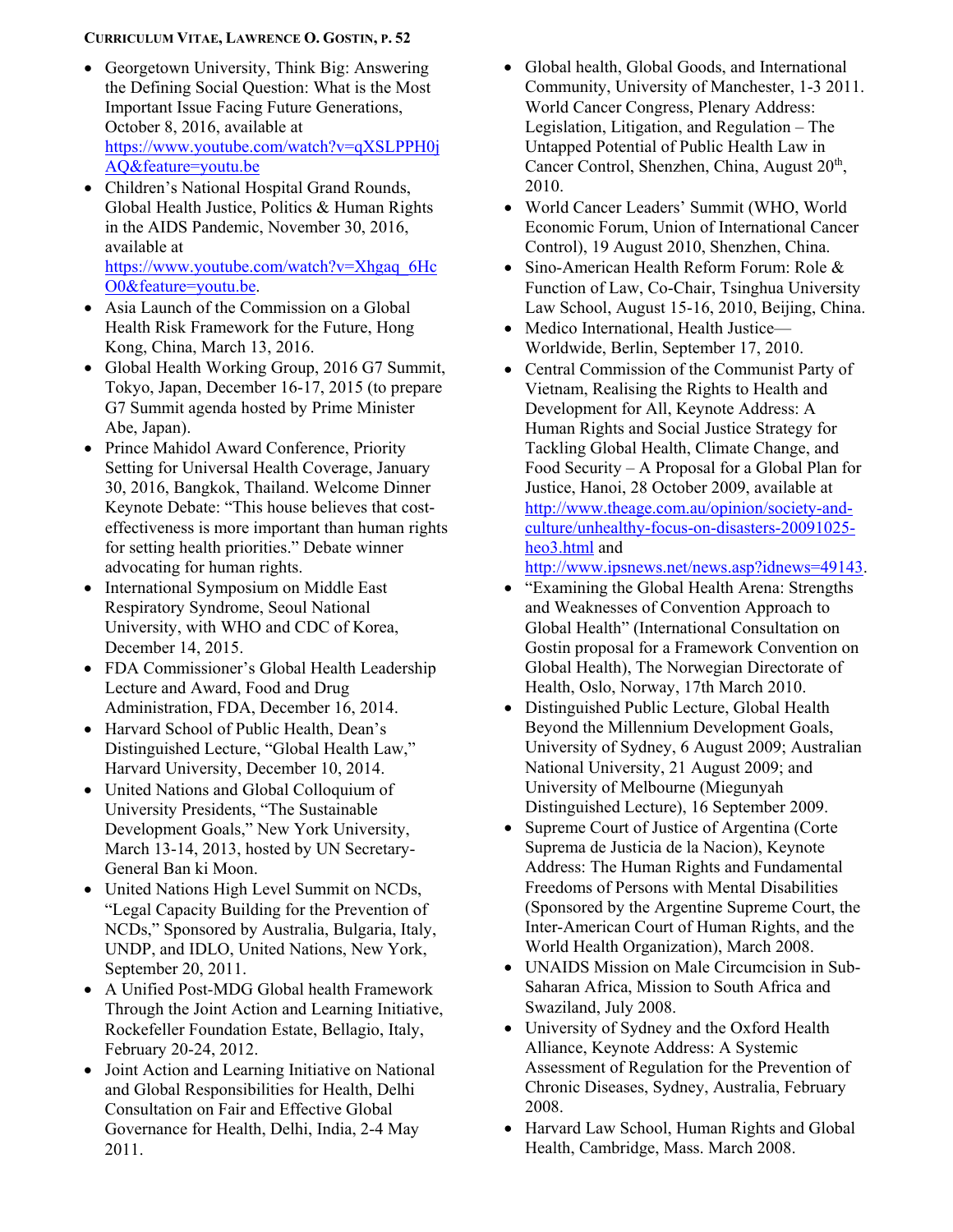- Georgetown University, Think Big: Answering the Defining Social Question: What is the Most Important Issue Facing Future Generations, October 8, 2016, available at https://www.youtube.com/watch?v=qXSLPPH0jAQ&feature=youtu.be
- Children's National Hospital Grand Rounds, Global Health Justice, Politics & Human Rights in the AIDS Pandemic, November 30, 2016, available at https://www.youtube.com/watch?v=Xhgaq_6HcO0&feature=youtu.be.
- Asia Launch of the Commission on a Global Health Risk Framework for the Future, Hong Kong, China, March 13, 2016.
- Global Health Working Group, 2016 G7 Summit, Tokyo, Japan, December 16-17, 2015 (to prepare G7 Summit agenda hosted by Prime Minister Abe, Japan).
- Prince Mahidol Award Conference, Priority Setting for Universal Health Coverage, January 30, 2016, Bangkok, Thailand. Welcome Dinner Keynote Debate: "This house believes that cost-effectiveness is more important than human rights for setting health priorities." Debate winner advocating for human rights.
- International Symposium on Middle East Respiratory Syndrome, Seoul National University, with WHO and CDC of Korea, December 14, 2015.
- FDA Commissioner's Global Health Leadership Lecture and Award, Food and Drug Administration, FDA, December 16, 2014.
- Harvard School of Public Health, Dean's Distinguished Lecture, "Global Health Law," Harvard University, December 10, 2014.
- United Nations and Global Colloquium of University Presidents, "The Sustainable Development Goals," New York University, March 13-14, 2013, hosted by UN Secretary-General Ban ki Moon.
- United Nations High Level Summit on NCDs, "Legal Capacity Building for the Prevention of NCDs," Sponsored by Australia, Bulgaria, Italy, UNDP, and IDLO, United Nations, New York, September 20, 2011.
- A Unified Post-MDG Global health Framework Through the Joint Action and Learning Initiative, Rockefeller Foundation Estate, Bellagio, Italy, February 20-24, 2012.
- Joint Action and Learning Initiative on National and Global Responsibilities for Health, Delhi Consultation on Fair and Effective Global Governance for Health, Delhi, India, 2-4 May 2011.
- Global health, Global Goods, and International Community, University of Manchester, 1-3 2011. World Cancer Congress, Plenary Address: Legislation, Litigation, and Regulation – The Untapped Potential of Public Health Law in Cancer Control, Shenzhen, China, August 20th, 2010.
- World Cancer Leaders' Summit (WHO, World Economic Forum, Union of International Cancer Control), 19 August 2010, Shenzhen, China.
- Sino-American Health Reform Forum: Role & Function of Law, Co-Chair, Tsinghua University Law School, August 15-16, 2010, Beijing, China.
- Medico International, Health Justice—Worldwide, Berlin, September 17, 2010.
- Central Commission of the Communist Party of Vietnam, Realising the Rights to Health and Development for All, Keynote Address: A Human Rights and Social Justice Strategy for Tackling Global Health, Climate Change, and Food Security – A Proposal for a Global Plan for Justice, Hanoi, 28 October 2009, available at http://www.theage.com.au/opinion/society-and-culture/unhealthy-focus-on-disasters-20091025-heo3.html and http://www.ipsnews.net/news.asp?idnews=49143.
- "Examining the Global Health Arena: Strengths and Weaknesses of Convention Approach to Global Health" (International Consultation on Gostin proposal for a Framework Convention on Global Health), The Norwegian Directorate of Health, Oslo, Norway, 17th March 2010.
- Distinguished Public Lecture, Global Health Beyond the Millennium Development Goals, University of Sydney, 6 August 2009; Australian National University, 21 August 2009; and University of Melbourne (Miegunyah Distinguished Lecture), 16 September 2009.
- Supreme Court of Justice of Argentina (Corte Suprema de Justicia de la Nacion), Keynote Address: The Human Rights and Fundamental Freedoms of Persons with Mental Disabilities (Sponsored by the Argentine Supreme Court, the Inter-American Court of Human Rights, and the World Health Organization), March 2008.
- UNAIDS Mission on Male Circumcision in Sub-Saharan Africa, Mission to South Africa and Swaziland, July 2008.
- University of Sydney and the Oxford Health Alliance, Keynote Address: A Systemic Assessment of Regulation for the Prevention of Chronic Diseases, Sydney, Australia, February 2008.
- Harvard Law School, Human Rights and Global Health, Cambridge, Mass. March 2008.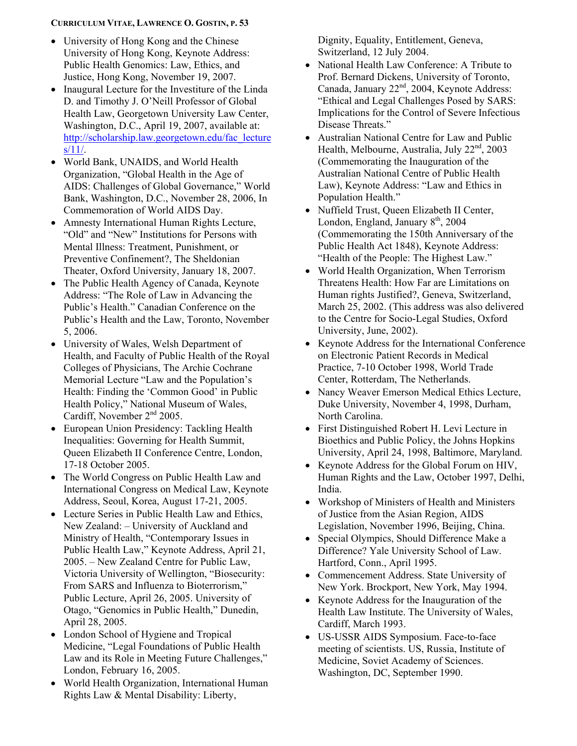- University of Hong Kong and the Chinese University of Hong Kong, Keynote Address: Public Health Genomics: Law, Ethics, and Justice, Hong Kong, November 19, 2007.
- Inaugural Lecture for the Investiture of the Linda D. and Timothy J. O'Neill Professor of Global Health Law, Georgetown University Law Center, Washington, D.C., April 19, 2007, available at: [http://scholarship.law.georgetown.edu/fac_lectures/11/](http://scholarship.law.georgetown.edu/fac_lectures/11/).
- World Bank, UNAIDS, and World Health Organization, "Global Health in the Age of AIDS: Challenges of Global Governance," World Bank, Washington, D.C., November 28, 2006, In Commemoration of World AIDS Day.
- Amnesty International Human Rights Lecture, "Old" and "New" Institutions for Persons with Mental Illness: Treatment, Punishment, or Preventive Confinement?, The Sheldonian Theater, Oxford University, January 18, 2007.
- The Public Health Agency of Canada, Keynote Address: "The Role of Law in Advancing the Public's Health." Canadian Conference on the Public's Health and the Law, Toronto, November 5, 2006.
- University of Wales, Welsh Department of Health, and Faculty of Public Health of the Royal Colleges of Physicians, The Archie Cochrane Memorial Lecture "Law and the Population's Health: Finding the 'Common Good' in Public Health Policy," National Museum of Wales, Cardiff, November 2nd 2005.
- European Union Presidency: Tackling Health Inequalities: Governing for Health Summit, Queen Elizabeth II Conference Centre, London, 17-18 October 2005.
- The World Congress on Public Health Law and International Congress on Medical Law, Keynote Address, Seoul, Korea, August 17-21, 2005.
- Lecture Series in Public Health Law and Ethics, New Zealand: – University of Auckland and Ministry of Health, "Contemporary Issues in Public Health Law," Keynote Address, April 21, 2005. – New Zealand Centre for Public Law, Victoria University of Wellington, "Biosecurity: From SARS and Influenza to Bioterrorism," Public Lecture, April 26, 2005. University of Otago, "Genomics in Public Health," Dunedin, April 28, 2005.
- London School of Hygiene and Tropical Medicine, "Legal Foundations of Public Health Law and its Role in Meeting Future Challenges," London, February 16, 2005.
- World Health Organization, International Human Rights Law & Mental Disability: Liberty, Dignity, Equality, Entitlement, Geneva, Switzerland, 12 July 2004.
- National Health Law Conference: A Tribute to Prof. Bernard Dickens, University of Toronto, Canada, January 22nd, 2004, Keynote Address: "Ethical and Legal Challenges Posed by SARS: Implications for the Control of Severe Infectious Disease Threats."
- Australian National Centre for Law and Public Health, Melbourne, Australia, July 22nd, 2003 (Commemorating the Inauguration of the Australian National Centre of Public Health Law), Keynote Address: "Law and Ethics in Population Health."
- Nuffield Trust, Queen Elizabeth II Center, London, England, January 8th, 2004 (Commemorating the 150th Anniversary of the Public Health Act 1848), Keynote Address: "Health of the People: The Highest Law."
- World Health Organization, When Terrorism Threatens Health: How Far are Limitations on Human rights Justified?, Geneva, Switzerland, March 25, 2002. (This address was also delivered to the Centre for Socio-Legal Studies, Oxford University, June, 2002).
- Keynote Address for the International Conference on Electronic Patient Records in Medical Practice, 7-10 October 1998, World Trade Center, Rotterdam, The Netherlands.
- Nancy Weaver Emerson Medical Ethics Lecture, Duke University, November 4, 1998, Durham, North Carolina.
- First Distinguished Robert H. Levi Lecture in Bioethics and Public Policy, the Johns Hopkins University, April 24, 1998, Baltimore, Maryland.
- Keynote Address for the Global Forum on HIV, Human Rights and the Law, October 1997, Delhi, India.
- Workshop of Ministers of Health and Ministers of Justice from the Asian Region, AIDS Legislation, November 1996, Beijing, China.
- Special Olympics, Should Difference Make a Difference? Yale University School of Law. Hartford, Conn., April 1995.
- Commencement Address. State University of New York. Brockport, New York, May 1994.
- Keynote Address for the Inauguration of the Health Law Institute. The University of Wales, Cardiff, March 1993.
- US-USSR AIDS Symposium. Face-to-face meeting of scientists. US, Russia, Institute of Medicine, Soviet Academy of Sciences. Washington, DC, September 1990.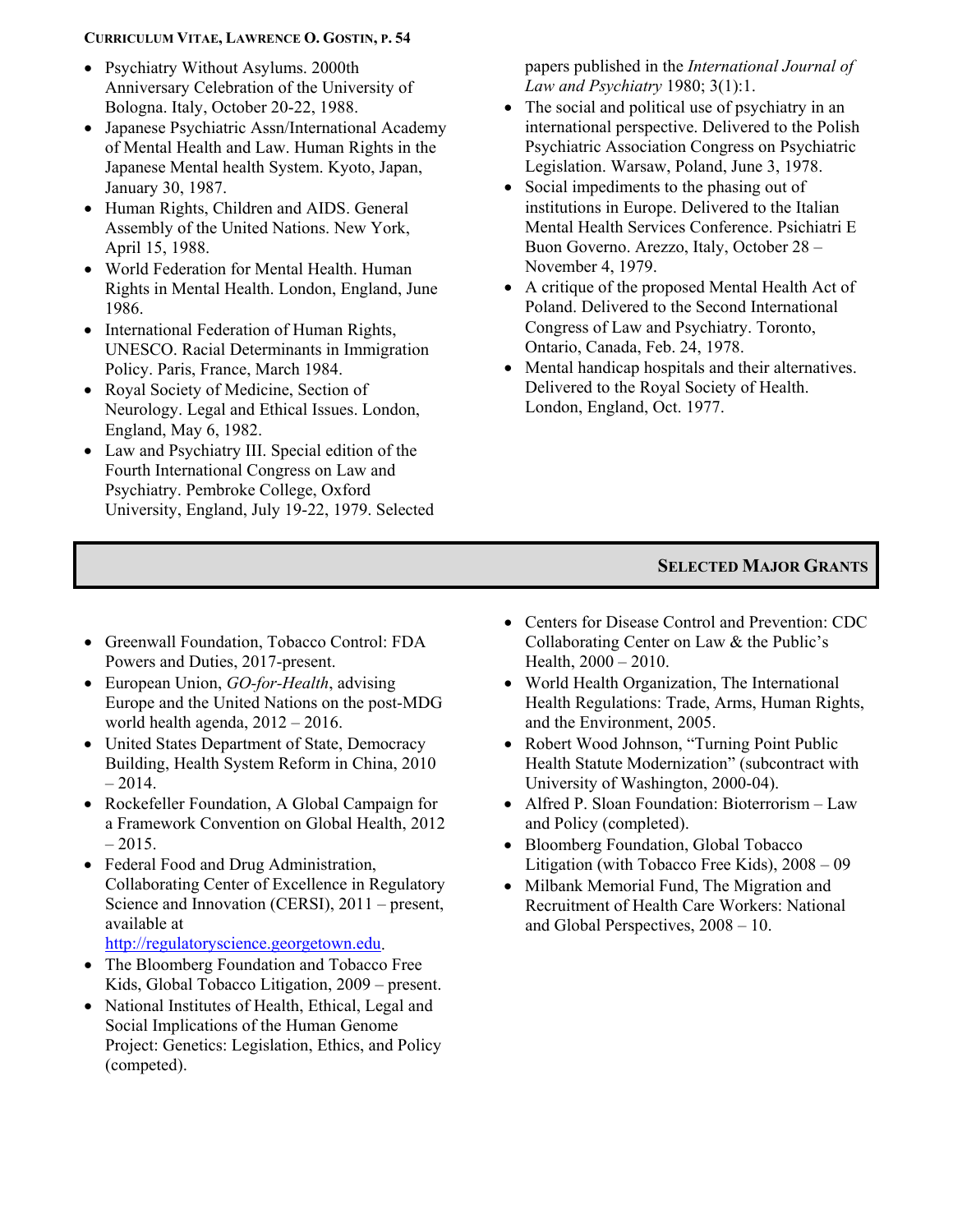- Psychiatry Without Asylums. 2000th Anniversary Celebration of the University of Bologna. Italy, October 20-22, 1988.
- Japanese Psychiatric Assn/International Academy of Mental Health and Law. Human Rights in the Japanese Mental health System. Kyoto, Japan, January 30, 1987.
- Human Rights, Children and AIDS. General Assembly of the United Nations. New York, April 15, 1988.
- World Federation for Mental Health. Human Rights in Mental Health. London, England, June 1986.
- International Federation of Human Rights, UNESCO. Racial Determinants in Immigration Policy. Paris, France, March 1984.
- Royal Society of Medicine, Section of Neurology. Legal and Ethical Issues. London, England, May 6, 1982.
- Law and Psychiatry III. Special edition of the Fourth International Congress on Law and Psychiatry. Pembroke College, Oxford University, England, July 19-22, 1979. Selected papers published in the *International Journal of Law and Psychiatry* 1980; 3(1):1.
- The social and political use of psychiatry in an international perspective. Delivered to the Polish Psychiatric Association Congress on Psychiatric Legislation. Warsaw, Poland, June 3, 1978.
- Social impediments to the phasing out of institutions in Europe. Delivered to the Italian Mental Health Services Conference. Psichiatri E Buon Governo. Arezzo, Italy, October 28 – November 4, 1979.
- A critique of the proposed Mental Health Act of Poland. Delivered to the Second International Congress of Law and Psychiatry. Toronto, Ontario, Canada, Feb. 24, 1978.
- Mental handicap hospitals and their alternatives. Delivered to the Royal Society of Health. London, England, Oct. 1977.

## Selected Major Grants

- Greenwall Foundation, Tobacco Control: FDA Powers and Duties, 2017-present.
- European Union, *GO-for-Health*, advising Europe and the United Nations on the post-MDG world health agenda, 2012 – 2016.
- United States Department of State, Democracy Building, Health System Reform in China, 2010 – 2014.
- Rockefeller Foundation, A Global Campaign for a Framework Convention on Global Health, 2012 – 2015.
- Federal Food and Drug Administration, Collaborating Center of Excellence in Regulatory Science and Innovation (CERSI), 2011 – present, available at http://regulatoryscience.georgetown.edu.
- The Bloomberg Foundation and Tobacco Free Kids, Global Tobacco Litigation, 2009 – present.
- National Institutes of Health, Ethical, Legal and Social Implications of the Human Genome Project: Genetics: Legislation, Ethics, and Policy (competed).
- Centers for Disease Control and Prevention: CDC Collaborating Center on Law & the Public's Health, 2000 – 2010.
- World Health Organization, The International Health Regulations: Trade, Arms, Human Rights, and the Environment, 2005.
- Robert Wood Johnson, "Turning Point Public Health Statute Modernization" (subcontract with University of Washington, 2000-04).
- Alfred P. Sloan Foundation: Bioterrorism – Law and Policy (completed).
- Bloomberg Foundation, Global Tobacco Litigation (with Tobacco Free Kids), 2008 – 09
- Milbank Memorial Fund, The Migration and Recruitment of Health Care Workers: National and Global Perspectives, 2008 – 10.